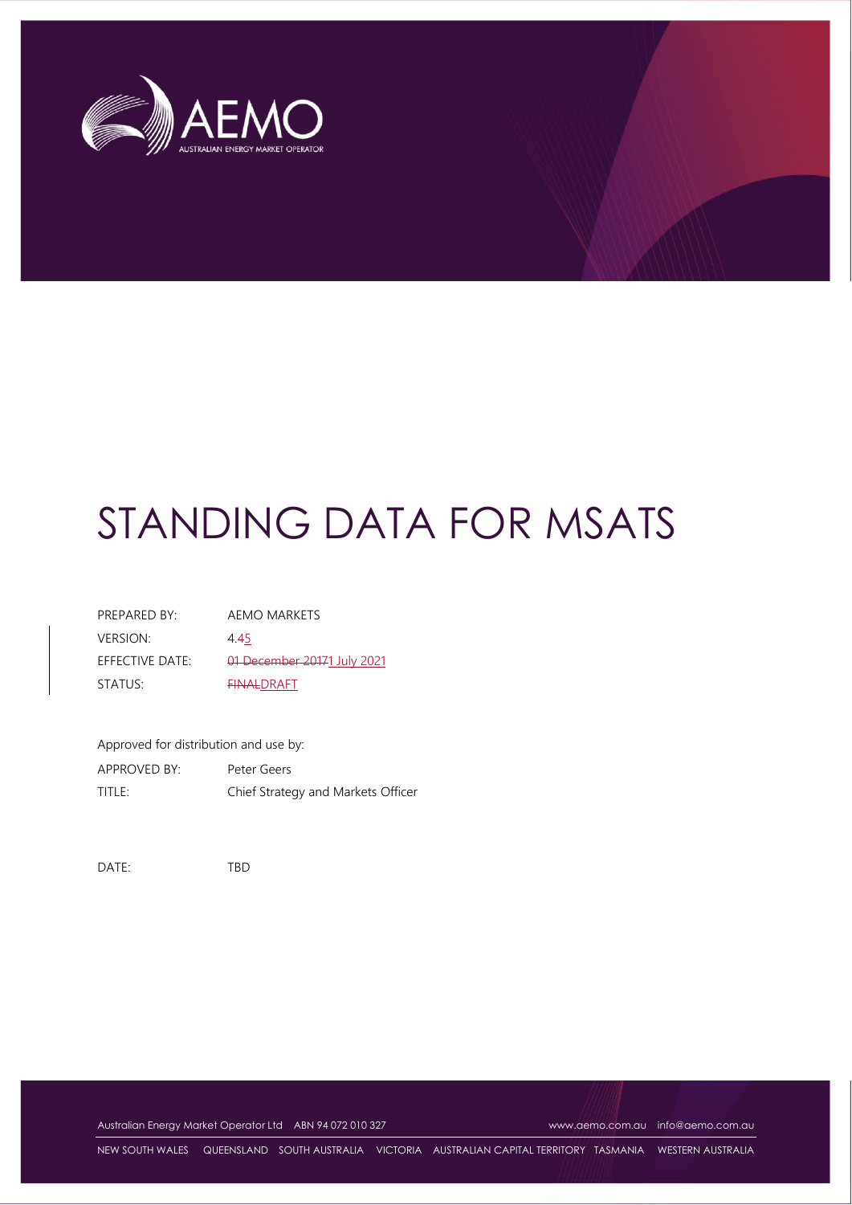# STANDING DATA FOR MSATS

| | |
|---|---|
| PREPARED BY: | AEMO MARKETS |
| VERSION: | ~~4.4~~5 |
| EFFECTIVE DATE: | ~~01 December 2017~~1 July 2021 |
| STATUS: | ~~FINAL~~DRAFT |

Approved for distribution and use by:

| | |
|---|---|
| APPROVED BY: | Peter Geers |
| TITLE: | Chief Strategy and Markets Officer |

DATE: TBD

Australian Energy Market Operator Ltd ABN 94 072 010 327 www.aemo.com.au info@aemo.com.au

NEW SOUTH WALES QUEENSLAND SOUTH AUSTRALIA VICTORIA AUSTRALIAN CAPITAL TERRITORY TASMANIA WESTERN AUSTRALIA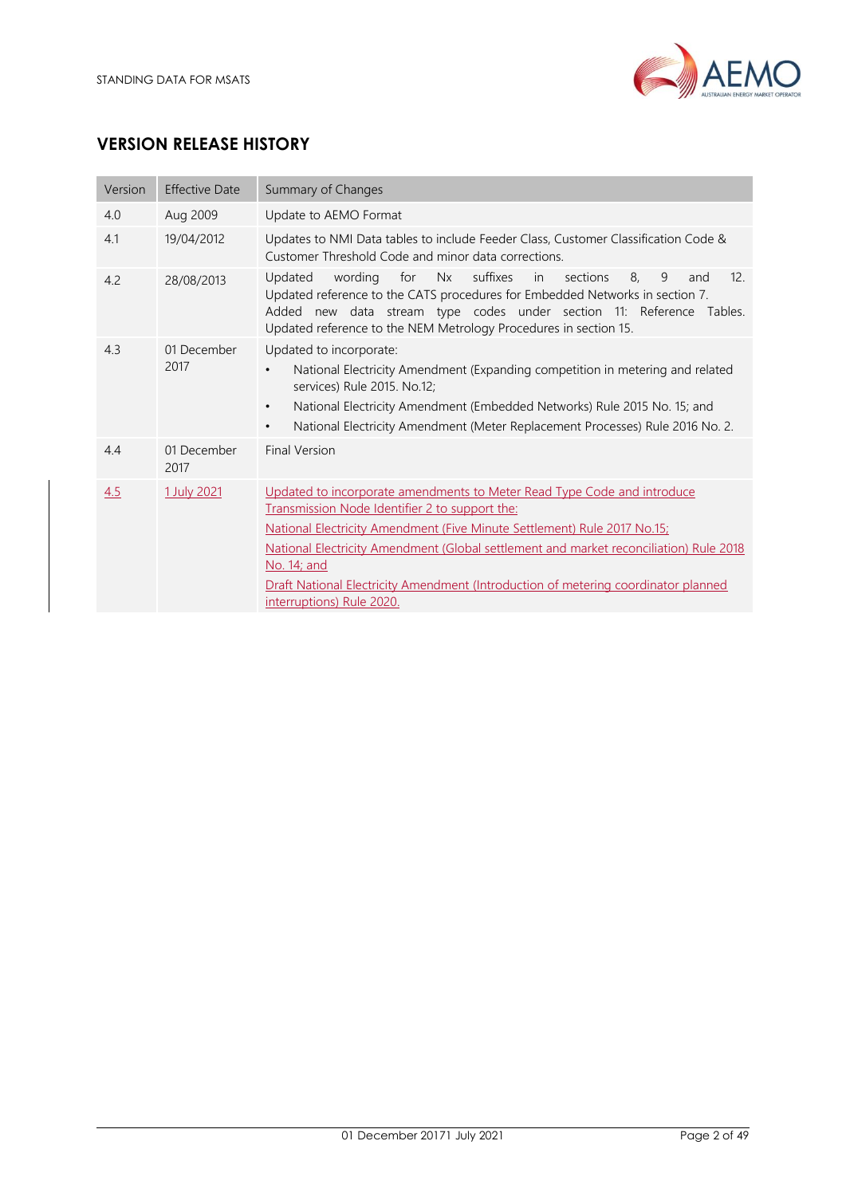## VERSION RELEASE HISTORY

| Version | Effective Date | Summary of Changes |
|---|---|---|
| 4.0 | Aug 2009 | Update to AEMO Format |
| 4.1 | 19/04/2012 | Updates to NMI Data tables to include Feeder Class, Customer Classification Code & Customer Threshold Code and minor data corrections. |
| 4.2 | 28/08/2013 | Updated wording for Nx suffixes in sections 8, 9 and 12. Updated reference to the CATS procedures for Embedded Networks in section 7. Added new data stream type codes under section 11: Reference Tables. Updated reference to the NEM Metrology Procedures in section 15. |
| 4.3 | 01 December 2017 | Updated to incorporate:<br>• National Electricity Amendment (Expanding competition in metering and related services) Rule 2015. No.12;<br>• National Electricity Amendment (Embedded Networks) Rule 2015 No. 15; and<br>• National Electricity Amendment (Meter Replacement Processes) Rule 2016 No. 2. |
| 4.4 | 01 December 2017 | Final Version |
| 4.5 | 1 July 2021 | Updated to incorporate amendments to Meter Read Type Code and introduce Transmission Node Identifier 2 to support the:<br>National Electricity Amendment (Five Minute Settlement) Rule 2017 No.15;<br>National Electricity Amendment (Global settlement and market reconciliation) Rule 2018 No. 14; and<br>Draft National Electricity Amendment (Introduction of metering coordinator planned interruptions) Rule 2020. |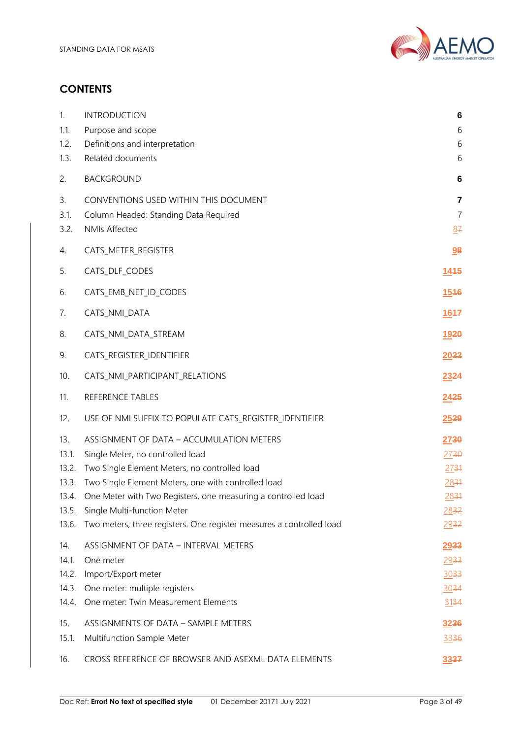# CONTENTS

| | | |
|---|---|---|
| 1. | INTRODUCTION | **6** |
| 1.1. | Purpose and scope | 6 |
| 1.2. | Definitions and interpretation | 6 |
| 1.3. | Related documents | 6 |
| 2. | BACKGROUND | **6** |
| 3. | CONVENTIONS USED WITHIN THIS DOCUMENT | **7** |
| 3.1. | Column Headed: Standing Data Required | 7 |
| 3.2. | NMIs Affected | 87 |
| 4. | CATS_METER_REGISTER | **98** |
| 5. | CATS_DLF_CODES | **1415** |
| 6. | CATS_EMB_NET_ID_CODES | **1516** |
| 7. | CATS_NMI_DATA | **1617** |
| 8. | CATS_NMI_DATA_STREAM | **1920** |
| 9. | CATS_REGISTER_IDENTIFIER | **2022** |
| 10. | CATS_NMI_PARTICIPANT_RELATIONS | **2324** |
| 11. | REFERENCE TABLES | **2425** |
| 12. | USE OF NMI SUFFIX TO POPULATE CATS_REGISTER_IDENTIFIER | **2529** |
| 13. | ASSIGNMENT OF DATA – ACCUMULATION METERS | **2730** |
| 13.1. | Single Meter, no controlled load | 2730 |
| 13.2. | Two Single Element Meters, no controlled load | 2731 |
| 13.3. | Two Single Element Meters, one with controlled load | 2831 |
| 13.4. | One Meter with Two Registers, one measuring a controlled load | 2831 |
| 13.5. | Single Multi-function Meter | 2832 |
| 13.6. | Two meters, three registers. One register measures a controlled load | 2932 |
| 14. | ASSIGNMENT OF DATA – INTERVAL METERS | **2933** |
| 14.1. | One meter | 2933 |
| 14.2. | Import/Export meter | 3033 |
| 14.3. | One meter: multiple registers | 3034 |
| 14.4. | One meter: Twin Measurement Elements | 3134 |
| 15. | ASSIGNMENTS OF DATA – SAMPLE METERS | **3236** |
| 15.1. | Multifunction Sample Meter | 3336 |
| 16. | CROSS REFERENCE OF BROWSER AND ASEXML DATA ELEMENTS | **3337** |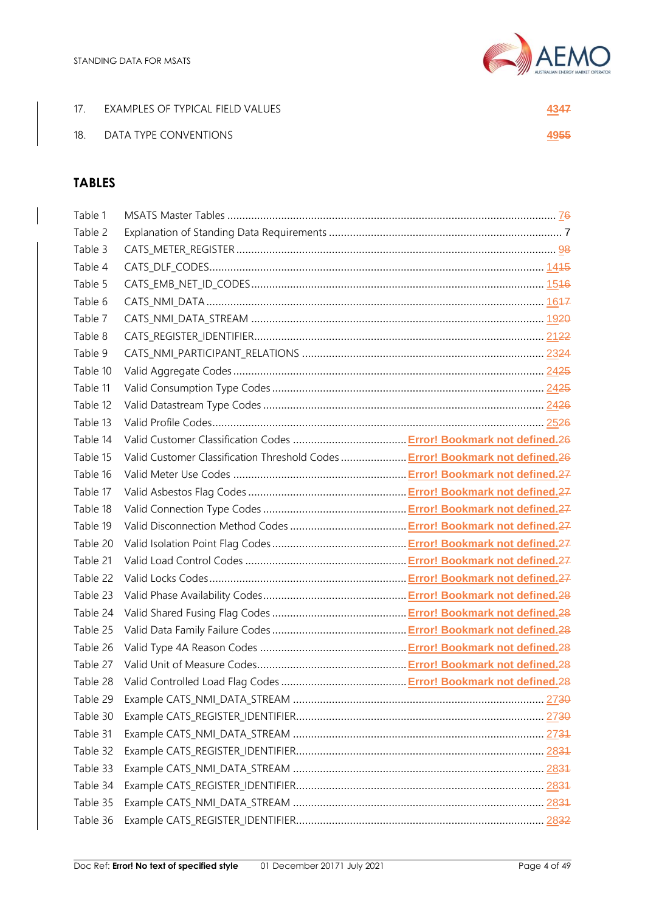17. EXAMPLES OF TYPICAL FIELD VALUES 4347

18. DATA TYPE CONVENTIONS 4955

## TABLES

| | | |
|---|---|---|
| Table 1 | MSATS Master Tables | 76 |
| Table 2 | Explanation of Standing Data Requirements | 7 |
| Table 3 | CATS_METER_REGISTER | 98 |
| Table 4 | CATS_DLF_CODES | 1415 |
| Table 5 | CATS_EMB_NET_ID_CODES | 1516 |
| Table 6 | CATS_NMI_DATA | 1617 |
| Table 7 | CATS_NMI_DATA_STREAM | 1920 |
| Table 8 | CATS_REGISTER_IDENTIFIER | 2122 |
| Table 9 | CATS_NMI_PARTICIPANT_RELATIONS | 2324 |
| Table 10 | Valid Aggregate Codes | 2425 |
| Table 11 | Valid Consumption Type Codes | 2425 |
| Table 12 | Valid Datastream Type Codes | 2426 |
| Table 13 | Valid Profile Codes | 2526 |
| Table 14 | Valid Customer Classification Codes | Error! Bookmark not defined.26 |
| Table 15 | Valid Customer Classification Threshold Codes | Error! Bookmark not defined.26 |
| Table 16 | Valid Meter Use Codes | Error! Bookmark not defined.27 |
| Table 17 | Valid Asbestos Flag Codes | Error! Bookmark not defined.27 |
| Table 18 | Valid Connection Type Codes | Error! Bookmark not defined.27 |
| Table 19 | Valid Disconnection Method Codes | Error! Bookmark not defined.27 |
| Table 20 | Valid Isolation Point Flag Codes | Error! Bookmark not defined.27 |
| Table 21 | Valid Load Control Codes | Error! Bookmark not defined.27 |
| Table 22 | Valid Locks Codes | Error! Bookmark not defined.27 |
| Table 23 | Valid Phase Availability Codes | Error! Bookmark not defined.28 |
| Table 24 | Valid Shared Fusing Flag Codes | Error! Bookmark not defined.28 |
| Table 25 | Valid Data Family Failure Codes | Error! Bookmark not defined.28 |
| Table 26 | Valid Type 4A Reason Codes | Error! Bookmark not defined.28 |
| Table 27 | Valid Unit of Measure Codes | Error! Bookmark not defined.28 |
| Table 28 | Valid Controlled Load Flag Codes | Error! Bookmark not defined.28 |
| Table 29 | Example CATS_NMI_DATA_STREAM | 2730 |
| Table 30 | Example CATS_REGISTER_IDENTIFIER | 2730 |
| Table 31 | Example CATS_NMI_DATA_STREAM | 2731 |
| Table 32 | Example CATS_REGISTER_IDENTIFIER | 2831 |
| Table 33 | Example CATS_NMI_DATA_STREAM | 2831 |
| Table 34 | Example CATS_REGISTER_IDENTIFIER | 2831 |
| Table 35 | Example CATS_NMI_DATA_STREAM | 2831 |
| Table 36 | Example CATS_REGISTER_IDENTIFIER | 2832 |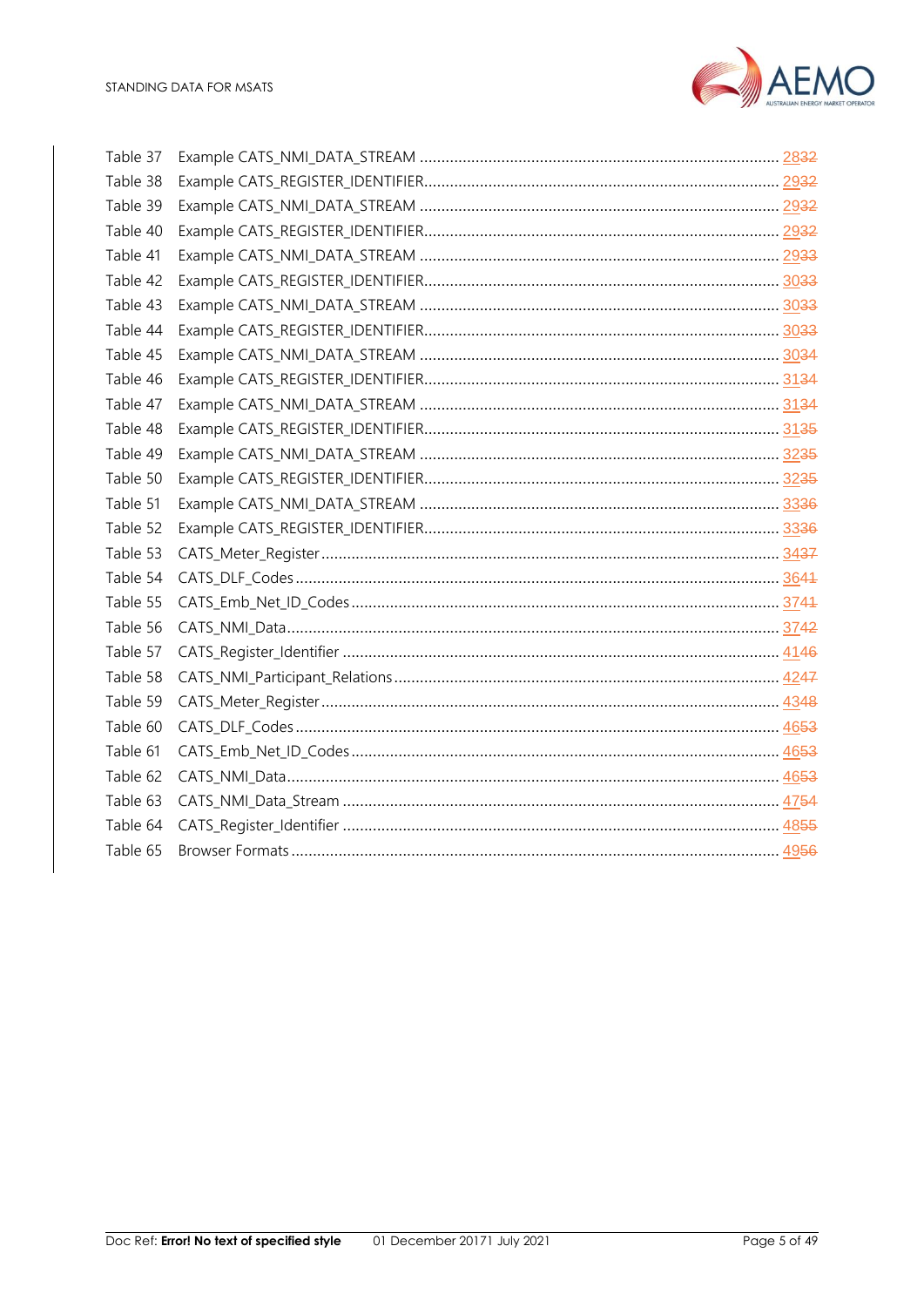Table 37 Example CATS_NMI_DATA_STREAM ........................................................................................ 2832

Table 38 Example CATS_REGISTER_IDENTIFIER........................................................................................ 2932

Table 39 Example CATS_NMI_DATA_STREAM ........................................................................................ 2932

Table 40 Example CATS_REGISTER_IDENTIFIER........................................................................................ 2932

Table 41 Example CATS_NMI_DATA_STREAM ........................................................................................ 2933

Table 42 Example CATS_REGISTER_IDENTIFIER........................................................................................ 3033

Table 43 Example CATS_NMI_DATA_STREAM ........................................................................................ 3033

Table 44 Example CATS_REGISTER_IDENTIFIER........................................................................................ 3033

Table 45 Example CATS_NMI_DATA_STREAM ........................................................................................ 3034

Table 46 Example CATS_REGISTER_IDENTIFIER........................................................................................ 3134

Table 47 Example CATS_NMI_DATA_STREAM ........................................................................................ 3134

Table 48 Example CATS_REGISTER_IDENTIFIER........................................................................................ 3135

Table 49 Example CATS_NMI_DATA_STREAM ........................................................................................ 3235

Table 50 Example CATS_REGISTER_IDENTIFIER........................................................................................ 3235

Table 51 Example CATS_NMI_DATA_STREAM ........................................................................................ 3336

Table 52 Example CATS_REGISTER_IDENTIFIER........................................................................................ 3336

Table 53 CATS_Meter_Register ........................................................................................................ 3437

Table 54 CATS_DLF_Codes ............................................................................................................... 3641

Table 55 CATS_Emb_Net_ID_Codes .................................................................................................. 3741

Table 56 CATS_NMI_Data.................................................................................................................. 3742

Table 57 CATS_Register_Identifier ..................................................................................................... 4146

Table 58 CATS_NMI_Participant_Relations ........................................................................................ 4247

Table 59 CATS_Meter_Register ........................................................................................................ 4348

Table 60 CATS_DLF_Codes ............................................................................................................... 4653

Table 61 CATS_Emb_Net_ID_Codes .................................................................................................. 4653

Table 62 CATS_NMI_Data.................................................................................................................. 4653

Table 63 CATS_NMI_Data_Stream ..................................................................................................... 4754

Table 64 CATS_Register_Identifier ..................................................................................................... 4855

Table 65 Browser Formats ................................................................................................................ 4956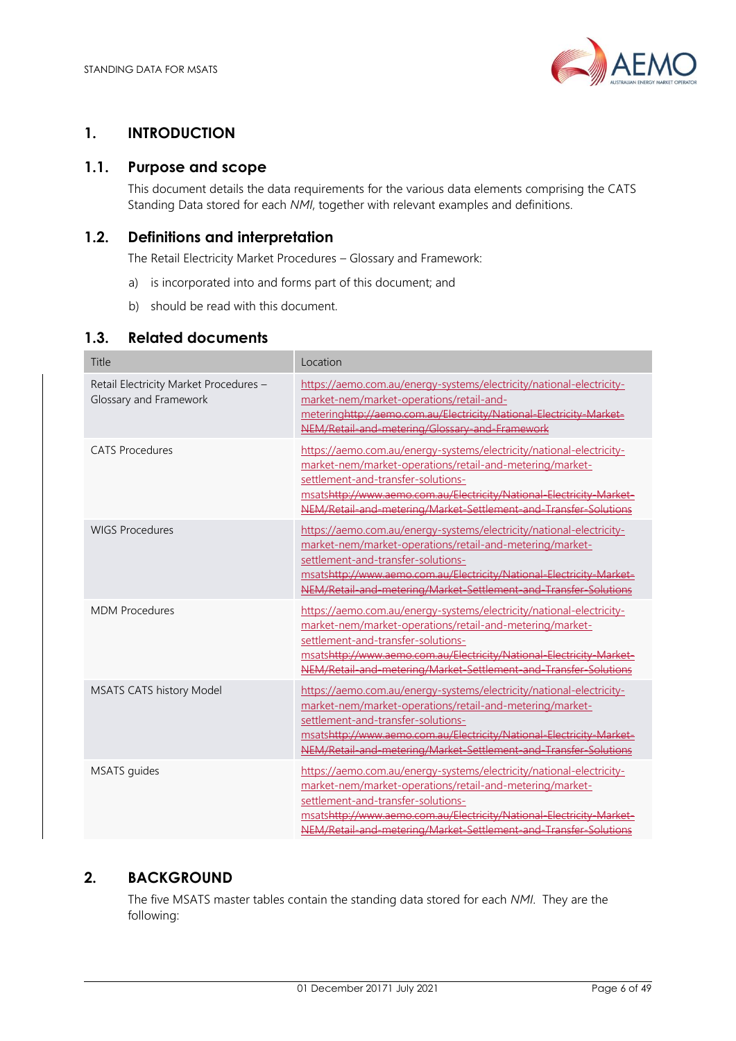# 1. INTRODUCTION

## 1.1. Purpose and scope

This document details the data requirements for the various data elements comprising the CATS Standing Data stored for each *NMI*, together with relevant examples and definitions.

## 1.2. Definitions and interpretation

The Retail Electricity Market Procedures – Glossary and Framework:

a) is incorporated into and forms part of this document; and

b) should be read with this document.

## 1.3. Related documents

| Title | Location |
|---|---|
| Retail Electricity Market Procedures – Glossary and Framework | https://aemo.com.au/energy-systems/electricity/national-electricity-market-nem/market-operations/retail-and-meteringhttp://aemo.com.au/Electricity/National-Electricity-Market-NEM/Retail-and-metering/Glossary-and-Framework |
| CATS Procedures | https://aemo.com.au/energy-systems/electricity/national-electricity-market-nem/market-operations/retail-and-metering/market-settlement-and-transfer-solutions-msatshttp://www.aemo.com.au/Electricity/National-Electricity-Market-NEM/Retail-and-metering/Market-Settlement-and-Transfer-Solutions |
| WIGS Procedures | https://aemo.com.au/energy-systems/electricity/national-electricity-market-nem/market-operations/retail-and-metering/market-settlement-and-transfer-solutions-msatshttp://www.aemo.com.au/Electricity/National-Electricity-Market-NEM/Retail-and-metering/Market-Settlement-and-Transfer-Solutions |
| MDM Procedures | https://aemo.com.au/energy-systems/electricity/national-electricity-market-nem/market-operations/retail-and-metering/market-settlement-and-transfer-solutions-msatshttp://www.aemo.com.au/Electricity/National-Electricity-Market-NEM/Retail-and-metering/Market-Settlement-and-Transfer-Solutions |
| MSATS CATS history Model | https://aemo.com.au/energy-systems/electricity/national-electricity-market-nem/market-operations/retail-and-metering/market-settlement-and-transfer-solutions-msatshttp://www.aemo.com.au/Electricity/National-Electricity-Market-NEM/Retail-and-metering/Market-Settlement-and-Transfer-Solutions |
| MSATS guides | https://aemo.com.au/energy-systems/electricity/national-electricity-market-nem/market-operations/retail-and-metering/market-settlement-and-transfer-solutions-msatshttp://www.aemo.com.au/Electricity/National-Electricity-Market-NEM/Retail-and-metering/Market-Settlement-and-Transfer-Solutions |

# 2. BACKGROUND

The five MSATS master tables contain the standing data stored for each *NMI*. They are the following: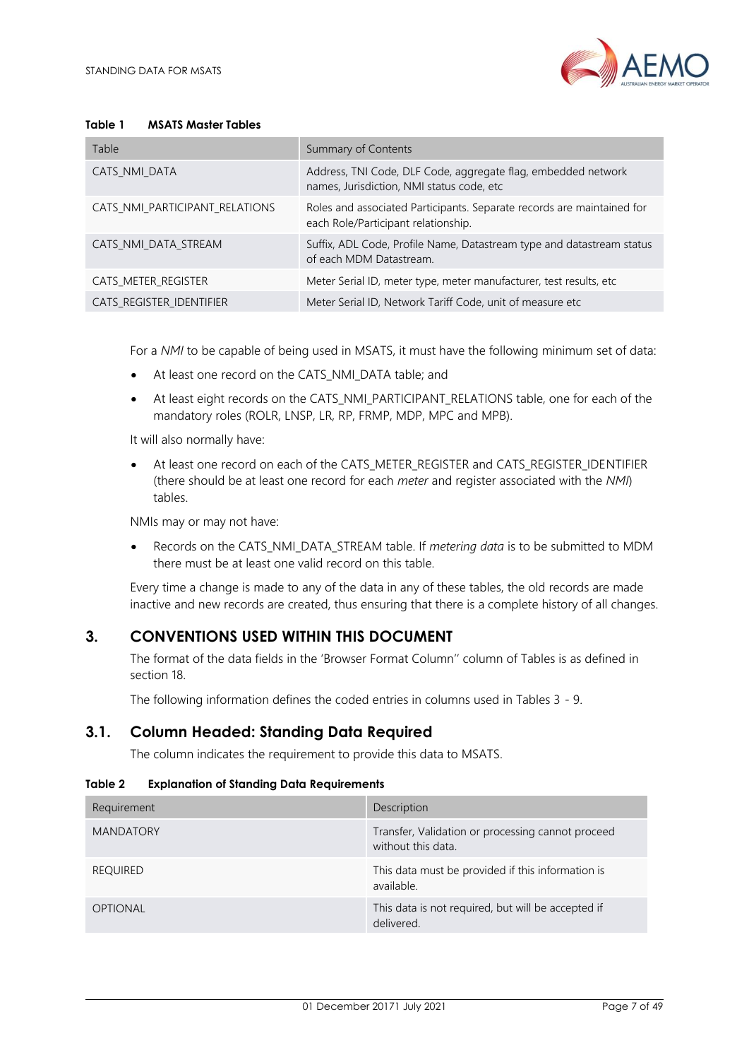**Table 1 MSATS Master Tables**

| Table | Summary of Contents |
| --- | --- |
| CATS_NMI_DATA | Address, TNI Code, DLF Code, aggregate flag, embedded network names, Jurisdiction, NMI status code, etc |
| CATS_NMI_PARTICIPANT_RELATIONS | Roles and associated Participants. Separate records are maintained for each Role/Participant relationship. |
| CATS_NMI_DATA_STREAM | Suffix, ADL Code, Profile Name, Datastream type and datastream status of each MDM Datastream. |
| CATS_METER_REGISTER | Meter Serial ID, meter type, meter manufacturer, test results, etc |
| CATS_REGISTER_IDENTIFIER | Meter Serial ID, Network Tariff Code, unit of measure etc |

For a *NMI* to be capable of being used in MSATS, it must have the following minimum set of data:

- At least one record on the CATS_NMI_DATA table; and
- At least eight records on the CATS_NMI_PARTICIPANT_RELATIONS table, one for each of the mandatory roles (ROLR, LNSP, LR, RP, FRMP, MDP, MPC and MPB).

It will also normally have:

- At least one record on each of the CATS_METER_REGISTER and CATS_REGISTER_IDENTIFIER (there should be at least one record for each *meter* and register associated with the *NMI*) tables.

NMIs may or may not have:

- Records on the CATS_NMI_DATA_STREAM table. If *metering data* is to be submitted to MDM there must be at least one valid record on this table.

Every time a change is made to any of the data in any of these tables, the old records are made inactive and new records are created, thus ensuring that there is a complete history of all changes.

# 3. CONVENTIONS USED WITHIN THIS DOCUMENT

The format of the data fields in the 'Browser Format Column'' column of Tables is as defined in section 18.

The following information defines the coded entries in columns used in Tables 3 - 9.

## 3.1. Column Headed: Standing Data Required

The column indicates the requirement to provide this data to MSATS.

**Table 2 Explanation of Standing Data Requirements**

| Requirement | Description |
| --- | --- |
| MANDATORY | Transfer, Validation or processing cannot proceed without this data. |
| REQUIRED | This data must be provided if this information is available. |
| OPTIONAL | This data is not required, but will be accepted if delivered. |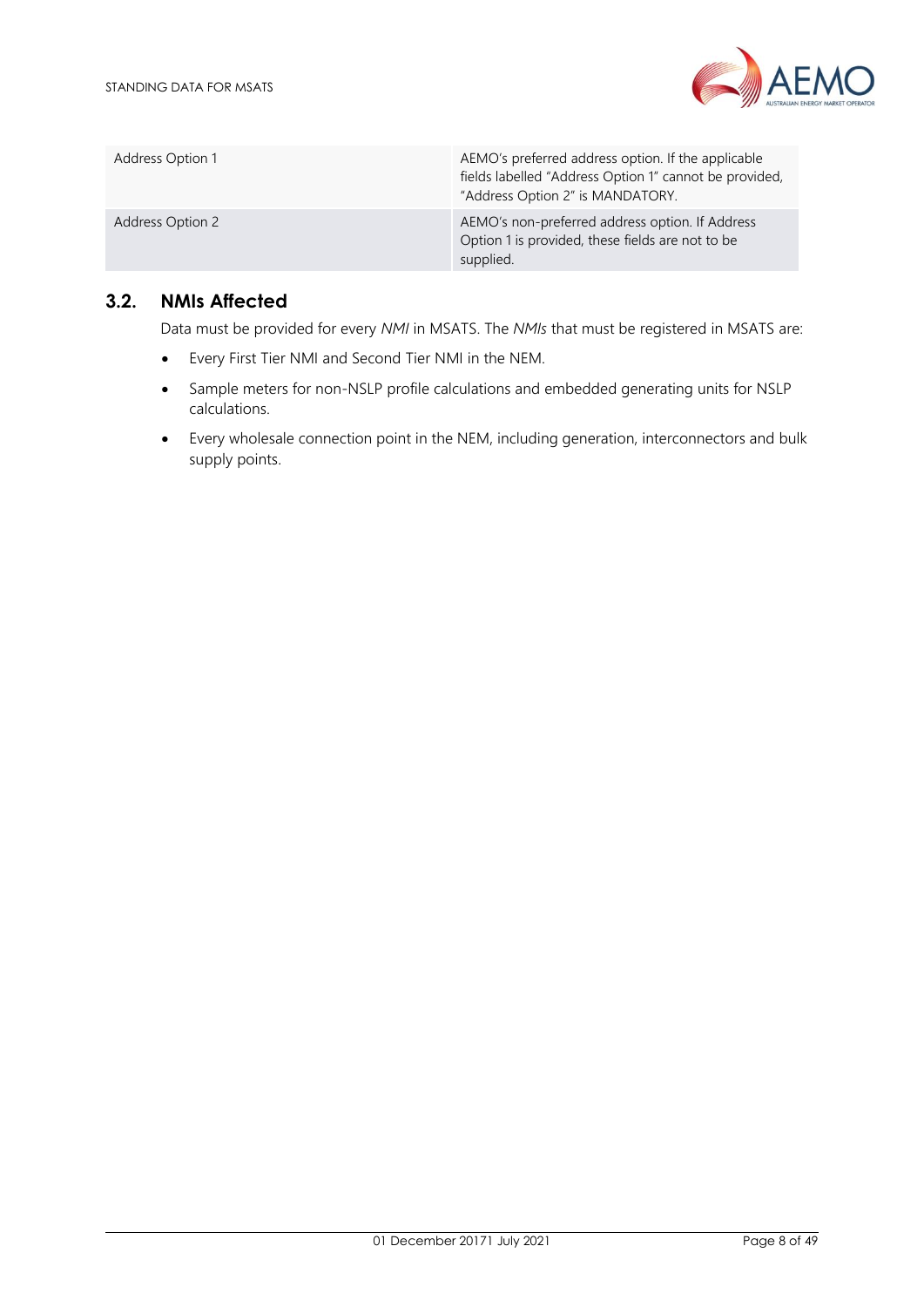| | |
|---|---|
| Address Option 1 | AEMO's preferred address option. If the applicable fields labelled "Address Option 1" cannot be provided, "Address Option 2" is MANDATORY. |
| Address Option 2 | AEMO's non-preferred address option. If Address Option 1 is provided, these fields are not to be supplied. |

## 3.2. NMIs Affected

Data must be provided for every *NMI* in MSATS. The *NMIs* that must be registered in MSATS are:

- Every First Tier NMI and Second Tier NMI in the NEM.
- Sample meters for non-NSLP profile calculations and embedded generating units for NSLP calculations.
- Every wholesale connection point in the NEM, including generation, interconnectors and bulk supply points.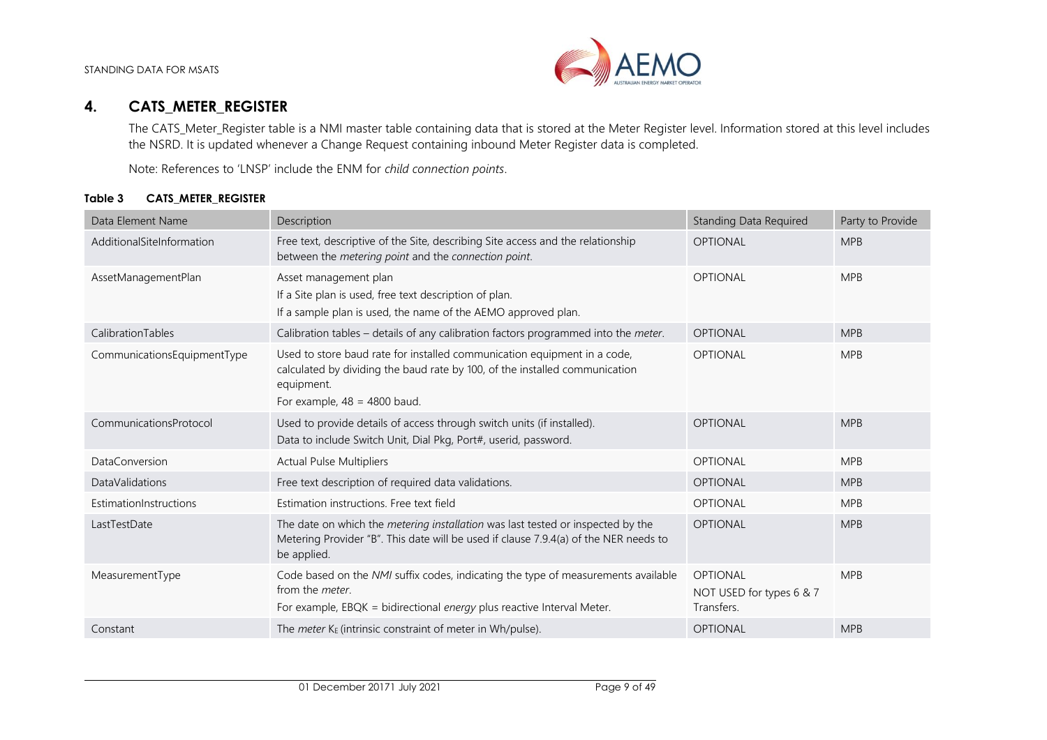## 4. CATS_METER_REGISTER

The CATS_Meter_Register table is a NMI master table containing data that is stored at the Meter Register level. Information stored at this level includes the NSRD. It is updated whenever a Change Request containing inbound Meter Register data is completed.

Note: References to 'LNSP' include the ENM for *child connection points*.

**Table 3 CATS_METER_REGISTER**

| Data Element Name | Description | Standing Data Required | Party to Provide |
|---|---|---|---|
| AdditionalSiteInformation | Free text, descriptive of the Site, describing Site access and the relationship between the *metering point* and the *connection point*. | OPTIONAL | MPB |
| AssetManagementPlan | Asset management plan<br>If a Site plan is used, free text description of plan.<br>If a sample plan is used, the name of the AEMO approved plan. | OPTIONAL | MPB |
| CalibrationTables | Calibration tables – details of any calibration factors programmed into the *meter*. | OPTIONAL | MPB |
| CommunicationsEquipmentType | Used to store baud rate for installed communication equipment in a code, calculated by dividing the baud rate by 100, of the installed communication equipment.<br>For example, 48 = 4800 baud. | OPTIONAL | MPB |
| CommunicationsProtocol | Used to provide details of access through switch units (if installed).<br>Data to include Switch Unit, Dial Pkg, Port#, userid, password. | OPTIONAL | MPB |
| DataConversion | Actual Pulse Multipliers | OPTIONAL | MPB |
| DataValidations | Free text description of required data validations. | OPTIONAL | MPB |
| EstimationInstructions | Estimation instructions. Free text field | OPTIONAL | MPB |
| LastTestDate | The date on which the *metering installation* was last tested or inspected by the Metering Provider "B". This date will be used if clause 7.9.4(a) of the NER needs to be applied. | OPTIONAL | MPB |
| MeasurementType | Code based on the *NMI* suffix codes, indicating the type of measurements available from the *meter*.<br>For example, EBQK = bidirectional *energy* plus reactive Interval Meter. | OPTIONAL<br>NOT USED for types 6 & 7 Transfers. | MPB |
| Constant | The *meter* $K_E$ (intrinsic constraint of meter in Wh/pulse). | OPTIONAL | MPB |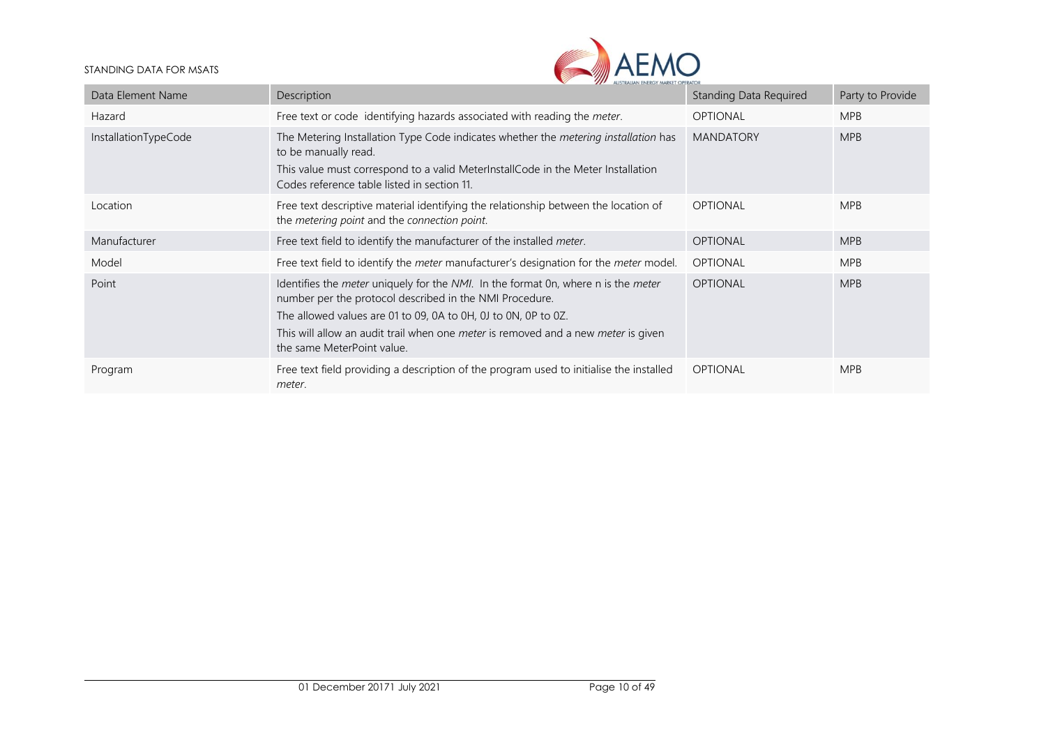| Data Element Name | Description | Standing Data Required | Party to Provide |
|---|---|---|---|
| Hazard | Free text or code identifying hazards associated with reading the *meter*. | OPTIONAL | MPB |
| InstallationTypeCode | The Metering Installation Type Code indicates whether the *metering installation* has to be manually read.<br>This value must correspond to a valid MeterInstallCode in the Meter Installation Codes reference table listed in section 11. | MANDATORY | MPB |
| Location | Free text descriptive material identifying the relationship between the location of the *metering point* and the *connection point*. | OPTIONAL | MPB |
| Manufacturer | Free text field to identify the manufacturer of the installed *meter*. | OPTIONAL | MPB |
| Model | Free text field to identify the *meter* manufacturer's designation for the *meter* model. | OPTIONAL | MPB |
| Point | Identifies the *meter* uniquely for the *NMI*. In the format 0n, where n is the *meter* number per the protocol described in the NMI Procedure.<br>The allowed values are 01 to 09, 0A to 0H, 0J to 0N, 0P to 0Z.<br>This will allow an audit trail when one *meter* is removed and a new *meter* is given the same MeterPoint value. | OPTIONAL | MPB |
| Program | Free text field providing a description of the program used to initialise the installed *meter*. | OPTIONAL | MPB |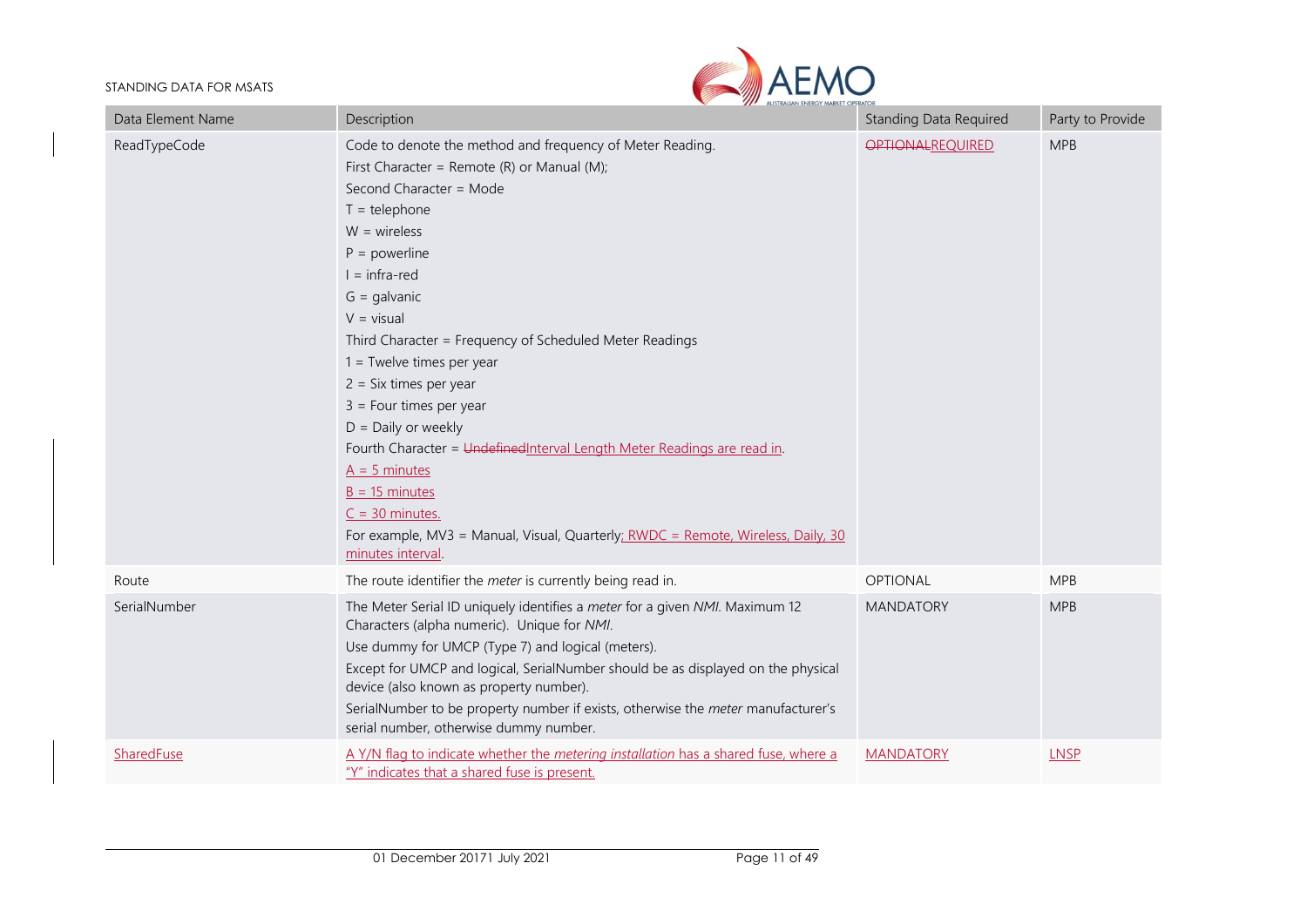| Data Element Name | Description | Standing Data Required | Party to Provide |
|---|---|---|---|
| ReadTypeCode | Code to denote the method and frequency of Meter Reading.<br>First Character = Remote (R) or Manual (M);<br>Second Character = Mode<br>T = telephone<br>W = wireless<br>P = powerline<br>I = infra-red<br>G = galvanic<br>V = visual<br>Third Character = Frequency of Scheduled Meter Readings<br>1 = Twelve times per year<br>2 = Six times per year<br>3 = Four times per year<br>D = Daily or weekly<br>Fourth Character = ~~Undefined~~Interval Length Meter Readings are read in.<br>A = 5 minutes<br>B = 15 minutes<br>C = 30 minutes.<br>For example, MV3 = Manual, Visual, Quarterly; RWDC = Remote, Wireless, Daily, 30 minutes interval. | ~~OPTIONAL~~REQUIRED | MPB |
| Route | The route identifier the *meter* is currently being read in. | OPTIONAL | MPB |
| SerialNumber | The Meter Serial ID uniquely identifies a *meter* for a given *NMI*. Maximum 12 Characters (alpha numeric). Unique for *NMI*.<br>Use dummy for UMCP (Type 7) and logical (meters).<br>Except for UMCP and logical, SerialNumber should be as displayed on the physical device (also known as property number).<br>SerialNumber to be property number if exists, otherwise the *meter* manufacturer's serial number, otherwise dummy number. | MANDATORY | MPB |
| SharedFuse | A Y/N flag to indicate whether the *metering installation* has a shared fuse, where a "Y" indicates that a shared fuse is present. | MANDATORY | LNSP |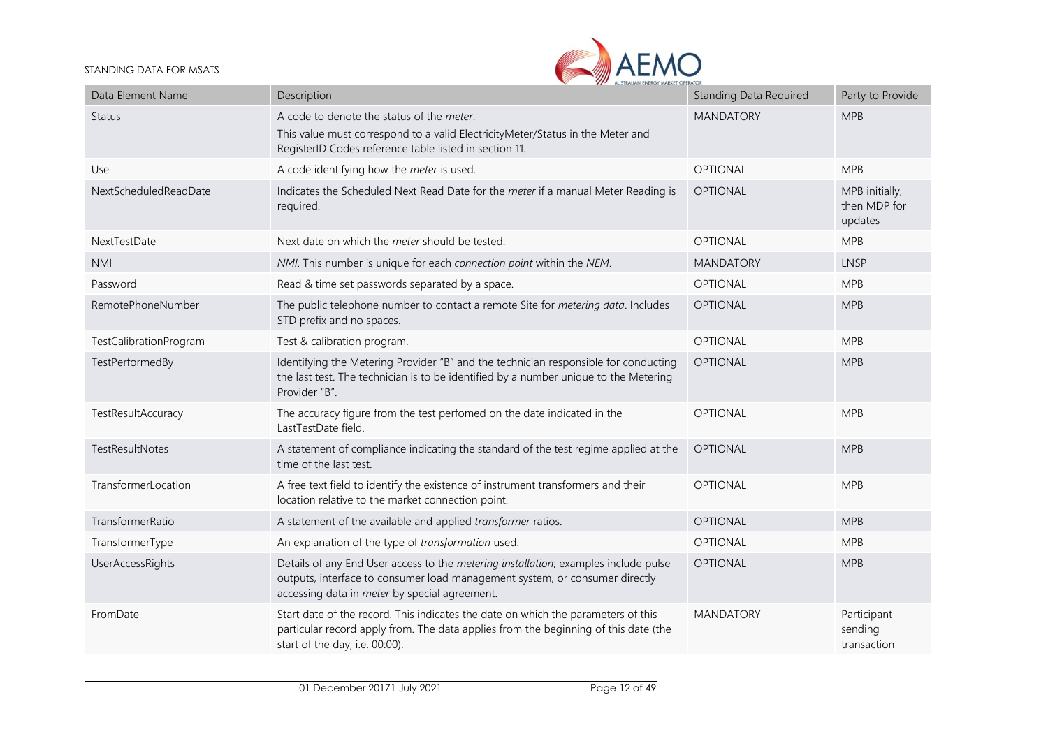| Data Element Name | Description | Standing Data Required | Party to Provide |
| --- | --- | --- | --- |
| Status | A code to denote the status of the *meter*.<br>This value must correspond to a valid ElectricityMeter/Status in the Meter and RegisterID Codes reference table listed in section 11. | MANDATORY | MPB |
| Use | A code identifying how the *meter* is used. | OPTIONAL | MPB |
| NextScheduledReadDate | Indicates the Scheduled Next Read Date for the *meter* if a manual Meter Reading is required. | OPTIONAL | MPB initially, then MDP for updates |
| NextTestDate | Next date on which the *meter* should be tested. | OPTIONAL | MPB |
| NMI | *NMI*. This number is unique for each *connection point* within the *NEM*. | MANDATORY | LNSP |
| Password | Read & time set passwords separated by a space. | OPTIONAL | MPB |
| RemotePhoneNumber | The public telephone number to contact a remote Site for *metering data*. Includes STD prefix and no spaces. | OPTIONAL | MPB |
| TestCalibrationProgram | Test & calibration program. | OPTIONAL | MPB |
| TestPerformedBy | Identifying the Metering Provider "B" and the technician responsible for conducting the last test. The technician is to be identified by a number unique to the Metering Provider "B". | OPTIONAL | MPB |
| TestResultAccuracy | The accuracy figure from the test perfomed on the date indicated in the LastTestDate field. | OPTIONAL | MPB |
| TestResultNotes | A statement of compliance indicating the standard of the test regime applied at the time of the last test. | OPTIONAL | MPB |
| TransformerLocation | A free text field to identify the existence of instrument transformers and their location relative to the market connection point. | OPTIONAL | MPB |
| TransformerRatio | A statement of the available and applied *transformer* ratios. | OPTIONAL | MPB |
| TransformerType | An explanation of the type of *transformation* used. | OPTIONAL | MPB |
| UserAccessRights | Details of any End User access to the *metering installation*; examples include pulse outputs, interface to consumer load management system, or consumer directly accessing data in *meter* by special agreement. | OPTIONAL | MPB |
| FromDate | Start date of the record. This indicates the date on which the parameters of this particular record apply from. The data applies from the beginning of this date (the start of the day, i.e. 00:00). | MANDATORY | Participant sending transaction |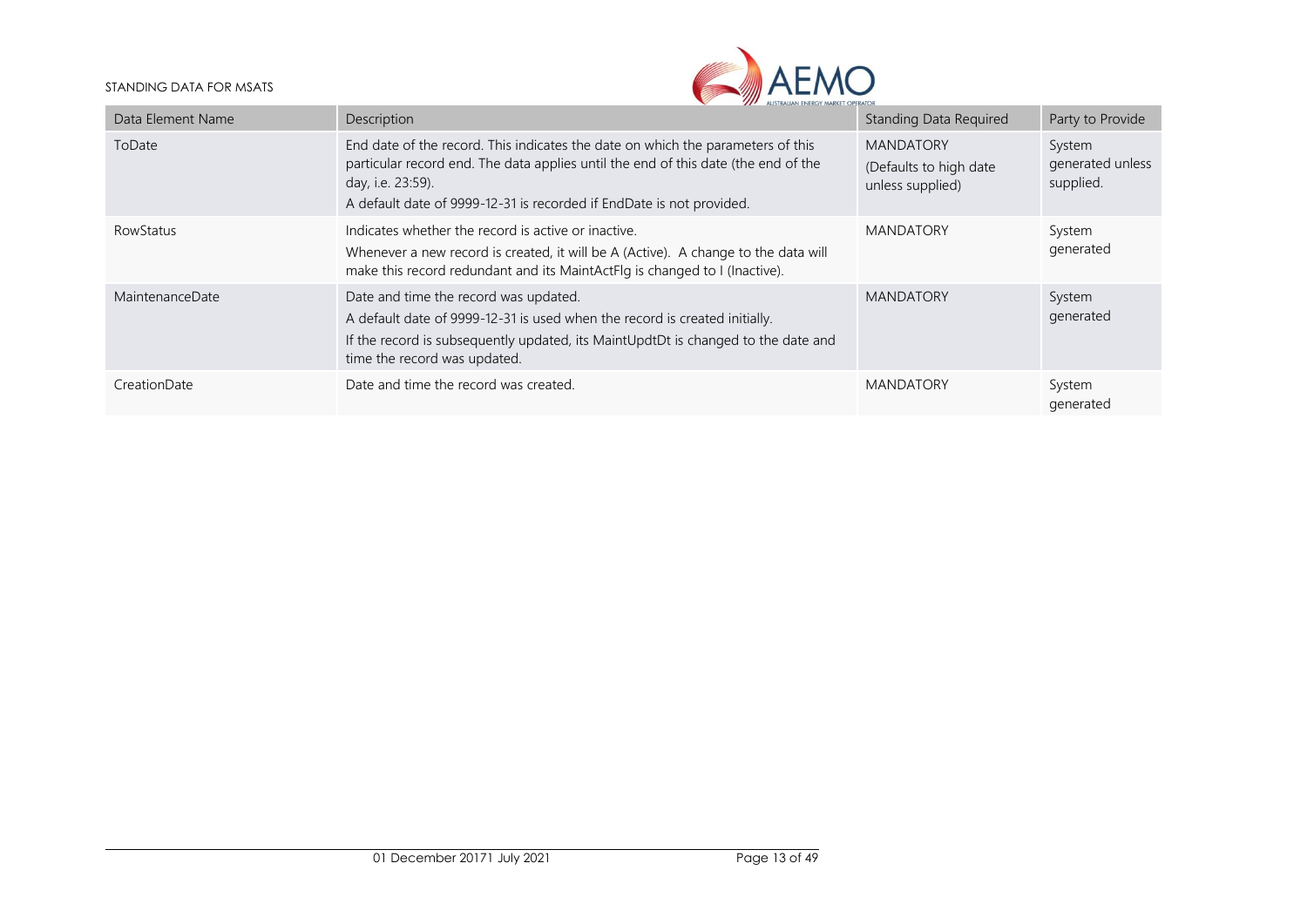| Data Element Name | Description | Standing Data Required | Party to Provide |
|---|---|---|---|
| ToDate | End date of the record. This indicates the date on which the parameters of this particular record end. The data applies until the end of this date (the end of the day, i.e. 23:59).<br>A default date of 9999-12-31 is recorded if EndDate is not provided. | MANDATORY<br>(Defaults to high date unless supplied) | System generated unless supplied. |
| RowStatus | Indicates whether the record is active or inactive.<br>Whenever a new record is created, it will be A (Active). A change to the data will make this record redundant and its MaintActFlg is changed to I (Inactive). | MANDATORY | System generated |
| MaintenanceDate | Date and time the record was updated.<br>A default date of 9999-12-31 is used when the record is created initially.<br>If the record is subsequently updated, its MaintUpdtDt is changed to the date and time the record was updated. | MANDATORY | System generated |
| CreationDate | Date and time the record was created. | MANDATORY | System generated |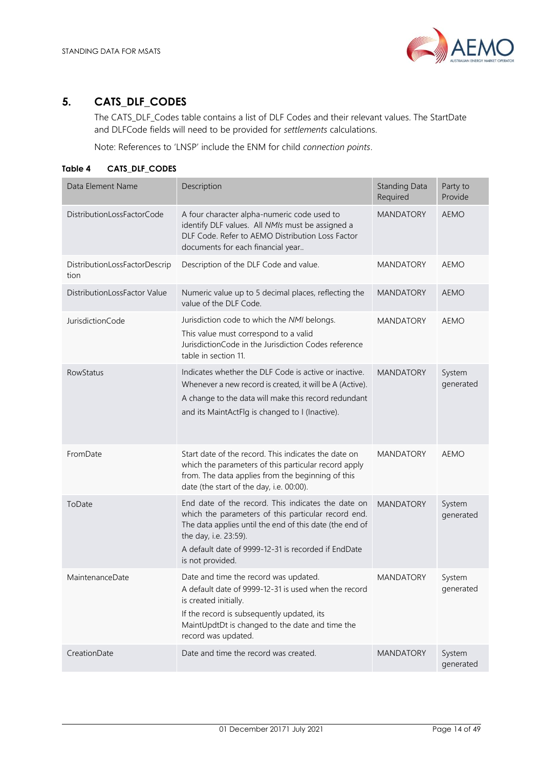## 5. CATS_DLF_CODES

The CATS_DLF_Codes table contains a list of DLF Codes and their relevant values. The StartDate and DLFCode fields will need to be provided for *settlements* calculations.

Note: References to 'LNSP' include the ENM for child *connection points*.

**Table 4 CATS_DLF_CODES**

| Data Element Name | Description | Standing Data Required | Party to Provide |
|---|---|---|---|
| DistributionLossFactorCode | A four character alpha-numeric code used to identify DLF values. All *NMIs* must be assigned a DLF Code. Refer to AEMO Distribution Loss Factor documents for each financial year.. | MANDATORY | AEMO |
| DistributionLossFactorDescription | Description of the DLF Code and value. | MANDATORY | AEMO |
| DistributionLossFactor Value | Numeric value up to 5 decimal places, reflecting the value of the DLF Code. | MANDATORY | AEMO |
| JurisdictionCode | Jurisdiction code to which the *NMI* belongs.<br>This value must correspond to a valid JurisdictionCode in the Jurisdiction Codes reference table in section 11. | MANDATORY | AEMO |
| RowStatus | Indicates whether the DLF Code is active or inactive.<br>Whenever a new record is created, it will be A (Active).<br>A change to the data will make this record redundant and its MaintActFlg is changed to I (Inactive). | MANDATORY | System generated |
| FromDate | Start date of the record. This indicates the date on which the parameters of this particular record apply from. The data applies from the beginning of this date (the start of the day, i.e. 00:00). | MANDATORY | AEMO |
| ToDate | End date of the record. This indicates the date on which the parameters of this particular record end. The data applies until the end of this date (the end of the day, i.e. 23:59).<br>A default date of 9999-12-31 is recorded if EndDate is not provided. | MANDATORY | System generated |
| MaintenanceDate | Date and time the record was updated.<br>A default date of 9999-12-31 is used when the record is created initially.<br>If the record is subsequently updated, its MaintUpdtDt is changed to the date and time the record was updated. | MANDATORY | System generated |
| CreationDate | Date and time the record was created. | MANDATORY | System generated |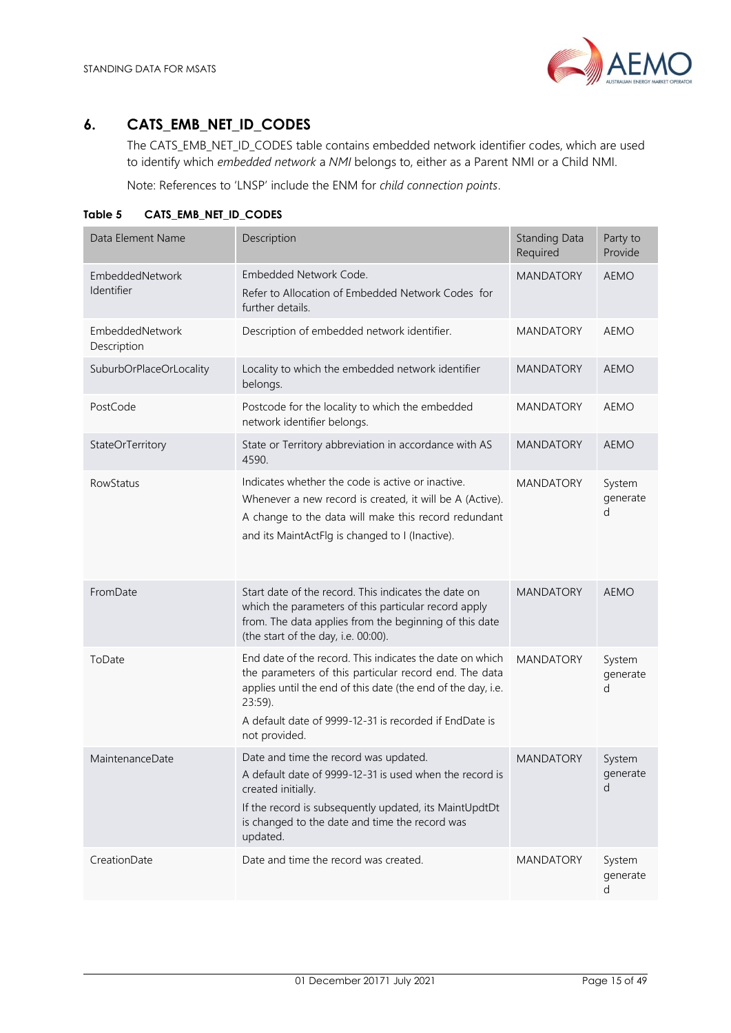## 6. CATS_EMB_NET_ID_CODES

The CATS_EMB_NET_ID_CODES table contains embedded network identifier codes, which are used to identify which *embedded network* a *NMI* belongs to, either as a Parent NMI or a Child NMI.

Note: References to 'LNSP' include the ENM for *child connection points*.

**Table 5 CATS_EMB_NET_ID_CODES**

| Data Element Name | Description | Standing Data Required | Party to Provide |
|---|---|---|---|
| EmbeddedNetwork Identifier | Embedded Network Code.<br>Refer to Allocation of Embedded Network Codes for further details. | MANDATORY | AEMO |
| EmbeddedNetwork Description | Description of embedded network identifier. | MANDATORY | AEMO |
| SuburbOrPlaceOrLocality | Locality to which the embedded network identifier belongs. | MANDATORY | AEMO |
| PostCode | Postcode for the locality to which the embedded network identifier belongs. | MANDATORY | AEMO |
| StateOrTerritory | State or Territory abbreviation in accordance with AS 4590. | MANDATORY | AEMO |
| RowStatus | Indicates whether the code is active or inactive.<br>Whenever a new record is created, it will be A (Active).<br>A change to the data will make this record redundant and its MaintActFlg is changed to I (Inactive). | MANDATORY | System generated |
| FromDate | Start date of the record. This indicates the date on which the parameters of this particular record apply from. The data applies from the beginning of this date (the start of the day, i.e. 00:00). | MANDATORY | AEMO |
| ToDate | End date of the record. This indicates the date on which the parameters of this particular record end. The data applies until the end of this date (the end of the day, i.e. 23:59).<br>A default date of 9999-12-31 is recorded if EndDate is not provided. | MANDATORY | System generated |
| MaintenanceDate | Date and time the record was updated.<br>A default date of 9999-12-31 is used when the record is created initially.<br>If the record is subsequently updated, its MaintUpdtDt is changed to the date and time the record was updated. | MANDATORY | System generated |
| CreationDate | Date and time the record was created. | MANDATORY | System generated |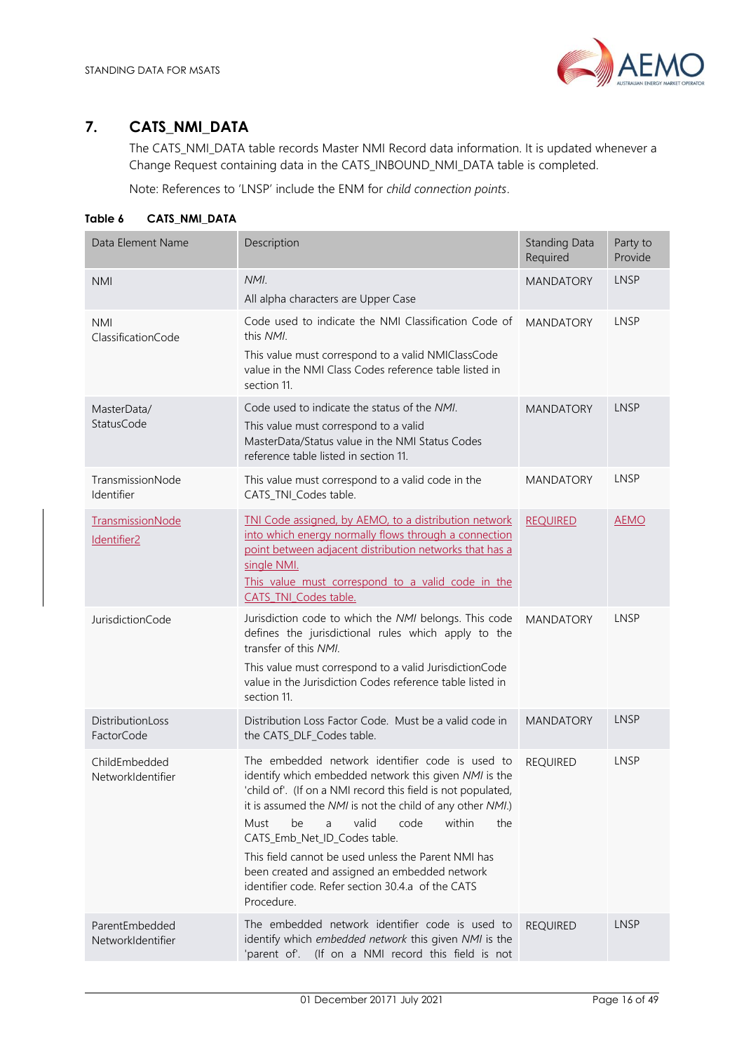## 7. CATS_NMI_DATA

The CATS_NMI_DATA table records Master NMI Record data information. It is updated whenever a Change Request containing data in the CATS_INBOUND_NMI_DATA table is completed.

Note: References to 'LNSP' include the ENM for *child connection points*.

**Table 6 CATS_NMI_DATA**

| Data Element Name | Description | Standing Data Required | Party to Provide |
|---|---|---|---|
| NMI | *NMI*.<br>All alpha characters are Upper Case | MANDATORY | LNSP |
| NMI ClassificationCode | Code used to indicate the NMI Classification Code of this *NMI*.<br>This value must correspond to a valid NMIClassCode value in the NMI Class Codes reference table listed in section 11. | MANDATORY | LNSP |
| MasterData/ StatusCode | Code used to indicate the status of the *NMI*.<br>This value must correspond to a valid MasterData/Status value in the NMI Status Codes reference table listed in section 11. | MANDATORY | LNSP |
| TransmissionNode Identifier | This value must correspond to a valid code in the CATS_TNI_Codes table. | MANDATORY | LNSP |
| TransmissionNode Identifier2 | TNI Code assigned, by AEMO, to a distribution network into which energy normally flows through a connection point between adjacent distribution networks that has a single NMI.<br>This value must correspond to a valid code in the CATS_TNI_Codes table. | REQUIRED | AEMO |
| JurisdictionCode | Jurisdiction code to which the *NMI* belongs. This code defines the jurisdictional rules which apply to the transfer of this *NMI*.<br>This value must correspond to a valid JurisdictionCode value in the Jurisdiction Codes reference table listed in section 11. | MANDATORY | LNSP |
| DistributionLoss FactorCode | Distribution Loss Factor Code. Must be a valid code in the CATS_DLF_Codes table. | MANDATORY | LNSP |
| ChildEmbedded NetworkIdentifier | The embedded network identifier code is used to identify which embedded network this given *NMI* is the 'child of'. (If on a NMI record this field is not populated, it is assumed the *NMI* is not the child of any other *NMI*.)<br>Must be a valid code within the CATS_Emb_Net_ID_Codes table.<br>This field cannot be used unless the Parent NMI has been created and assigned an embedded network identifier code. Refer section 30.4.a of the CATS Procedure. | REQUIRED | LNSP |
| ParentEmbedded NetworkIdentifier | The embedded network identifier code is used to identify which *embedded network* this given *NMI* is the 'parent of'. (If on a NMI record this field is not | REQUIRED | LNSP |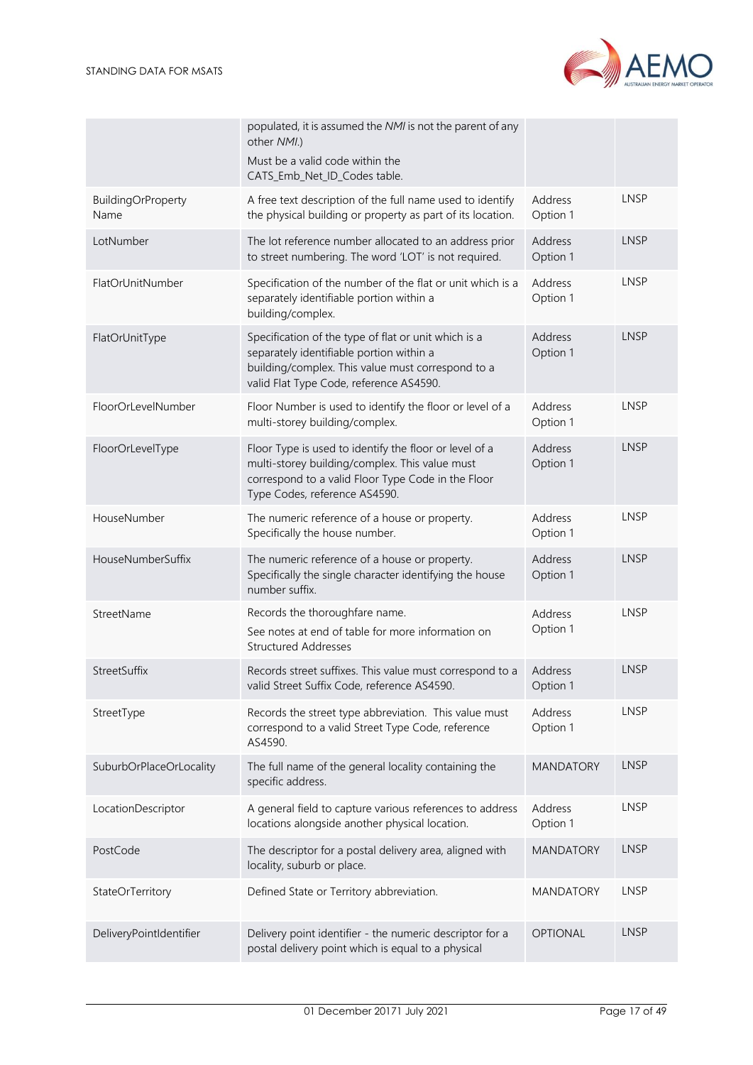| | | | |
|---|---|---|---|
| | populated, it is assumed the *NMI* is not the parent of any other *NMI*.)<br>Must be a valid code within the CATS_Emb_Net_ID_Codes table. | | |
| BuildingOrProperty Name | A free text description of the full name used to identify the physical building or property as part of its location. | Address Option 1 | LNSP |
| LotNumber | The lot reference number allocated to an address prior to street numbering. The word 'LOT' is not required. | Address Option 1 | LNSP |
| FlatOrUnitNumber | Specification of the number of the flat or unit which is a separately identifiable portion within a building/complex. | Address Option 1 | LNSP |
| FlatOrUnitType | Specification of the type of flat or unit which is a separately identifiable portion within a building/complex. This value must correspond to a valid Flat Type Code, reference AS4590. | Address Option 1 | LNSP |
| FloorOrLevelNumber | Floor Number is used to identify the floor or level of a multi-storey building/complex. | Address Option 1 | LNSP |
| FloorOrLevelType | Floor Type is used to identify the floor or level of a multi-storey building/complex. This value must correspond to a valid Floor Type Code in the Floor Type Codes, reference AS4590. | Address Option 1 | LNSP |
| HouseNumber | The numeric reference of a house or property. Specifically the house number. | Address Option 1 | LNSP |
| HouseNumberSuffix | The numeric reference of a house or property. Specifically the single character identifying the house number suffix. | Address Option 1 | LNSP |
| StreetName | Records the thoroughfare name.<br>See notes at end of table for more information on Structured Addresses | Address Option 1 | LNSP |
| StreetSuffix | Records street suffixes. This value must correspond to a valid Street Suffix Code, reference AS4590. | Address Option 1 | LNSP |
| StreetType | Records the street type abbreviation. This value must correspond to a valid Street Type Code, reference AS4590. | Address Option 1 | LNSP |
| SuburbOrPlaceOrLocality | The full name of the general locality containing the specific address. | MANDATORY | LNSP |
| LocationDescriptor | A general field to capture various references to address locations alongside another physical location. | Address Option 1 | LNSP |
| PostCode | The descriptor for a postal delivery area, aligned with locality, suburb or place. | MANDATORY | LNSP |
| StateOrTerritory | Defined State or Territory abbreviation. | MANDATORY | LNSP |
| DeliveryPointIdentifier | Delivery point identifier - the numeric descriptor for a postal delivery point which is equal to a physical | OPTIONAL | LNSP |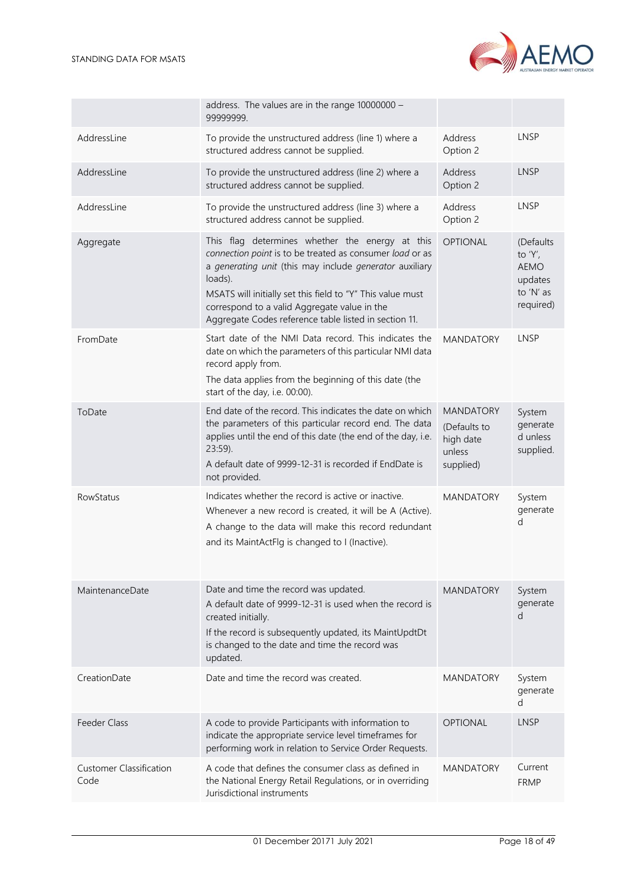|  | address. The values are in the range 10000000 – 99999999. |  |  |
|---|---|---|---|
| AddressLine | To provide the unstructured address (line 1) where a structured address cannot be supplied. | Address Option 2 | LNSP |
| AddressLine | To provide the unstructured address (line 2) where a structured address cannot be supplied. | Address Option 2 | LNSP |
| AddressLine | To provide the unstructured address (line 3) where a structured address cannot be supplied. | Address Option 2 | LNSP |
| Aggregate | This flag determines whether the energy at this *connection point* is to be treated as consumer *load* or as a *generating unit* (this may include *generator* auxiliary loads).<br>MSATS will initially set this field to "Y" This value must correspond to a valid Aggregate value in the Aggregate Codes reference table listed in section 11. | OPTIONAL | (Defaults to 'Y', AEMO updates to 'N' as required) |
| FromDate | Start date of the NMI Data record. This indicates the date on which the parameters of this particular NMI data record apply from.<br>The data applies from the beginning of this date (the start of the day, i.e. 00:00). | MANDATORY | LNSP |
| ToDate | End date of the record. This indicates the date on which the parameters of this particular record end. The data applies until the end of this date (the end of the day, i.e. 23:59).<br>A default date of 9999-12-31 is recorded if EndDate is not provided. | MANDATORY (Defaults to high date unless supplied) | System generated unless supplied. |
| RowStatus | Indicates whether the record is active or inactive.<br>Whenever a new record is created, it will be A (Active).<br>A change to the data will make this record redundant and its MaintActFlg is changed to I (Inactive). | MANDATORY | System generated |
| MaintenanceDate | Date and time the record was updated.<br>A default date of 9999-12-31 is used when the record is created initially.<br>If the record is subsequently updated, its MaintUpdtDt is changed to the date and time the record was updated. | MANDATORY | System generated |
| CreationDate | Date and time the record was created. | MANDATORY | System generated |
| Feeder Class | A code to provide Participants with information to indicate the appropriate service level timeframes for performing work in relation to Service Order Requests. | OPTIONAL | LNSP |
| Customer Classification Code | A code that defines the consumer class as defined in the National Energy Retail Regulations, or in overriding Jurisdictional instruments | MANDATORY | Current FRMP |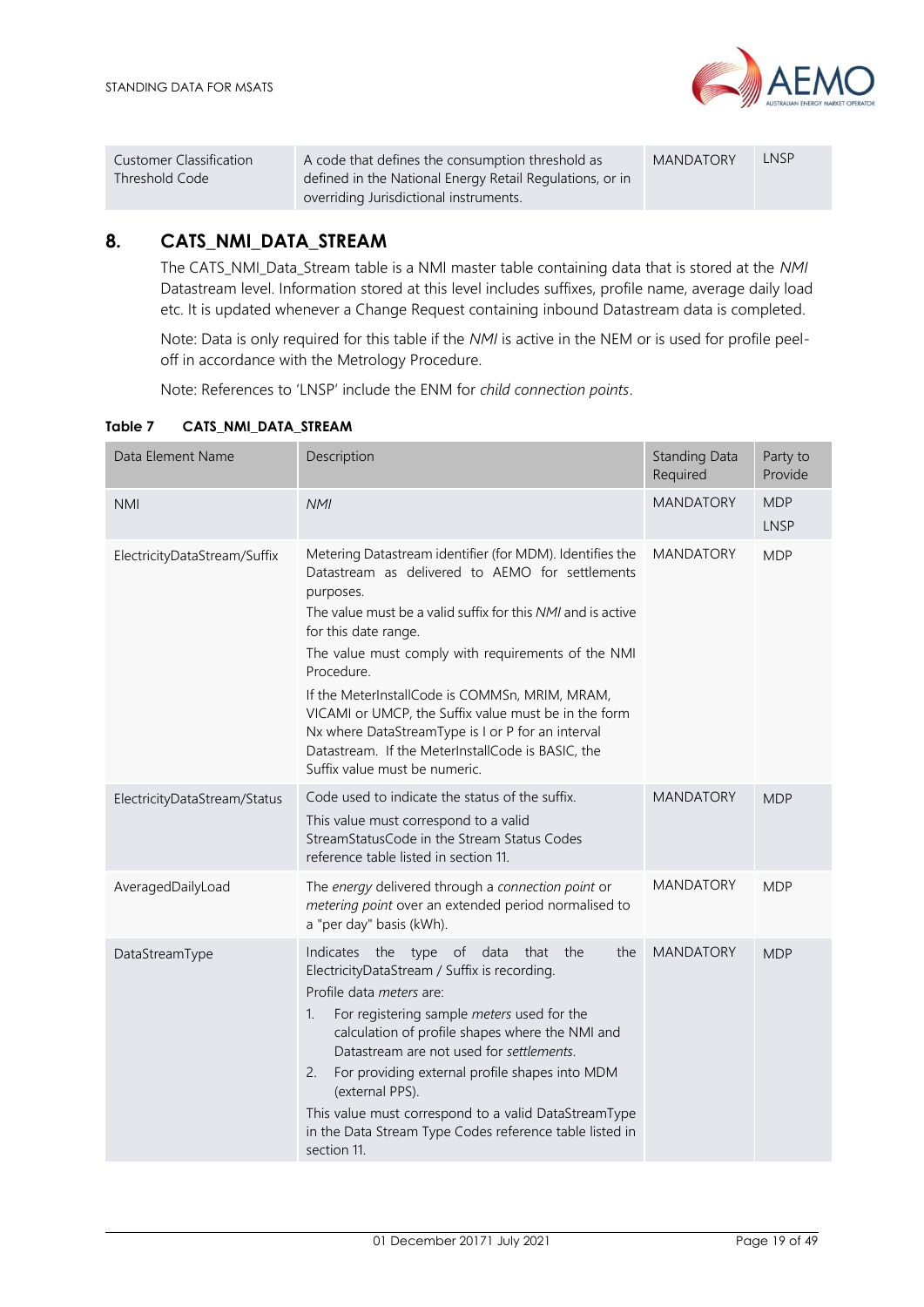| Customer Classification Threshold Code | A code that defines the consumption threshold as defined in the National Energy Retail Regulations, or in overriding Jurisdictional instruments. | MANDATORY | LNSP |
|---|---|---|---|

## 8. CATS_NMI_DATA_STREAM

The CATS_NMI_Data_Stream table is a NMI master table containing data that is stored at the *NMI* Datastream level. Information stored at this level includes suffixes, profile name, average daily load etc. It is updated whenever a Change Request containing inbound Datastream data is completed.

Note: Data is only required for this table if the *NMI* is active in the NEM or is used for profile peel-off in accordance with the Metrology Procedure.

Note: References to 'LNSP' include the ENM for *child connection points*.

**Table 7 CATS_NMI_DATA_STREAM**

| Data Element Name | Description | Standing Data Required | Party to Provide |
|---|---|---|---|
| NMI | *NMI* | MANDATORY | MDP<br>LNSP |
| ElectricityDataStream/Suffix | Metering Datastream identifier (for MDM). Identifies the Datastream as delivered to AEMO for settlements purposes.<br>The value must be a valid suffix for this *NMI* and is active for this date range.<br>The value must comply with requirements of the NMI Procedure.<br>If the MeterInstallCode is COMMSn, MRIM, MRAM, VICAMI or UMCP, the Suffix value must be in the form Nx where DataStreamType is I or P for an interval Datastream. If the MeterInstallCode is BASIC, the Suffix value must be numeric. | MANDATORY | MDP |
| ElectricityDataStream/Status | Code used to indicate the status of the suffix.<br>This value must correspond to a valid StreamStatusCode in the Stream Status Codes reference table listed in section 11. | MANDATORY | MDP |
| AveragedDailyLoad | The *energy* delivered through a *connection point* or *metering point* over an extended period normalised to a "per day" basis (kWh). | MANDATORY | MDP |
| DataStreamType | Indicates the type of data that the the ElectricityDataStream / Suffix is recording.<br>Profile data *meters* are:<br>1. For registering sample *meters* used for the calculation of profile shapes where the NMI and Datastream are not used for *settlements*.<br>2. For providing external profile shapes into MDM (external PPS).<br>This value must correspond to a valid DataStreamType in the Data Stream Type Codes reference table listed in section 11. | MANDATORY | MDP |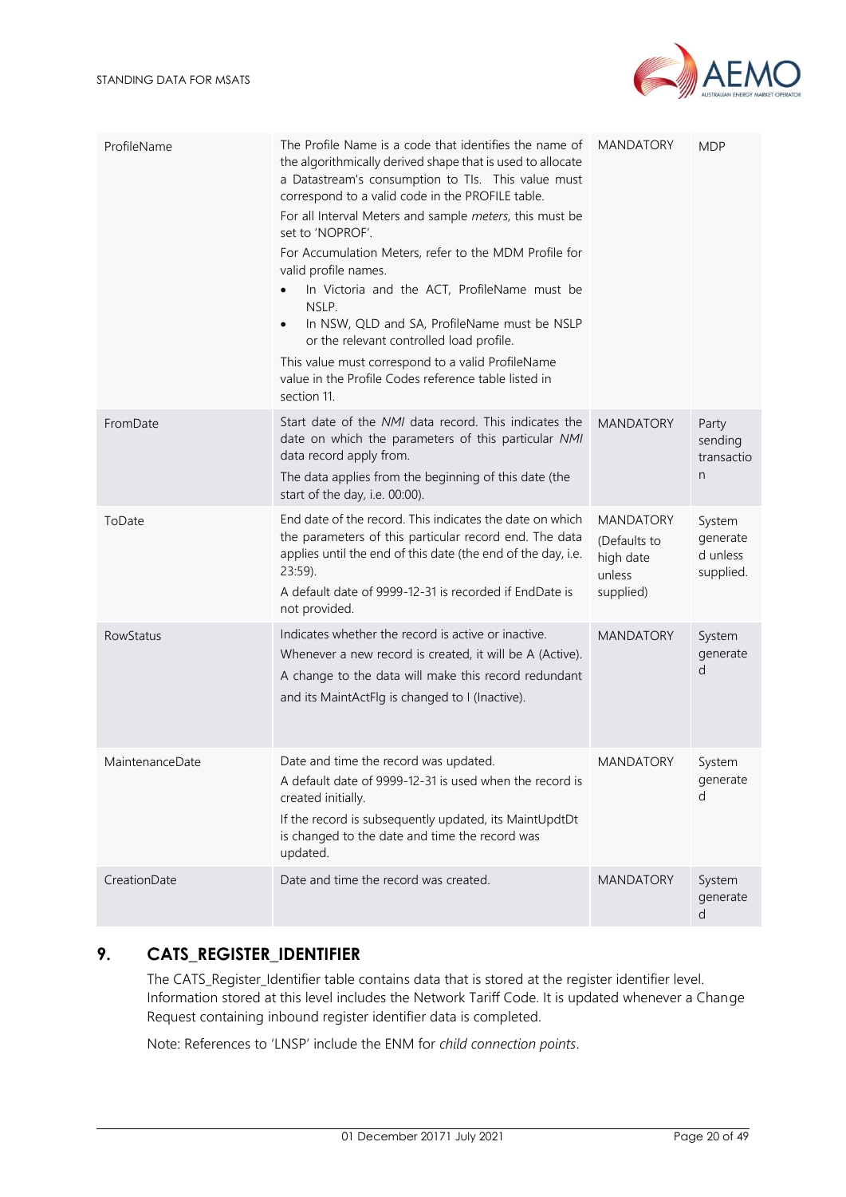| ProfileName | The Profile Name is a code that identifies the name of the algorithmically derived shape that is used to allocate a Datastream's consumption to TIs. This value must correspond to a valid code in the PROFILE table.<br>For all Interval Meters and sample *meters*, this must be set to 'NOPROF'.<br>For Accumulation Meters, refer to the MDM Profile for valid profile names.<br>• In Victoria and the ACT, ProfileName must be NSLP.<br>• In NSW, QLD and SA, ProfileName must be NSLP or the relevant controlled load profile.<br>This value must correspond to a valid ProfileName value in the Profile Codes reference table listed in section 11. | MANDATORY | MDP |
|---|---|---|---|
| FromDate | Start date of the *NMI* data record. This indicates the date on which the parameters of this particular *NMI* data record apply from.<br>The data applies from the beginning of this date (the start of the day, i.e. 00:00). | MANDATORY | Party sending transaction |
| ToDate | End date of the record. This indicates the date on which the parameters of this particular record end. The data applies until the end of this date (the end of the day, i.e. 23:59).<br>A default date of 9999-12-31 is recorded if EndDate is not provided. | MANDATORY (Defaults to high date unless supplied) | System generated unless supplied. |
| RowStatus | Indicates whether the record is active or inactive.<br>Whenever a new record is created, it will be A (Active).<br>A change to the data will make this record redundant and its MaintActFlg is changed to I (Inactive). | MANDATORY | System generated |
| MaintenanceDate | Date and time the record was updated.<br>A default date of 9999-12-31 is used when the record is created initially.<br>If the record is subsequently updated, its MaintUpdtDt is changed to the date and time the record was updated. | MANDATORY | System generated |
| CreationDate | Date and time the record was created. | MANDATORY | System generated |

## 9. CATS_REGISTER_IDENTIFIER

The CATS_Register_Identifier table contains data that is stored at the register identifier level. Information stored at this level includes the Network Tariff Code. It is updated whenever a Change Request containing inbound register identifier data is completed.

Note: References to 'LNSP' include the ENM for *child connection points*.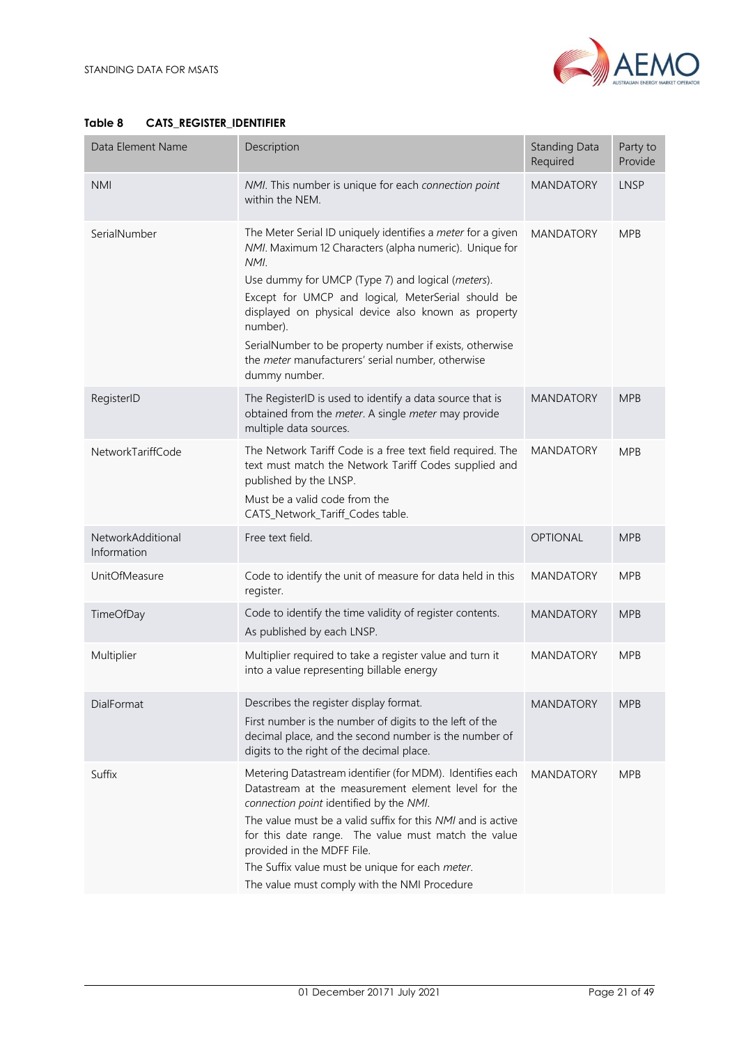**Table 8 CATS_REGISTER_IDENTIFIER**

| Data Element Name | Description | Standing Data Required | Party to Provide |
|---|---|---|---|
| NMI | *NMI*. This number is unique for each *connection point* within the NEM. | MANDATORY | LNSP |
| SerialNumber | The Meter Serial ID uniquely identifies a *meter* for a given *NMI*. Maximum 12 Characters (alpha numeric). Unique for *NMI*.<br>Use dummy for UMCP (Type 7) and logical (*meters*). Except for UMCP and logical, MeterSerial should be displayed on physical device also known as property number).<br>SerialNumber to be property number if exists, otherwise the *meter* manufacturers' serial number, otherwise dummy number. | MANDATORY | MPB |
| RegisterID | The RegisterID is used to identify a data source that is obtained from the *meter*. A single *meter* may provide multiple data sources. | MANDATORY | MPB |
| NetworkTariffCode | The Network Tariff Code is a free text field required. The text must match the Network Tariff Codes supplied and published by the LNSP.<br>Must be a valid code from the CATS_Network_Tariff_Codes table. | MANDATORY | MPB |
| NetworkAdditional Information | Free text field. | OPTIONAL | MPB |
| UnitOfMeasure | Code to identify the unit of measure for data held in this register. | MANDATORY | MPB |
| TimeOfDay | Code to identify the time validity of register contents.<br>As published by each LNSP. | MANDATORY | MPB |
| Multiplier | Multiplier required to take a register value and turn it into a value representing billable energy | MANDATORY | MPB |
| DialFormat | Describes the register display format.<br>First number is the number of digits to the left of the decimal place, and the second number is the number of digits to the right of the decimal place. | MANDATORY | MPB |
| Suffix | Metering Datastream identifier (for MDM). Identifies each Datastream at the measurement element level for the *connection point* identified by the *NMI*.<br>The value must be a valid suffix for this *NMI* and is active for this date range. The value must match the value provided in the MDFF File.<br>The Suffix value must be unique for each *meter*.<br>The value must comply with the NMI Procedure | MANDATORY | MPB |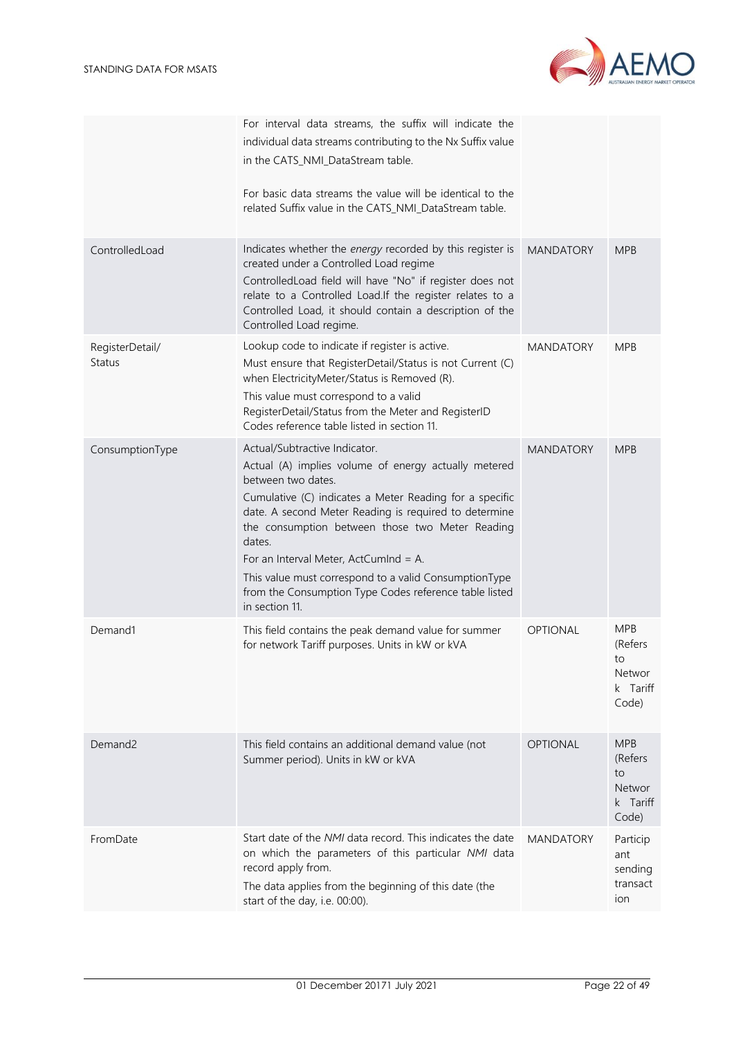| | | | |
|---|---|---|---|
| | For interval data streams, the suffix will indicate the individual data streams contributing to the Nx Suffix value in the CATS_NMI_DataStream table.<br><br>For basic data streams the value will be identical to the related Suffix value in the CATS_NMI_DataStream table. | | |
| ControlledLoad | Indicates whether the *energy* recorded by this register is created under a Controlled Load regime<br>ControlledLoad field will have "No" if register does not relate to a Controlled Load.If the register relates to a Controlled Load, it should contain a description of the Controlled Load regime. | MANDATORY | MPB |
| RegisterDetail/ Status | Lookup code to indicate if register is active.<br>Must ensure that RegisterDetail/Status is not Current (C) when ElectricityMeter/Status is Removed (R).<br>This value must correspond to a valid RegisterDetail/Status from the Meter and RegisterID Codes reference table listed in section 11. | MANDATORY | MPB |
| ConsumptionType | Actual/Subtractive Indicator.<br>Actual (A) implies volume of energy actually metered between two dates.<br>Cumulative (C) indicates a Meter Reading for a specific date. A second Meter Reading is required to determine the consumption between those two Meter Reading dates.<br>For an Interval Meter, ActCumInd = A.<br>This value must correspond to a valid ConsumptionType from the Consumption Type Codes reference table listed in section 11. | MANDATORY | MPB |
| Demand1 | This field contains the peak demand value for summer for network Tariff purposes. Units in kW or kVA | OPTIONAL | MPB (Refers to Network Tariff Code) |
| Demand2 | This field contains an additional demand value (not Summer period). Units in kW or kVA | OPTIONAL | MPB (Refers to Network Tariff Code) |
| FromDate | Start date of the *NMI* data record. This indicates the date on which the parameters of this particular *NMI* data record apply from.<br>The data applies from the beginning of this date (the start of the day, i.e. 00:00). | MANDATORY | Participant sending transaction |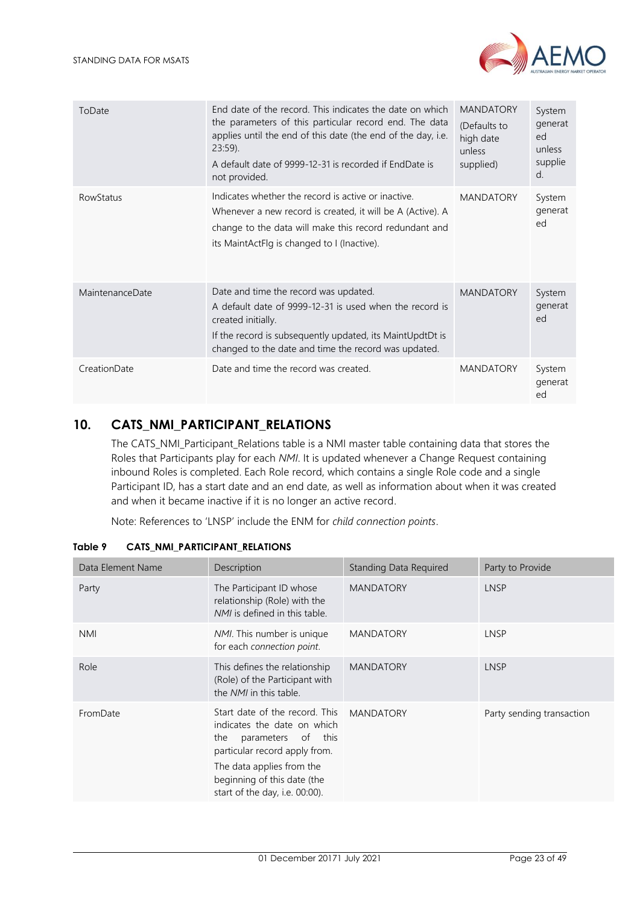| ToDate | End date of the record. This indicates the date on which the parameters of this particular record end. The data applies until the end of this date (the end of the day, i.e. 23:59).<br>A default date of 9999-12-31 is recorded if EndDate is not provided. | MANDATORY<br>(Defaults to high date unless supplied) | System generated unless supplied. |
|---|---|---|---|
| RowStatus | Indicates whether the record is active or inactive.<br>Whenever a new record is created, it will be A (Active). A change to the data will make this record redundant and its MaintActFlg is changed to I (Inactive). | MANDATORY | System generated |
| MaintenanceDate | Date and time the record was updated.<br>A default date of 9999-12-31 is used when the record is created initially.<br>If the record is subsequently updated, its MaintUpdtDt is changed to the date and time the record was updated. | MANDATORY | System generated |
| CreationDate | Date and time the record was created. | MANDATORY | System generated |

# 10. CATS_NMI_PARTICIPANT_RELATIONS

The CATS_NMI_Participant_Relations table is a NMI master table containing data that stores the Roles that Participants play for each *NMI*. It is updated whenever a Change Request containing inbound Roles is completed. Each Role record, which contains a single Role code and a single Participant ID, has a start date and an end date, as well as information about when it was created and when it became inactive if it is no longer an active record.

Note: References to 'LNSP' include the ENM for *child connection points*.

**Table 9 CATS_NMI_PARTICIPANT_RELATIONS**

| Data Element Name | Description | Standing Data Required | Party to Provide |
|---|---|---|---|
| Party | The Participant ID whose relationship (Role) with the *NMI* is defined in this table. | MANDATORY | LNSP |
| NMI | *NMI*. This number is unique for each *connection point*. | MANDATORY | LNSP |
| Role | This defines the relationship (Role) of the Participant with the *NMI* in this table. | MANDATORY | LNSP |
| FromDate | Start date of the record. This indicates the date on which the parameters of this particular record apply from.<br>The data applies from the beginning of this date (the start of the day, i.e. 00:00). | MANDATORY | Party sending transaction |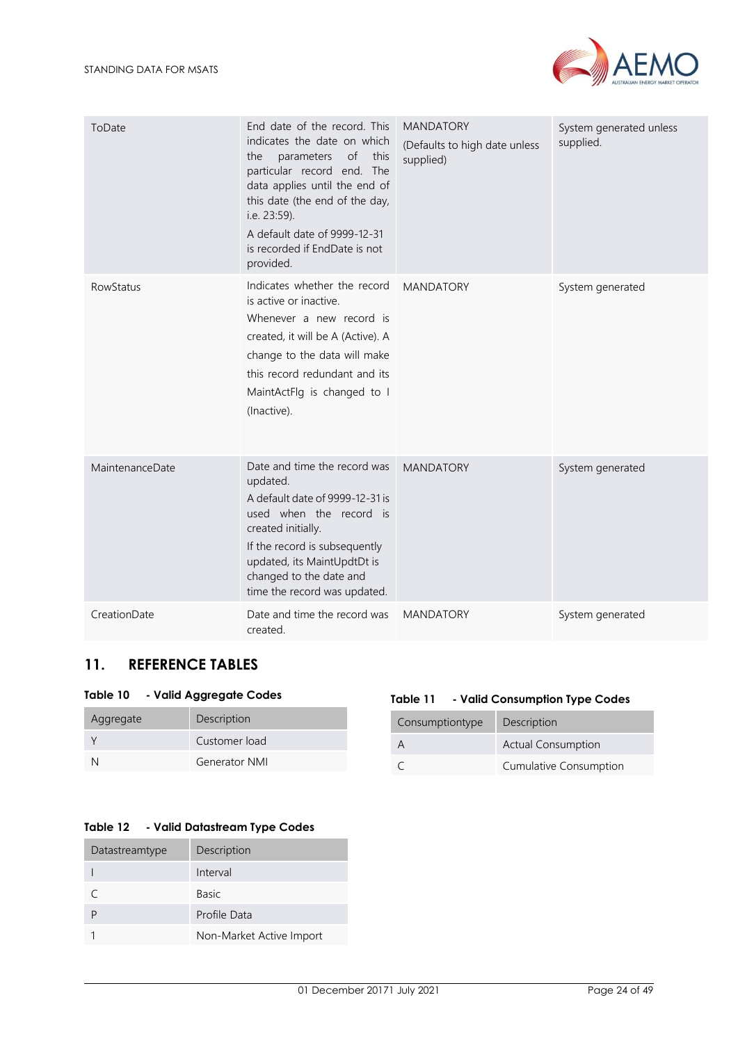| ToDate | End date of the record. This indicates the date on which the parameters of this particular record end. The data applies until the end of this date (the end of the day, i.e. 23:59).<br>A default date of 9999-12-31 is recorded if EndDate is not provided. | MANDATORY<br>(Defaults to high date unless supplied) | System generated unless supplied. |
|---|---|---|---|
| RowStatus | Indicates whether the record is active or inactive.<br>Whenever a new record is created, it will be A (Active). A change to the data will make this record redundant and its MaintActFlg is changed to I (Inactive). | MANDATORY | System generated |
| MaintenanceDate | Date and time the record was updated.<br>A default date of 9999-12-31 is used when the record is created initially.<br>If the record is subsequently updated, its MaintUpdtDt is changed to the date and time the record was updated. | MANDATORY | System generated |
| CreationDate | Date and time the record was created. | MANDATORY | System generated |

## 11. REFERENCE TABLES

**Table 10 - Valid Aggregate Codes**

| Aggregate | Description |
|---|---|
| Y | Customer load |
| N | Generator NMI |

**Table 11 - Valid Consumption Type Codes**

| Consumptiontype | Description |
|---|---|
| A | Actual Consumption |
| C | Cumulative Consumption |

**Table 12 - Valid Datastream Type Codes**

| Datastreamtype | Description |
|---|---|
| I | Interval |
| C | Basic |
| P | Profile Data |
| 1 | Non-Market Active Import |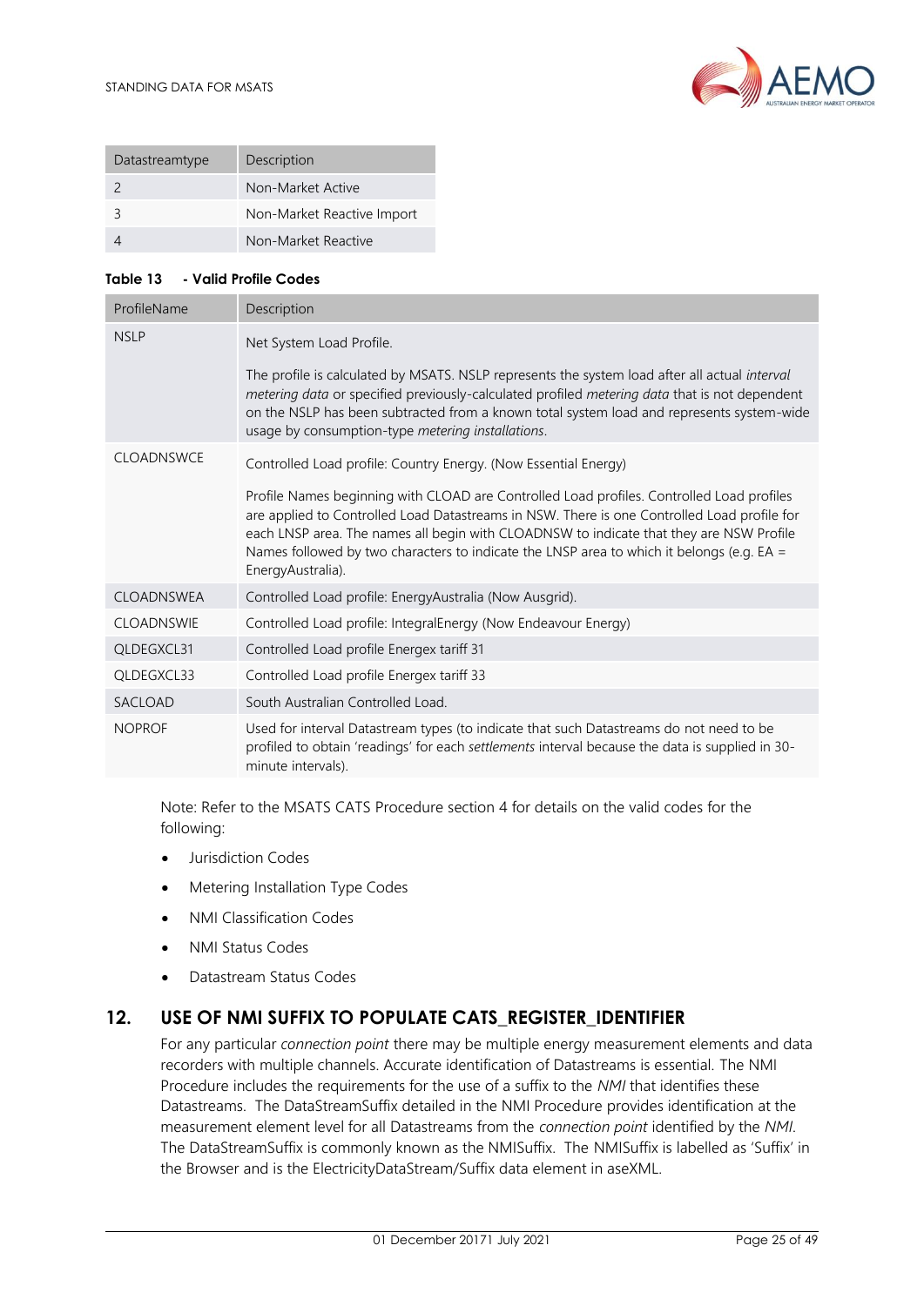| Datastreamtype | Description |
|---|---|
| 2 | Non-Market Active |
| 3 | Non-Market Reactive Import |
| 4 | Non-Market Reactive |

**Table 13 - Valid Profile Codes**

| ProfileName | Description |
|---|---|
| NSLP | Net System Load Profile.<br><br>The profile is calculated by MSATS. NSLP represents the system load after all actual *interval metering data* or specified previously-calculated profiled *metering data* that is not dependent on the NSLP has been subtracted from a known total system load and represents system-wide usage by consumption-type *metering installations*. |
| CLOADNSWCE | Controlled Load profile: Country Energy. (Now Essential Energy)<br><br>Profile Names beginning with CLOAD are Controlled Load profiles. Controlled Load profiles are applied to Controlled Load Datastreams in NSW. There is one Controlled Load profile for each LNSP area. The names all begin with CLOADNSW to indicate that they are NSW Profile Names followed by two characters to indicate the LNSP area to which it belongs (e.g. EA = EnergyAustralia). |
| CLOADNSWEA | Controlled Load profile: EnergyAustralia (Now Ausgrid). |
| CLOADNSWIE | Controlled Load profile: IntegralEnergy (Now Endeavour Energy) |
| QLDEGXCL31 | Controlled Load profile Energex tariff 31 |
| QLDEGXCL33 | Controlled Load profile Energex tariff 33 |
| SACLOAD | South Australian Controlled Load. |
| NOPROF | Used for interval Datastream types (to indicate that such Datastreams do not need to be profiled to obtain 'readings' for each *settlements* interval because the data is supplied in 30-minute intervals). |

Note: Refer to the MSATS CATS Procedure section 4 for details on the valid codes for the following:

- Jurisdiction Codes
- Metering Installation Type Codes
- NMI Classification Codes
- NMI Status Codes
- Datastream Status Codes

## 12. USE OF NMI SUFFIX TO POPULATE CATS_REGISTER_IDENTIFIER

For any particular *connection point* there may be multiple energy measurement elements and data recorders with multiple channels. Accurate identification of Datastreams is essential. The NMI Procedure includes the requirements for the use of a suffix to the *NMI* that identifies these Datastreams. The DataStreamSuffix detailed in the NMI Procedure provides identification at the measurement element level for all Datastreams from the *connection point* identified by the *NMI*. The DataStreamSuffix is commonly known as the NMISuffix. The NMISuffix is labelled as 'Suffix' in the Browser and is the ElectricityDataStream/Suffix data element in aseXML.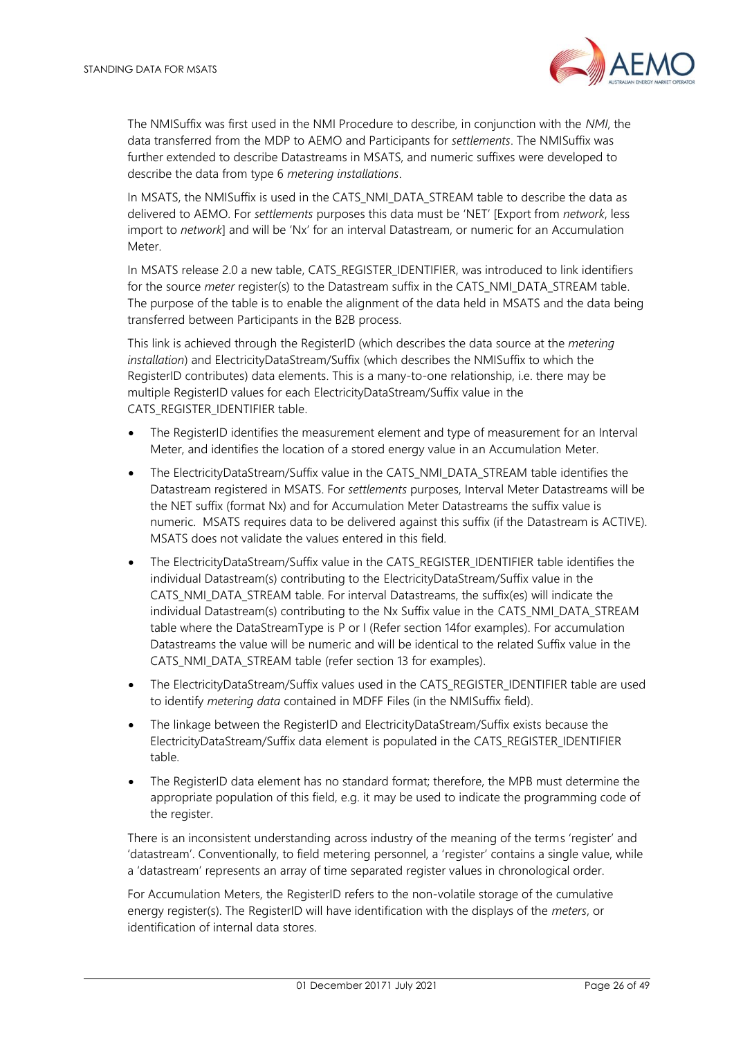The NMISuffix was first used in the NMI Procedure to describe, in conjunction with the *NMI*, the data transferred from the MDP to AEMO and Participants for *settlements*. The NMISuffix was further extended to describe Datastreams in MSATS, and numeric suffixes were developed to describe the data from type 6 *metering installations*.

In MSATS, the NMISuffix is used in the CATS_NMI_DATA_STREAM table to describe the data as delivered to AEMO. For *settlements* purposes this data must be 'NET' [Export from *network*, less import to *network*] and will be 'Nx' for an interval Datastream, or numeric for an Accumulation Meter.

In MSATS release 2.0 a new table, CATS_REGISTER_IDENTIFIER, was introduced to link identifiers for the source *meter* register(s) to the Datastream suffix in the CATS_NMI_DATA_STREAM table. The purpose of the table is to enable the alignment of the data held in MSATS and the data being transferred between Participants in the B2B process.

This link is achieved through the RegisterID (which describes the data source at the *metering installation*) and ElectricityDataStream/Suffix (which describes the NMISuffix to which the RegisterID contributes) data elements. This is a many-to-one relationship, i.e. there may be multiple RegisterID values for each ElectricityDataStream/Suffix value in the CATS_REGISTER_IDENTIFIER table.

- The RegisterID identifies the measurement element and type of measurement for an Interval Meter, and identifies the location of a stored energy value in an Accumulation Meter.
- The ElectricityDataStream/Suffix value in the CATS_NMI_DATA_STREAM table identifies the Datastream registered in MSATS. For *settlements* purposes, Interval Meter Datastreams will be the NET suffix (format Nx) and for Accumulation Meter Datastreams the suffix value is numeric. MSATS requires data to be delivered against this suffix (if the Datastream is ACTIVE). MSATS does not validate the values entered in this field.
- The ElectricityDataStream/Suffix value in the CATS_REGISTER_IDENTIFIER table identifies the individual Datastream(s) contributing to the ElectricityDataStream/Suffix value in the CATS_NMI_DATA_STREAM table. For interval Datastreams, the suffix(es) will indicate the individual Datastream(s) contributing to the Nx Suffix value in the CATS_NMI_DATA_STREAM table where the DataStreamType is P or I (Refer section 14for examples). For accumulation Datastreams the value will be numeric and will be identical to the related Suffix value in the CATS_NMI_DATA_STREAM table (refer section 13 for examples).
- The ElectricityDataStream/Suffix values used in the CATS_REGISTER_IDENTIFIER table are used to identify *metering data* contained in MDFF Files (in the NMISuffix field).
- The linkage between the RegisterID and ElectricityDataStream/Suffix exists because the ElectricityDataStream/Suffix data element is populated in the CATS_REGISTER_IDENTIFIER table.
- The RegisterID data element has no standard format; therefore, the MPB must determine the appropriate population of this field, e.g. it may be used to indicate the programming code of the register.

There is an inconsistent understanding across industry of the meaning of the terms 'register' and 'datastream'. Conventionally, to field metering personnel, a 'register' contains a single value, while a 'datastream' represents an array of time separated register values in chronological order.

For Accumulation Meters, the RegisterID refers to the non-volatile storage of the cumulative energy register(s). The RegisterID will have identification with the displays of the *meters*, or identification of internal data stores.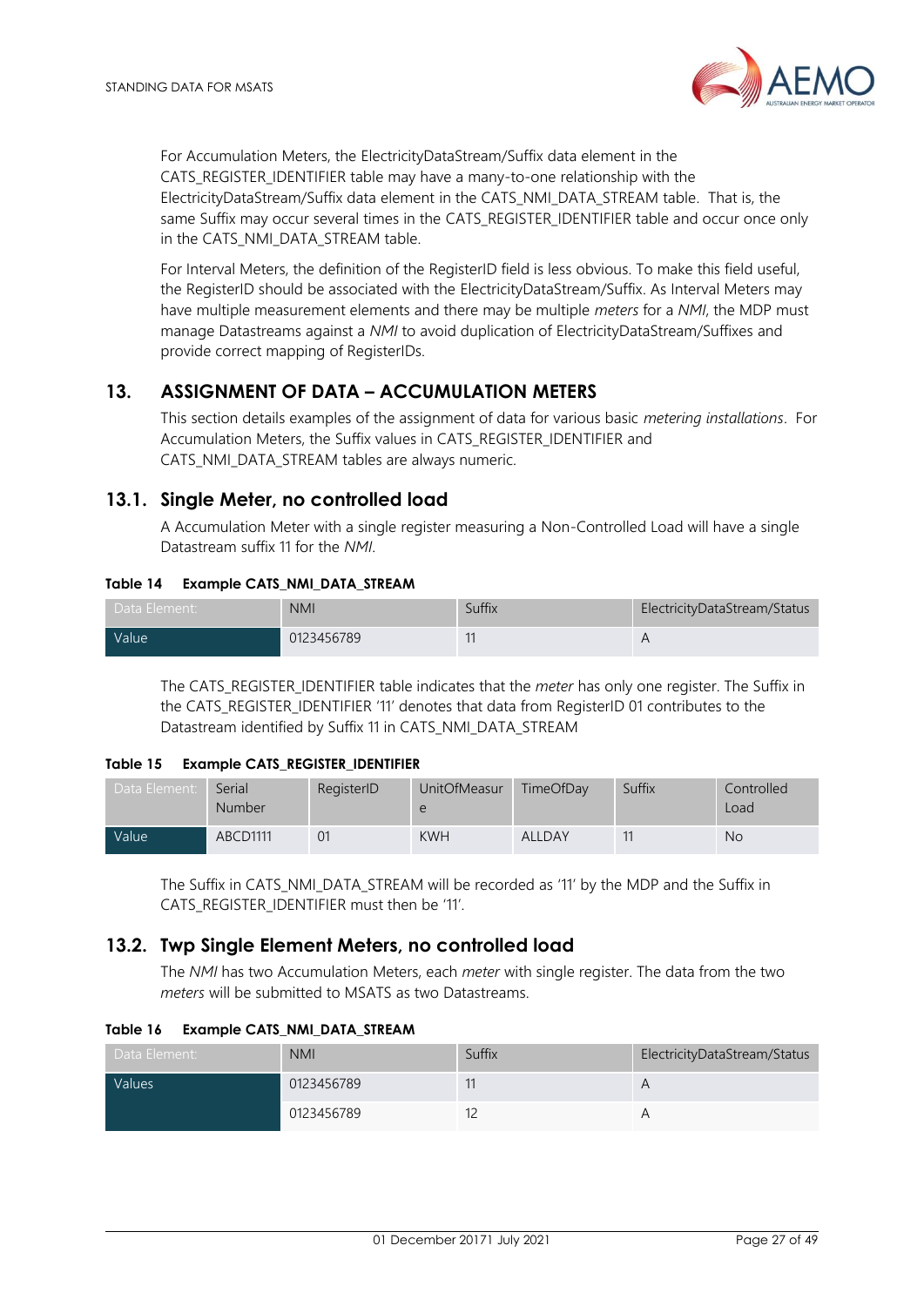For Accumulation Meters, the ElectricityDataStream/Suffix data element in the CATS_REGISTER_IDENTIFIER table may have a many-to-one relationship with the ElectricityDataStream/Suffix data element in the CATS_NMI_DATA_STREAM table. That is, the same Suffix may occur several times in the CATS_REGISTER_IDENTIFIER table and occur once only in the CATS_NMI_DATA_STREAM table.

For Interval Meters, the definition of the RegisterID field is less obvious. To make this field useful, the RegisterID should be associated with the ElectricityDataStream/Suffix. As Interval Meters may have multiple measurement elements and there may be multiple *meters* for a *NMI*, the MDP must manage Datastreams against a *NMI* to avoid duplication of ElectricityDataStream/Suffixes and provide correct mapping of RegisterIDs.

# 13. ASSIGNMENT OF DATA – ACCUMULATION METERS

This section details examples of the assignment of data for various basic *metering installations*. For Accumulation Meters, the Suffix values in CATS_REGISTER_IDENTIFIER and CATS_NMI_DATA_STREAM tables are always numeric.

## 13.1. Single Meter, no controlled load

A Accumulation Meter with a single register measuring a Non-Controlled Load will have a single Datastream suffix 11 for the *NMI*.

**Table 14 Example CATS_NMI_DATA_STREAM**

| Data Element: | NMI | Suffix | ElectricityDataStream/Status |
|---|---|---|---|
| Value | 0123456789 | 11 | A |

The CATS_REGISTER_IDENTIFIER table indicates that the *meter* has only one register. The Suffix in the CATS_REGISTER_IDENTIFIER '11' denotes that data from RegisterID 01 contributes to the Datastream identified by Suffix 11 in CATS_NMI_DATA_STREAM

**Table 15 Example CATS_REGISTER_IDENTIFIER**

| Data Element: | Serial Number | RegisterID | UnitOfMeasure | TimeOfDay | Suffix | Controlled Load |
|---|---|---|---|---|---|---|
| Value | ABCD1111 | 01 | KWH | ALLDAY | 11 | No |

The Suffix in CATS_NMI_DATA_STREAM will be recorded as '11' by the MDP and the Suffix in CATS_REGISTER_IDENTIFIER must then be '11'.

## 13.2. Twp Single Element Meters, no controlled load

The *NMI* has two Accumulation Meters, each *meter* with single register. The data from the two *meters* will be submitted to MSATS as two Datastreams.

**Table 16 Example CATS_NMI_DATA_STREAM**

| Data Element: | NMI | Suffix | ElectricityDataStream/Status |
|---|---|---|---|
| Values | 0123456789 | 11 | A |
| | 0123456789 | 12 | A |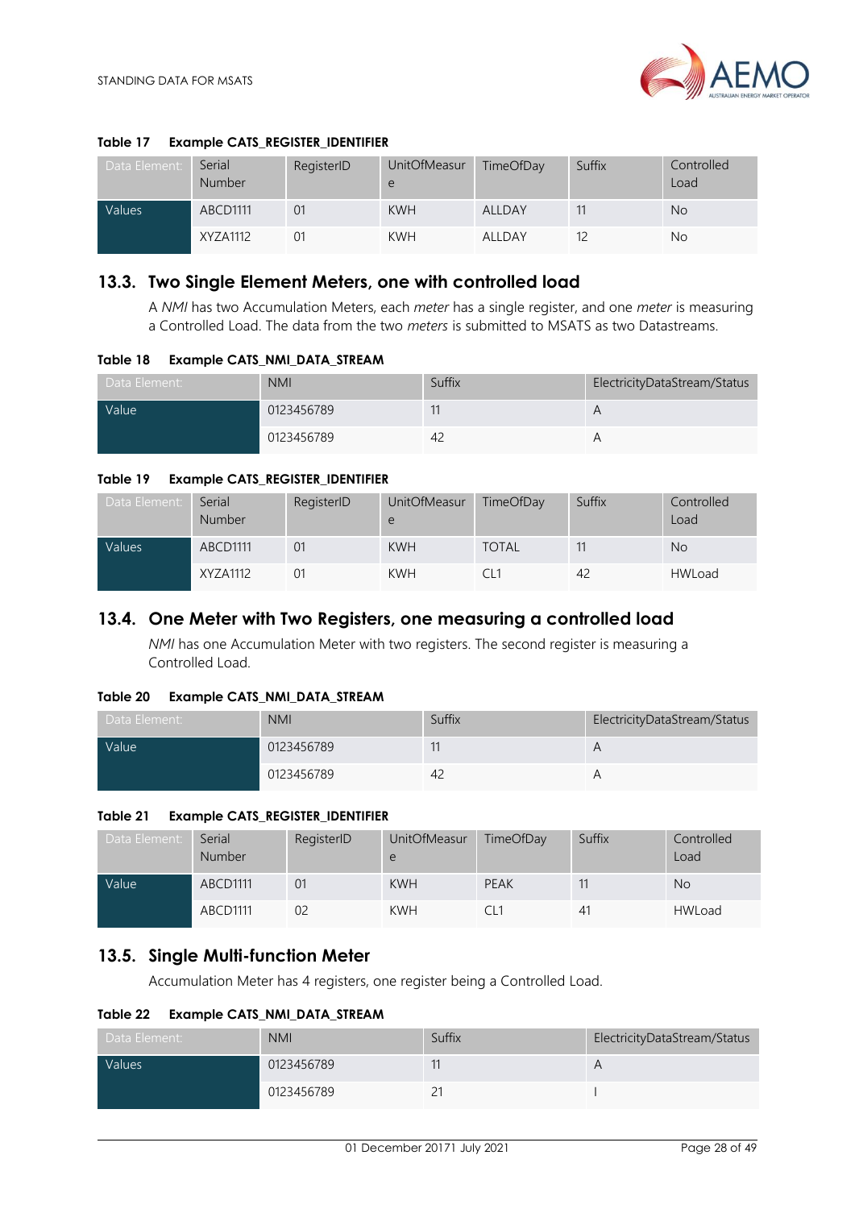**Table 17 Example CATS_REGISTER_IDENTIFIER**

| Data Element: | Serial Number | RegisterID | UnitOfMeasure | TimeOfDay | Suffix | Controlled Load |
|---|---|---|---|---|---|---|
| Values | ABCD1111 | 01 | KWH | ALLDAY | 11 | No |
| | XYZA1112 | 01 | KWH | ALLDAY | 12 | No |

## 13.3. Two Single Element Meters, one with controlled load

A *NMI* has two Accumulation Meters, each *meter* has a single register, and one *meter* is measuring a Controlled Load. The data from the two *meters* is submitted to MSATS as two Datastreams.

**Table 18 Example CATS_NMI_DATA_STREAM**

| Data Element: | NMI | Suffix | ElectricityDataStream/Status |
|---|---|---|---|
| Value | 0123456789 | 11 | A |
| | 0123456789 | 42 | A |

**Table 19 Example CATS_REGISTER_IDENTIFIER**

| Data Element: | Serial Number | RegisterID | UnitOfMeasure | TimeOfDay | Suffix | Controlled Load |
|---|---|---|---|---|---|---|
| Values | ABCD1111 | 01 | KWH | TOTAL | 11 | No |
| | XYZA1112 | 01 | KWH | CL1 | 42 | HWLoad |

## 13.4. One Meter with Two Registers, one measuring a controlled load

*NMI* has one Accumulation Meter with two registers. The second register is measuring a Controlled Load.

**Table 20 Example CATS_NMI_DATA_STREAM**

| Data Element: | NMI | Suffix | ElectricityDataStream/Status |
|---|---|---|---|
| Value | 0123456789 | 11 | A |
| | 0123456789 | 42 | A |

**Table 21 Example CATS_REGISTER_IDENTIFIER**

| Data Element: | Serial Number | RegisterID | UnitOfMeasure | TimeOfDay | Suffix | Controlled Load |
|---|---|---|---|---|---|---|
| Value | ABCD1111 | 01 | KWH | PEAK | 11 | No |
| | ABCD1111 | 02 | KWH | CL1 | 41 | HWLoad |

## 13.5. Single Multi-function Meter

Accumulation Meter has 4 registers, one register being a Controlled Load.

**Table 22 Example CATS_NMI_DATA_STREAM**

| Data Element: | NMI | Suffix | ElectricityDataStream/Status |
|---|---|---|---|
| Values | 0123456789 | 11 | A |
| | 0123456789 | 21 | I |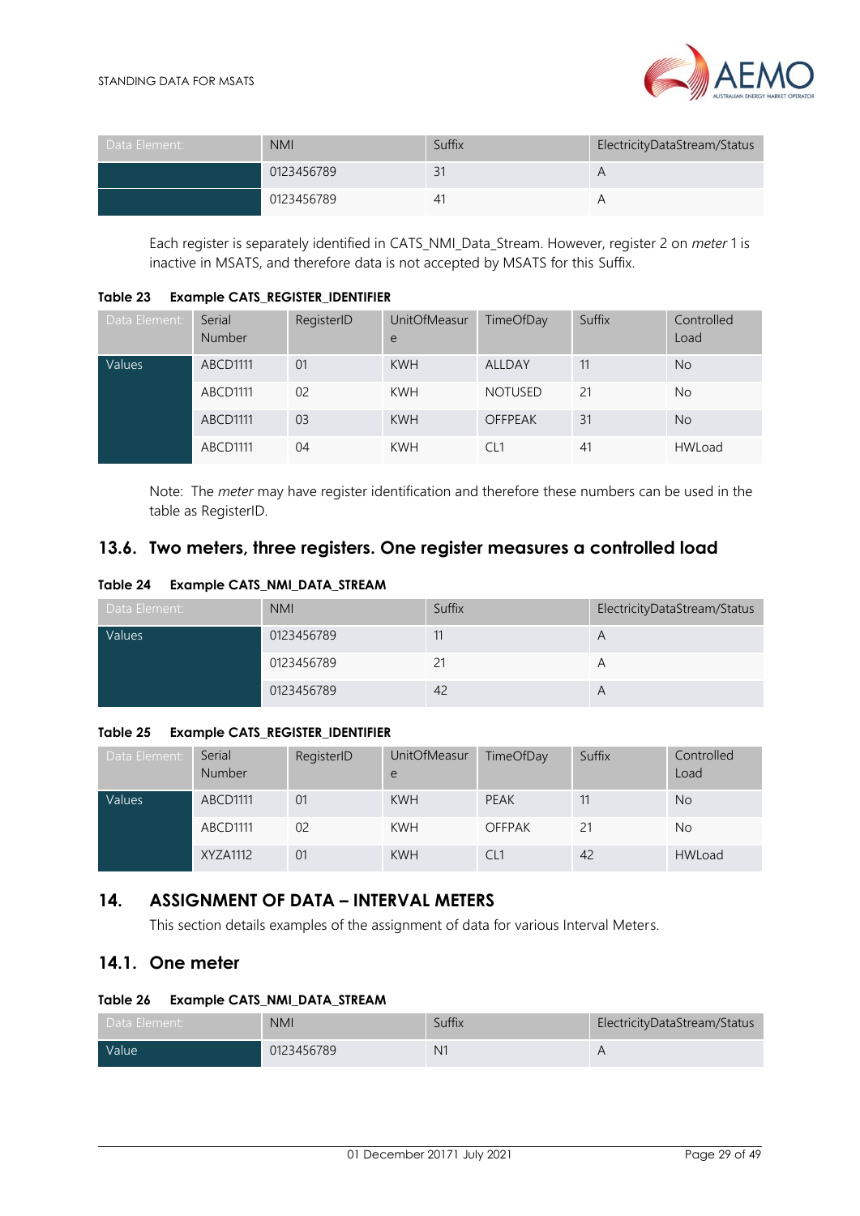| Data Element: | NMI | Suffix | ElectricityDataStream/Status |
|---|---|---|---|
| | 0123456789 | 31 | A |
| | 0123456789 | 41 | A |

Each register is separately identified in CATS_NMI_Data_Stream. However, register 2 on *meter* 1 is inactive in MSATS, and therefore data is not accepted by MSATS for this Suffix.

**Table 23 Example CATS_REGISTER_IDENTIFIER**

| Data Element: | Serial Number | RegisterID | UnitOfMeasure | TimeOfDay | Suffix | Controlled Load |
|---|---|---|---|---|---|---|
| Values | ABCD1111 | 01 | KWH | ALLDAY | 11 | No |
| | ABCD1111 | 02 | KWH | NOTUSED | 21 | No |
| | ABCD1111 | 03 | KWH | OFFPEAK | 31 | No |
| | ABCD1111 | 04 | KWH | CL1 | 41 | HWLoad |

Note: The *meter* may have register identification and therefore these numbers can be used in the table as RegisterID.

## 13.6. Two meters, three registers. One register measures a controlled load

**Table 24 Example CATS_NMI_DATA_STREAM**

| Data Element: | NMI | Suffix | ElectricityDataStream/Status |
|---|---|---|---|
| Values | 0123456789 | 11 | A |
| | 0123456789 | 21 | A |
| | 0123456789 | 42 | A |

**Table 25 Example CATS_REGISTER_IDENTIFIER**

| Data Element: | Serial Number | RegisterID | UnitOfMeasure | TimeOfDay | Suffix | Controlled Load |
|---|---|---|---|---|---|---|
| Values | ABCD1111 | 01 | KWH | PEAK | 11 | No |
| | ABCD1111 | 02 | KWH | OFFPAK | 21 | No |
| | XYZA1112 | 01 | KWH | CL1 | 42 | HWLoad |

# 14. ASSIGNMENT OF DATA – INTERVAL METERS

This section details examples of the assignment of data for various Interval Meters.

## 14.1. One meter

**Table 26 Example CATS_NMI_DATA_STREAM**

| Data Element: | NMI | Suffix | ElectricityDataStream/Status |
|---|---|---|---|
| Value | 0123456789 | N1 | A |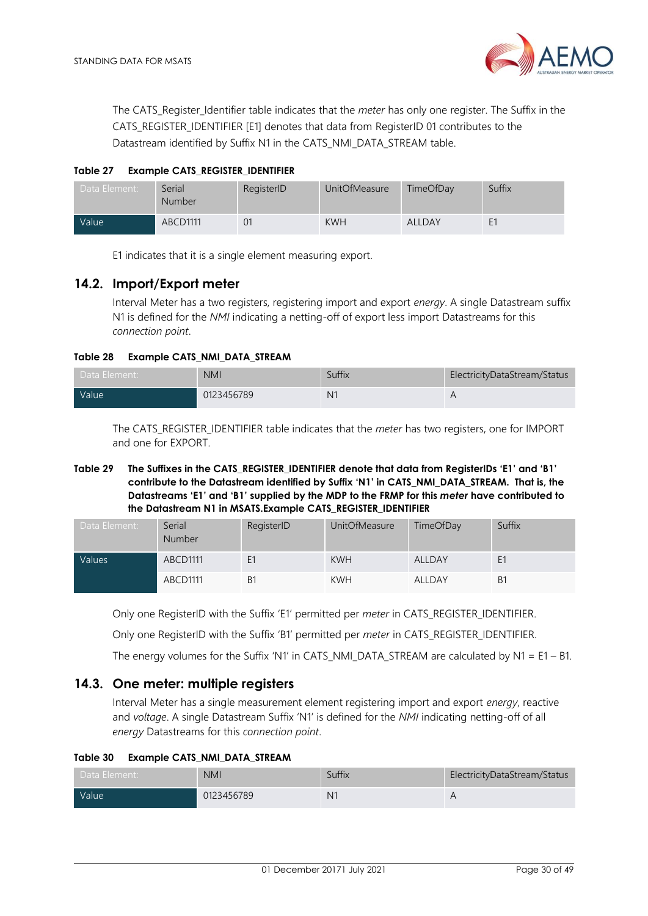The CATS_Register_Identifier table indicates that the *meter* has only one register. The Suffix in the CATS_REGISTER_IDENTIFIER [E1] denotes that data from RegisterID 01 contributes to the Datastream identified by Suffix N1 in the CATS_NMI_DATA_STREAM table.

**Table 27 Example CATS_REGISTER_IDENTIFIER**

| Data Element: | Serial Number | RegisterID | UnitOfMeasure | TimeOfDay | Suffix |
|---|---|---|---|---|---|
| Value | ABCD1111 | 01 | KWH | ALLDAY | E1 |

E1 indicates that it is a single element measuring export.

## 14.2. Import/Export meter

Interval Meter has a two registers, registering import and export *energy*. A single Datastream suffix N1 is defined for the *NMI* indicating a netting-off of export less import Datastreams for this *connection point*.

**Table 28 Example CATS_NMI_DATA_STREAM**

| Data Element: | NMI | Suffix | ElectricityDataStream/Status |
|---|---|---|---|
| Value | 0123456789 | N1 | A |

The CATS_REGISTER_IDENTIFIER table indicates that the *meter* has two registers, one for IMPORT and one for EXPORT.

**Table 29 The Suffixes in the CATS_REGISTER_IDENTIFIER denote that data from RegisterIDs 'E1' and 'B1' contribute to the Datastream identified by Suffix 'N1' in CATS_NMI_DATA_STREAM. That is, the Datastreams 'E1' and 'B1' supplied by the MDP to the FRMP for this *meter* have contributed to the Datastream N1 in MSATS.Example CATS_REGISTER_IDENTIFIER**

| Data Element: | Serial Number | RegisterID | UnitOfMeasure | TimeOfDay | Suffix |
|---|---|---|---|---|---|
| Values | ABCD1111 | E1 | KWH | ALLDAY | E1 |
| | ABCD1111 | B1 | KWH | ALLDAY | B1 |

Only one RegisterID with the Suffix 'E1' permitted per *meter* in CATS_REGISTER_IDENTIFIER.

Only one RegisterID with the Suffix 'B1' permitted per *meter* in CATS_REGISTER_IDENTIFIER.

The energy volumes for the Suffix 'N1' in CATS_NMI_DATA_STREAM are calculated by N1 = E1 – B1.

## 14.3. One meter: multiple registers

Interval Meter has a single measurement element registering import and export *energy*, reactive and *voltage*. A single Datastream Suffix 'N1' is defined for the *NMI* indicating netting-off of all *energy* Datastreams for this *connection point*.

**Table 30 Example CATS_NMI_DATA_STREAM**

| Data Element: | NMI | Suffix | ElectricityDataStream/Status |
|---|---|---|---|
| Value | 0123456789 | N1 | A |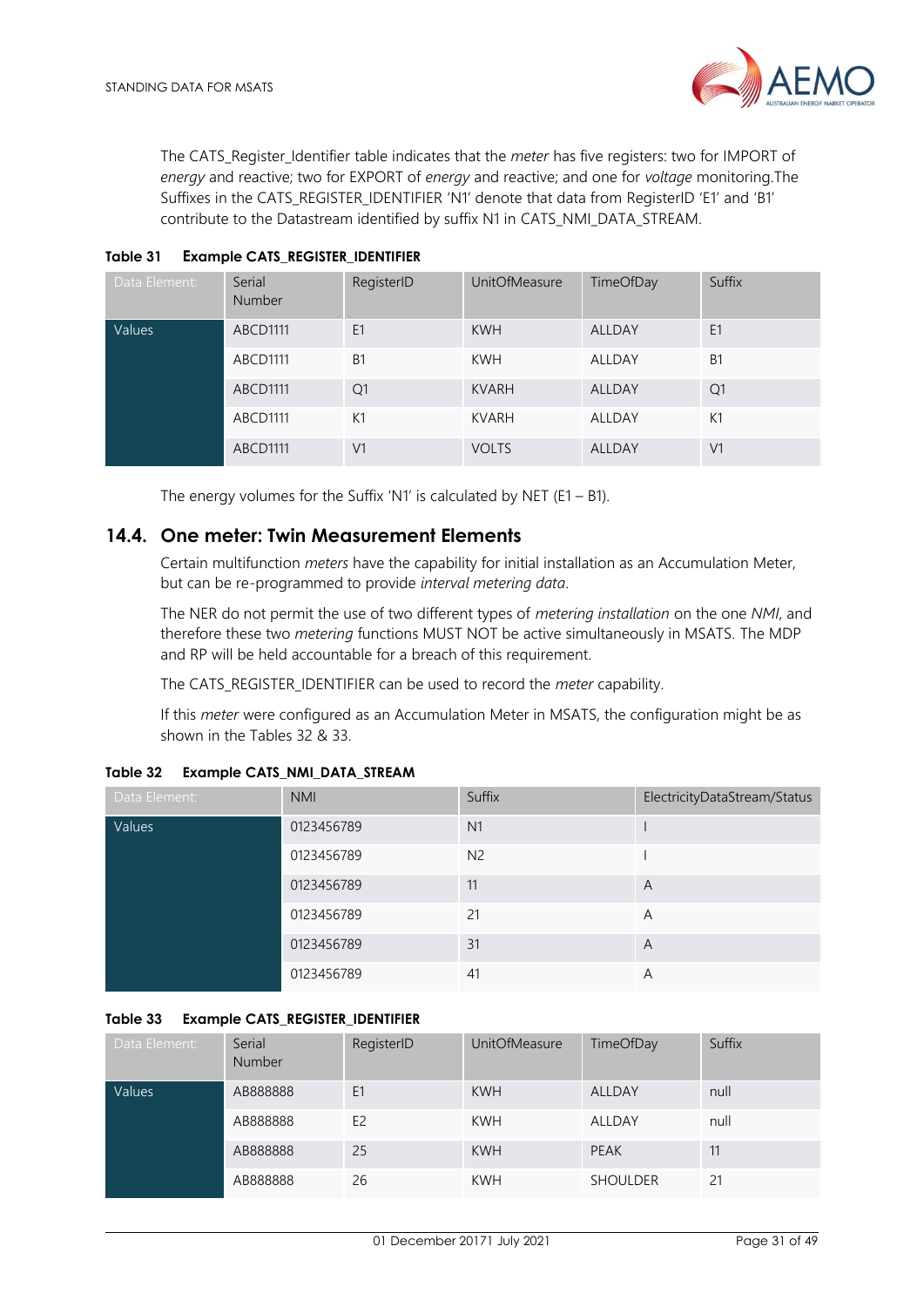The CATS_Register_Identifier table indicates that the *meter* has five registers: two for IMPORT of *energy* and reactive; two for EXPORT of *energy* and reactive; and one for *voltage* monitoring.The Suffixes in the CATS_REGISTER_IDENTIFIER 'N1' denote that data from RegisterID 'E1' and 'B1' contribute to the Datastream identified by suffix N1 in CATS_NMI_DATA_STREAM.

**Table 31 Example CATS_REGISTER_IDENTIFIER**

| Data Element: | Serial Number | RegisterID | UnitOfMeasure | TimeOfDay | Suffix |
|---|---|---|---|---|---|
| Values | ABCD1111 | E1 | KWH | ALLDAY | E1 |
| | ABCD1111 | B1 | KWH | ALLDAY | B1 |
| | ABCD1111 | Q1 | KVARH | ALLDAY | Q1 |
| | ABCD1111 | K1 | KVARH | ALLDAY | K1 |
| | ABCD1111 | V1 | VOLTS | ALLDAY | V1 |

The energy volumes for the Suffix 'N1' is calculated by NET (E1 – B1).

## 14.4. One meter: Twin Measurement Elements

Certain multifunction *meters* have the capability for initial installation as an Accumulation Meter, but can be re-programmed to provide *interval metering data*.

The NER do not permit the use of two different types of *metering installation* on the one *NMI*, and therefore these two *metering* functions MUST NOT be active simultaneously in MSATS. The MDP and RP will be held accountable for a breach of this requirement.

The CATS_REGISTER_IDENTIFIER can be used to record the *meter* capability.

If this *meter* were configured as an Accumulation Meter in MSATS, the configuration might be as shown in the Tables 32 & 33.

**Table 32 Example CATS_NMI_DATA_STREAM**

| Data Element: | NMI | Suffix | ElectricityDataStream/Status |
|---|---|---|---|
| Values | 0123456789 | N1 | I |
| | 0123456789 | N2 | I |
| | 0123456789 | 11 | A |
| | 0123456789 | 21 | A |
| | 0123456789 | 31 | A |
| | 0123456789 | 41 | A |

**Table 33 Example CATS_REGISTER_IDENTIFIER**

| Data Element: | Serial Number | RegisterID | UnitOfMeasure | TimeOfDay | Suffix |
|---|---|---|---|---|---|
| Values | AB888888 | E1 | KWH | ALLDAY | null |
| | AB888888 | E2 | KWH | ALLDAY | null |
| | AB888888 | 25 | KWH | PEAK | 11 |
| | AB888888 | 26 | KWH | SHOULDER | 21 |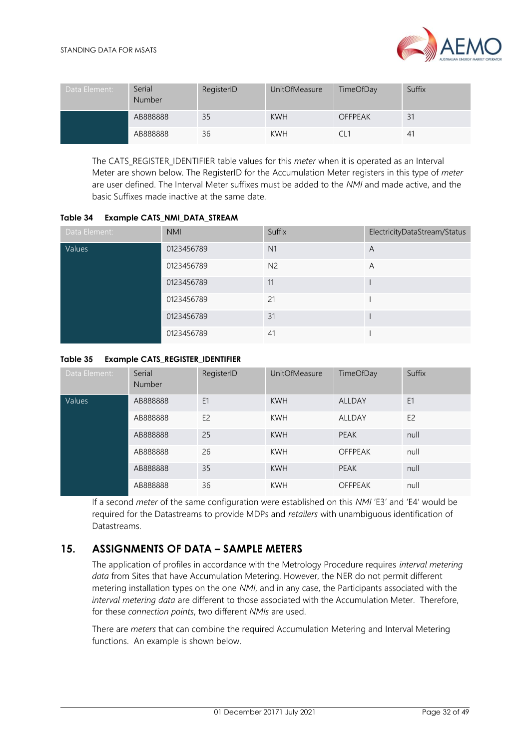| Data Element: | Serial Number | RegisterID | UnitOfMeasure | TimeOfDay | Suffix |
|---|---|---|---|---|---|
| | AB888888 | 35 | KWH | OFFPEAK | 31 |
| | AB888888 | 36 | KWH | CL1 | 41 |

The CATS_REGISTER_IDENTIFIER table values for this *meter* when it is operated as an Interval Meter are shown below. The RegisterID for the Accumulation Meter registers in this type of *meter* are user defined. The Interval Meter suffixes must be added to the *NMI* and made active, and the basic Suffixes made inactive at the same date.

**Table 34 Example CATS_NMI_DATA_STREAM**

| Data Element: | NMI | Suffix | ElectricityDataStream/Status |
|---|---|---|---|
| Values | 0123456789 | N1 | A |
| | 0123456789 | N2 | A |
| | 0123456789 | 11 | I |
| | 0123456789 | 21 | I |
| | 0123456789 | 31 | I |
| | 0123456789 | 41 | I |

**Table 35 Example CATS_REGISTER_IDENTIFIER**

| Data Element: | Serial Number | RegisterID | UnitOfMeasure | TimeOfDay | Suffix |
|---|---|---|---|---|---|
| Values | AB888888 | E1 | KWH | ALLDAY | E1 |
| | AB888888 | E2 | KWH | ALLDAY | E2 |
| | AB888888 | 25 | KWH | PEAK | null |
| | AB888888 | 26 | KWH | OFFPEAK | null |
| | AB888888 | 35 | KWH | PEAK | null |
| | AB888888 | 36 | KWH | OFFPEAK | null |

If a second *meter* of the same configuration were established on this *NMI* 'E3' and 'E4' would be required for the Datastreams to provide MDPs and *retailers* with unambiguous identification of Datastreams.

## 15. ASSIGNMENTS OF DATA – SAMPLE METERS

The application of profiles in accordance with the Metrology Procedure requires *interval metering data* from Sites that have Accumulation Metering. However, the NER do not permit different metering installation types on the one *NMI*, and in any case, the Participants associated with the *interval metering data* are different to those associated with the Accumulation Meter. Therefore, for these *connection points*, two different *NMIs* are used.

There are *meters* that can combine the required Accumulation Metering and Interval Metering functions. An example is shown below.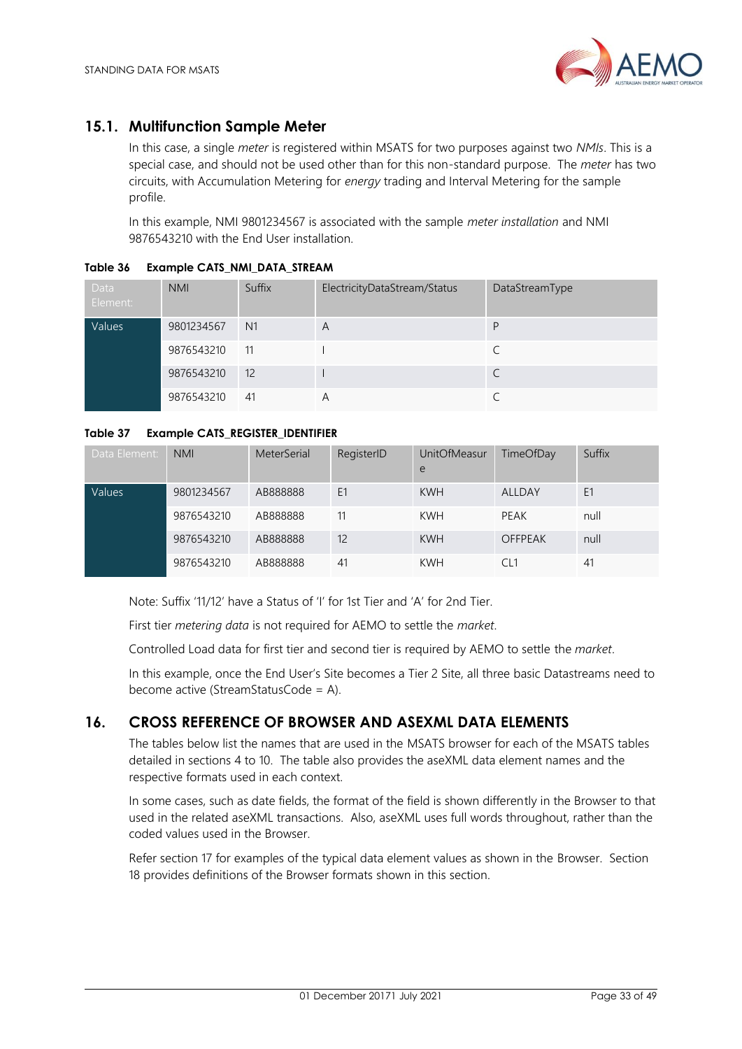## 15.1. Multifunction Sample Meter

In this case, a single *meter* is registered within MSATS for two purposes against two *NMIs*. This is a special case, and should not be used other than for this non-standard purpose. The *meter* has two circuits, with Accumulation Metering for *energy* trading and Interval Metering for the sample profile.

In this example, NMI 9801234567 is associated with the sample *meter installation* and NMI 9876543210 with the End User installation.

**Table 36 Example CATS_NMI_DATA_STREAM**

| Data Element: | NMI | Suffix | ElectricityDataStream/Status | DataStreamType |
|---|---|---|---|---|
| Values | 9801234567 | N1 | A | P |
| | 9876543210 | 11 | I | C |
| | 9876543210 | 12 | I | C |
| | 9876543210 | 41 | A | C |

**Table 37 Example CATS_REGISTER_IDENTIFIER**

| Data Element: | NMI | MeterSerial | RegisterID | UnitOfMeasure | TimeOfDay | Suffix |
|---|---|---|---|---|---|---|
| Values | 9801234567 | AB888888 | E1 | KWH | ALLDAY | E1 |
| | 9876543210 | AB888888 | 11 | KWH | PEAK | null |
| | 9876543210 | AB888888 | 12 | KWH | OFFPEAK | null |
| | 9876543210 | AB888888 | 41 | KWH | CL1 | 41 |

Note: Suffix '11/12' have a Status of 'I' for 1st Tier and 'A' for 2nd Tier.

First tier *metering data* is not required for AEMO to settle the *market*.

Controlled Load data for first tier and second tier is required by AEMO to settle the *market*.

In this example, once the End User's Site becomes a Tier 2 Site, all three basic Datastreams need to become active (StreamStatusCode = A).

# 16. CROSS REFERENCE OF BROWSER AND ASEXML DATA ELEMENTS

The tables below list the names that are used in the MSATS browser for each of the MSATS tables detailed in sections 4 to 10. The table also provides the aseXML data element names and the respective formats used in each context.

In some cases, such as date fields, the format of the field is shown differently in the Browser to that used in the related aseXML transactions. Also, aseXML uses full words throughout, rather than the coded values used in the Browser.

Refer section 17 for examples of the typical data element values as shown in the Browser. Section 18 provides definitions of the Browser formats shown in this section.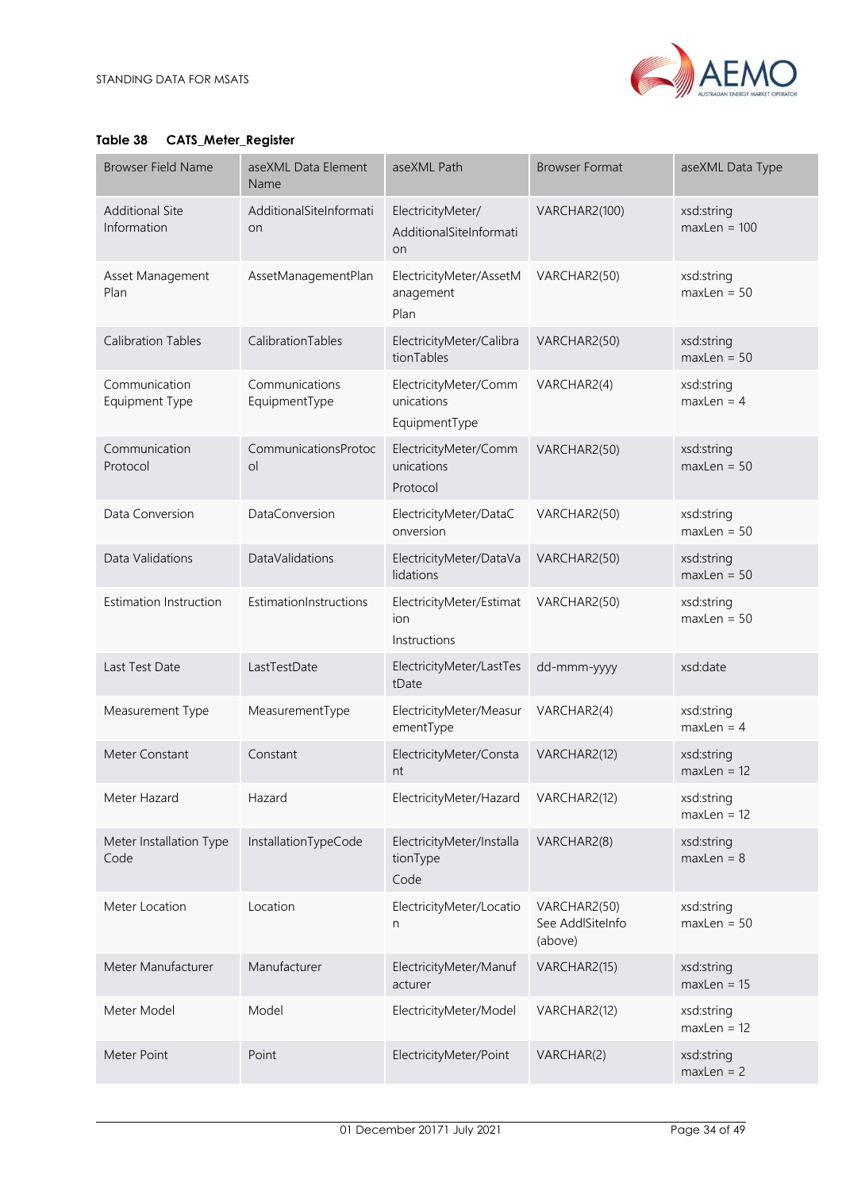**Table 38 CATS_Meter_Register**

| Browser Field Name | aseXML Data Element Name | aseXML Path | Browser Format | aseXML Data Type |
|---|---|---|---|---|
| Additional Site Information | AdditionalSiteInformation | ElectricityMeter/AdditionalSiteInformation | VARCHAR2(100) | xsd:string maxLen = 100 |
| Asset Management Plan | AssetManagementPlan | ElectricityMeter/AssetManagement Plan | VARCHAR2(50) | xsd:string maxLen = 50 |
| Calibration Tables | CalibrationTables | ElectricityMeter/CalibrationTables | VARCHAR2(50) | xsd:string maxLen = 50 |
| Communication Equipment Type | Communications EquipmentType | ElectricityMeter/Communications EquipmentType | VARCHAR2(4) | xsd:string maxLen = 4 |
| Communication Protocol | CommunicationsProtocol | ElectricityMeter/Communications Protocol | VARCHAR2(50) | xsd:string maxLen = 50 |
| Data Conversion | DataConversion | ElectricityMeter/DataConversion | VARCHAR2(50) | xsd:string maxLen = 50 |
| Data Validations | DataValidations | ElectricityMeter/DataValidations | VARCHAR2(50) | xsd:string maxLen = 50 |
| Estimation Instruction | EstimationInstructions | ElectricityMeter/Estimation Instructions | VARCHAR2(50) | xsd:string maxLen = 50 |
| Last Test Date | LastTestDate | ElectricityMeter/LastTestDate | dd-mmm-yyyy | xsd:date |
| Measurement Type | MeasurementType | ElectricityMeter/MeasurementType | VARCHAR2(4) | xsd:string maxLen = 4 |
| Meter Constant | Constant | ElectricityMeter/Constant | VARCHAR2(12) | xsd:string maxLen = 12 |
| Meter Hazard | Hazard | ElectricityMeter/Hazard | VARCHAR2(12) | xsd:string maxLen = 12 |
| Meter Installation Type Code | InstallationTypeCode | ElectricityMeter/InstallationType Code | VARCHAR2(8) | xsd:string maxLen = 8 |
| Meter Location | Location | ElectricityMeter/Location | VARCHAR2(50) See AddlSiteInfo (above) | xsd:string maxLen = 50 |
| Meter Manufacturer | Manufacturer | ElectricityMeter/Manufacturer | VARCHAR2(15) | xsd:string maxLen = 15 |
| Meter Model | Model | ElectricityMeter/Model | VARCHAR2(12) | xsd:string maxLen = 12 |
| Meter Point | Point | ElectricityMeter/Point | VARCHAR(2) | xsd:string maxLen = 2 |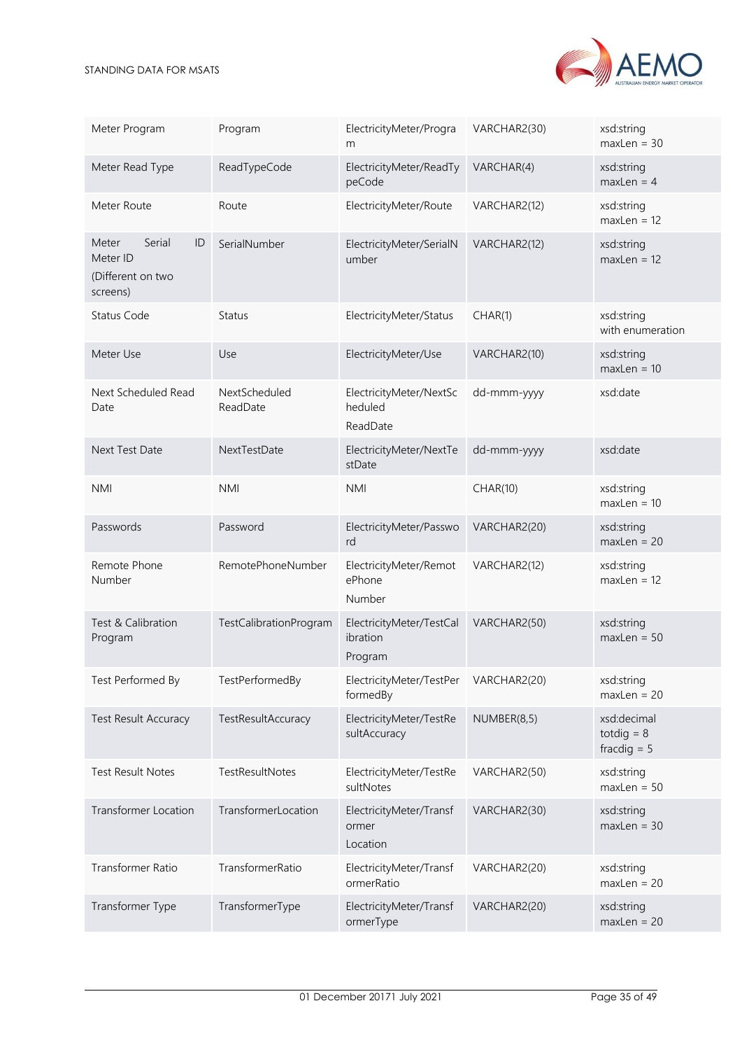| Meter Program | Program | ElectricityMeter/Program | VARCHAR2(30) | xsd:string maxLen = 30 |
|---|---|---|---|---|
| Meter Read Type | ReadTypeCode | ElectricityMeter/ReadTypeCode | VARCHAR(4) | xsd:string maxLen = 4 |
| Meter Route | Route | ElectricityMeter/Route | VARCHAR2(12) | xsd:string maxLen = 12 |
| Meter Serial ID Meter ID (Different on two screens) | SerialNumber | ElectricityMeter/SerialNumber | VARCHAR2(12) | xsd:string maxLen = 12 |
| Status Code | Status | ElectricityMeter/Status | CHAR(1) | xsd:string with enumeration |
| Meter Use | Use | ElectricityMeter/Use | VARCHAR2(10) | xsd:string maxLen = 10 |
| Next Scheduled Read Date | NextScheduled ReadDate | ElectricityMeter/NextScheduled ReadDate | dd-mmm-yyyy | xsd:date |
| Next Test Date | NextTestDate | ElectricityMeter/NextTestDate | dd-mmm-yyyy | xsd:date |
| NMI | NMI | NMI | CHAR(10) | xsd:string maxLen = 10 |
| Passwords | Password | ElectricityMeter/Password | VARCHAR2(20) | xsd:string maxLen = 20 |
| Remote Phone Number | RemotePhoneNumber | ElectricityMeter/RemotePhone Number | VARCHAR2(12) | xsd:string maxLen = 12 |
| Test & Calibration Program | TestCalibrationProgram | ElectricityMeter/TestCalibration Program | VARCHAR2(50) | xsd:string maxLen = 50 |
| Test Performed By | TestPerformedBy | ElectricityMeter/TestPerformedBy | VARCHAR2(20) | xsd:string maxLen = 20 |
| Test Result Accuracy | TestResultAccuracy | ElectricityMeter/TestResultAccuracy | NUMBER(8,5) | xsd:decimal totdig = 8 fracdig = 5 |
| Test Result Notes | TestResultNotes | ElectricityMeter/TestResultNotes | VARCHAR2(50) | xsd:string maxLen = 50 |
| Transformer Location | TransformerLocation | ElectricityMeter/Transformer Location | VARCHAR2(30) | xsd:string maxLen = 30 |
| Transformer Ratio | TransformerRatio | ElectricityMeter/TransformerRatio | VARCHAR2(20) | xsd:string maxLen = 20 |
| Transformer Type | TransformerType | ElectricityMeter/TransformerType | VARCHAR2(20) | xsd:string maxLen = 20 |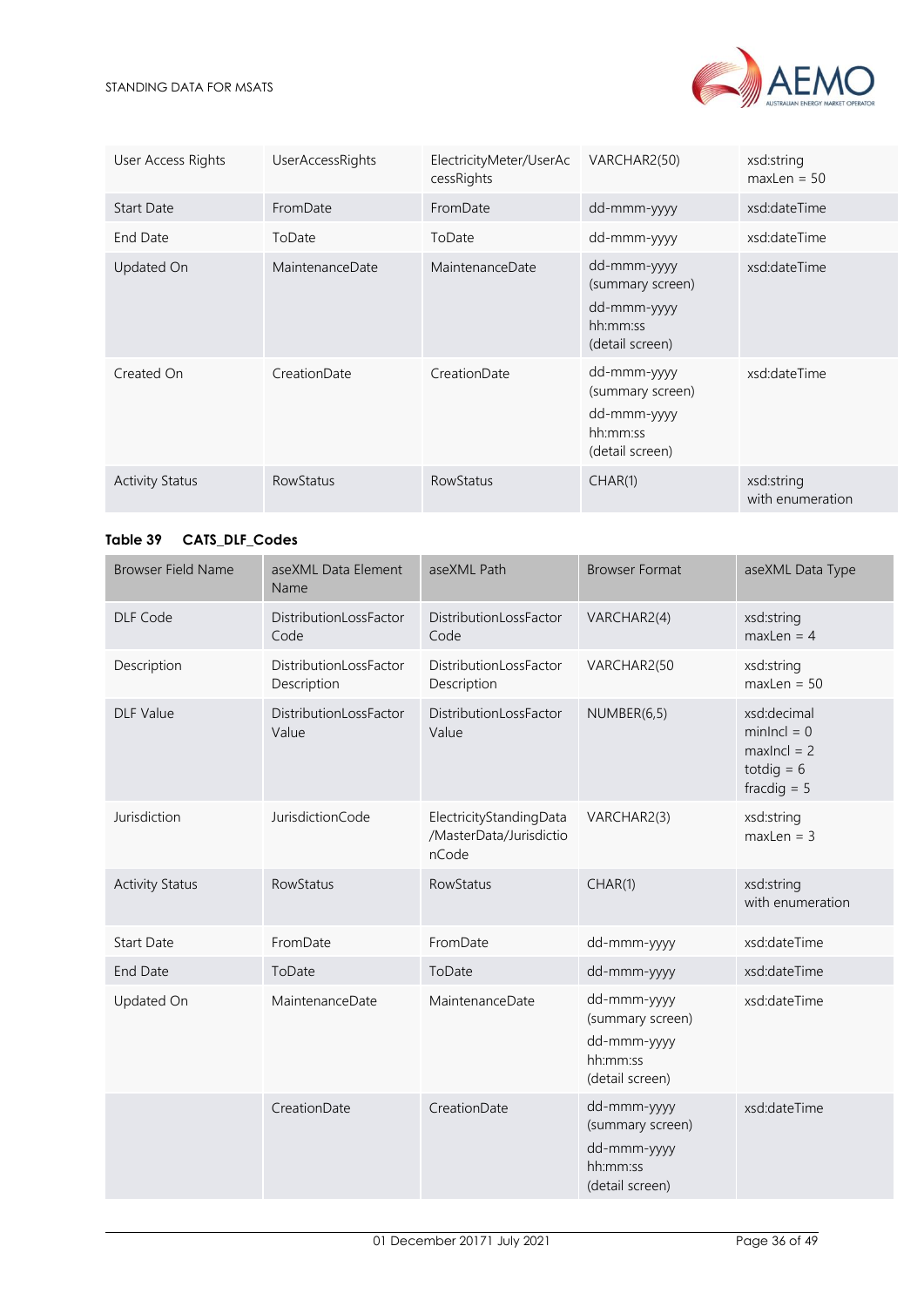| User Access Rights | UserAccessRights | ElectricityMeter/UserAccessRights | VARCHAR2(50) | xsd:string maxLen = 50 |
|---|---|---|---|---|
| Start Date | FromDate | FromDate | dd-mmm-yyyy | xsd:dateTime |
| End Date | ToDate | ToDate | dd-mmm-yyyy | xsd:dateTime |
| Updated On | MaintenanceDate | MaintenanceDate | dd-mmm-yyyy (summary screen) dd-mmm-yyyy hh:mm:ss (detail screen) | xsd:dateTime |
| Created On | CreationDate | CreationDate | dd-mmm-yyyy (summary screen) dd-mmm-yyyy hh:mm:ss (detail screen) | xsd:dateTime |
| Activity Status | RowStatus | RowStatus | CHAR(1) | xsd:string with enumeration |

**Table 39 CATS_DLF_Codes**

| Browser Field Name | aseXML Data Element Name | aseXML Path | Browser Format | aseXML Data Type |
|---|---|---|---|---|
| DLF Code | DistributionLossFactor Code | DistributionLossFactor Code | VARCHAR2(4) | xsd:string maxLen = 4 |
| Description | DistributionLossFactor Description | DistributionLossFactor Description | VARCHAR2(50 | xsd:string maxLen = 50 |
| DLF Value | DistributionLossFactor Value | DistributionLossFactor Value | NUMBER(6,5) | xsd:decimal minIncl = 0 maxIncl = 2 totdig = 6 fracdig = 5 |
| Jurisdiction | JurisdictionCode | ElectricityStandingData /MasterData/JurisdictionCode | VARCHAR2(3) | xsd:string maxLen = 3 |
| Activity Status | RowStatus | RowStatus | CHAR(1) | xsd:string with enumeration |
| Start Date | FromDate | FromDate | dd-mmm-yyyy | xsd:dateTime |
| End Date | ToDate | ToDate | dd-mmm-yyyy | xsd:dateTime |
| Updated On | MaintenanceDate | MaintenanceDate | dd-mmm-yyyy (summary screen) dd-mmm-yyyy hh:mm:ss (detail screen) | xsd:dateTime |
| | CreationDate | CreationDate | dd-mmm-yyyy (summary screen) dd-mmm-yyyy hh:mm:ss (detail screen) | xsd:dateTime |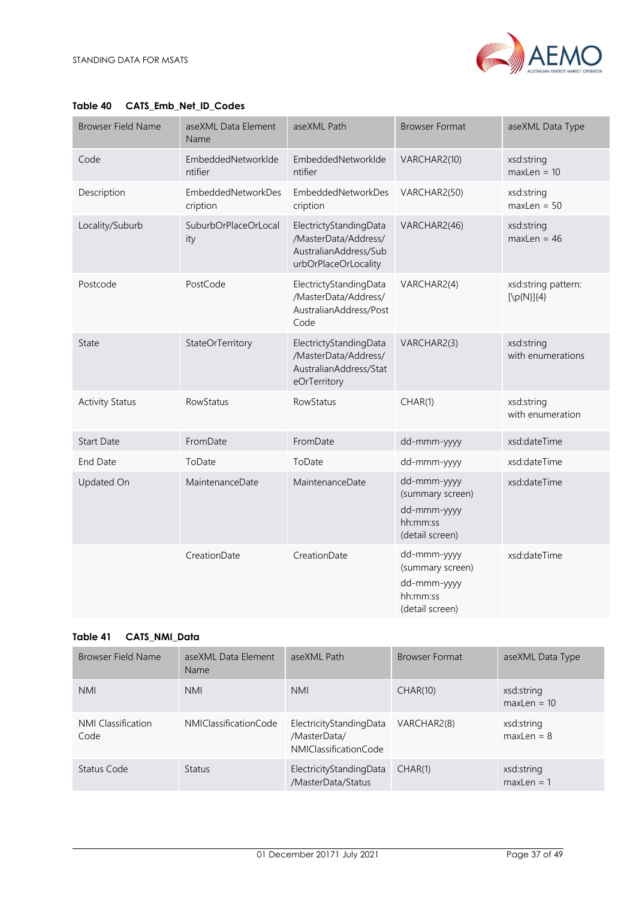**Table 40 CATS_Emb_Net_ID_Codes**

| Browser Field Name | aseXML Data Element Name | aseXML Path | Browser Format | aseXML Data Type |
|---|---|---|---|---|
| Code | EmbeddedNetworkIdentifier | EmbeddedNetworkIdentifier | VARCHAR2(10) | xsd:string maxLen = 10 |
| Description | EmbeddedNetworkDescription | EmbeddedNetworkDescription | VARCHAR2(50) | xsd:string maxLen = 50 |
| Locality/Suburb | SuburbOrPlaceOrLocality | ElectrictyStandingData /MasterData/Address/ AustralianAddress/SuburbOrPlaceOrLocality | VARCHAR2(46) | xsd:string maxLen = 46 |
| Postcode | PostCode | ElectrictyStandingData /MasterData/Address/ AustralianAddress/PostCode | VARCHAR2(4) | xsd:string pattern: [\p{N}]{4} |
| State | StateOrTerritory | ElectrictyStandingData /MasterData/Address/ AustralianAddress/StateOrTerritory | VARCHAR2(3) | xsd:string with enumerations |
| Activity Status | RowStatus | RowStatus | CHAR(1) | xsd:string with enumeration |
| Start Date | FromDate | FromDate | dd-mmm-yyyy | xsd:dateTime |
| End Date | ToDate | ToDate | dd-mmm-yyyy | xsd:dateTime |
| Updated On | MaintenanceDate | MaintenanceDate | dd-mmm-yyyy (summary screen) dd-mmm-yyyy hh:mm:ss (detail screen) | xsd:dateTime |
| | CreationDate | CreationDate | dd-mmm-yyyy (summary screen) dd-mmm-yyyy hh:mm:ss (detail screen) | xsd:dateTime |

**Table 41 CATS_NMI_Data**

| Browser Field Name | aseXML Data Element Name | aseXML Path | Browser Format | aseXML Data Type |
|---|---|---|---|---|
| NMI | NMI | NMI | CHAR(10) | xsd:string maxLen = 10 |
| NMI Classification Code | NMIClassificationCode | ElectrictyStandingData /MasterData/ NMIClassificationCode | VARCHAR2(8) | xsd:string maxLen = 8 |
| Status Code | Status | ElectrictyStandingData /MasterData/Status | CHAR(1) | xsd:string maxLen = 1 |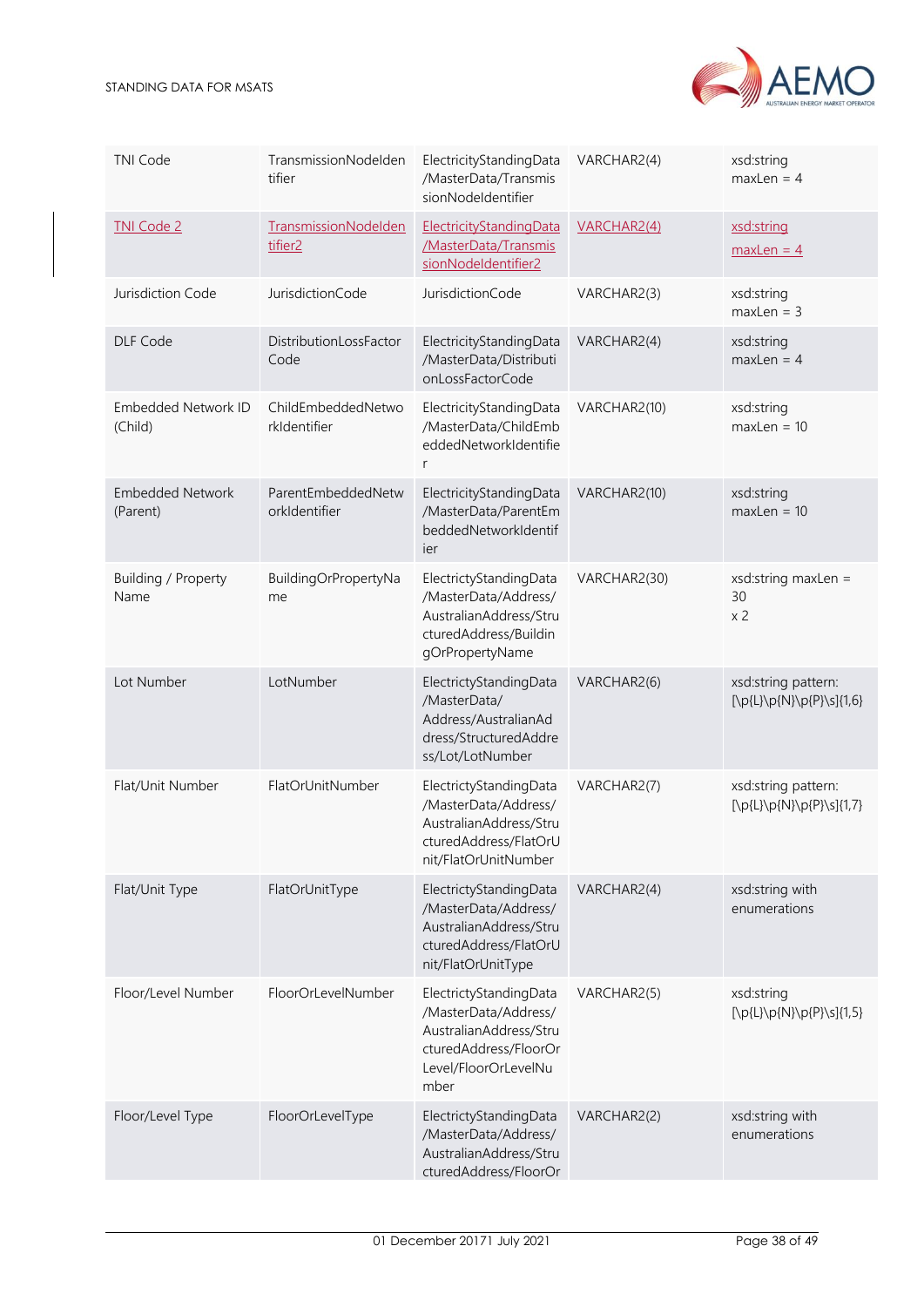| TNI Code | TransmissionNodeIdentifier | ElectricityStandingData/MasterData/TransmissionNodeIdentifier | VARCHAR2(4) | xsd:string maxLen = 4 |
|---|---|---|---|---|
| TNI Code 2 | TransmissionNodeIdentifier2 | ElectricityStandingData/MasterData/TransmissionNodeIdentifier2 | VARCHAR2(4) | xsd:string maxLen = 4 |
| Jurisdiction Code | JurisdictionCode | JurisdictionCode | VARCHAR2(3) | xsd:string maxLen = 3 |
| DLF Code | DistributionLossFactorCode | ElectricityStandingData/MasterData/DistributionLossFactorCode | VARCHAR2(4) | xsd:string maxLen = 4 |
| Embedded Network ID (Child) | ChildEmbeddedNetworkIdentifier | ElectricityStandingData/MasterData/ChildEmbeddedNetworkIdentifier | VARCHAR2(10) | xsd:string maxLen = 10 |
| Embedded Network (Parent) | ParentEmbeddedNetworkIdentifier | ElectricityStandingData/MasterData/ParentEmbeddedNetworkIdentifier | VARCHAR2(10) | xsd:string maxLen = 10 |
| Building / Property Name | BuildingOrPropertyName | ElectricityStandingData/MasterData/Address/AustralianAddress/StructuredAddress/BuildingOrPropertyName | VARCHAR2(30) | xsd:string maxLen = 30 x 2 |
| Lot Number | LotNumber | ElectricityStandingData/MasterData/Address/AustralianAddress/StructuredAddress/Lot/LotNumber | VARCHAR2(6) | xsd:string pattern: [\p{L}\p{N}\p{P}\s]{1,6} |
| Flat/Unit Number | FlatOrUnitNumber | ElectricityStandingData/MasterData/Address/AustralianAddress/StructuredAddress/FlatOrUnit/FlatOrUnitNumber | VARCHAR2(7) | xsd:string pattern: [\p{L}\p{N}\p{P}\s]{1,7} |
| Flat/Unit Type | FlatOrUnitType | ElectricityStandingData/MasterData/Address/AustralianAddress/StructuredAddress/FlatOrUnit/FlatOrUnitType | VARCHAR2(4) | xsd:string with enumerations |
| Floor/Level Number | FloorOrLevelNumber | ElectricityStandingData/MasterData/Address/AustralianAddress/StructuredAddress/FloorOrLevel/FloorOrLevelNumber | VARCHAR2(5) | xsd:string [\p{L}\p{N}\p{P}\s]{1,5} |
| Floor/Level Type | FloorOrLevelType | ElectricityStandingData/MasterData/Address/AustralianAddress/StructuredAddress/FloorOr | VARCHAR2(2) | xsd:string with enumerations |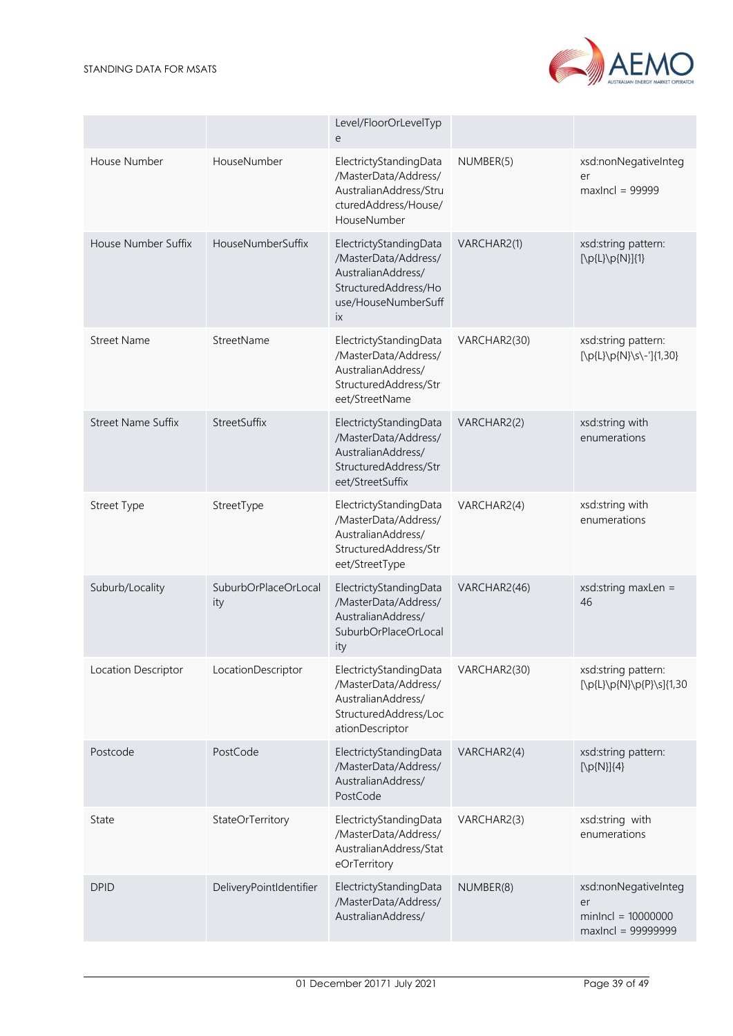| | | Level/FloorOrLevelType | | |
|---|---|---|---|---|
| House Number | HouseNumber | ElectrictyStandingData/MasterData/Address/AustralianAddress/StructuredAddress/House/HouseNumber | NUMBER(5) | xsd:nonNegativeInteger maxIncl = 99999 |
| House Number Suffix | HouseNumberSuffix | ElectrictyStandingData/MasterData/Address/AustralianAddress/StructuredAddress/House/HouseNumberSuffix | VARCHAR2(1) | xsd:string pattern: [\p{L}\p{N}]{1} |
| Street Name | StreetName | ElectrictyStandingData/MasterData/Address/AustralianAddress/StructuredAddress/Street/StreetName | VARCHAR2(30) | xsd:string pattern: [\p{L}\p{N}\s\-']{1,30} |
| Street Name Suffix | StreetSuffix | ElectrictyStandingData/MasterData/Address/AustralianAddress/StructuredAddress/Street/StreetSuffix | VARCHAR2(2) | xsd:string with enumerations |
| Street Type | StreetType | ElectrictyStandingData/MasterData/Address/AustralianAddress/StructuredAddress/Street/StreetType | VARCHAR2(4) | xsd:string with enumerations |
| Suburb/Locality | SuburbOrPlaceOrLocality | ElectrictyStandingData/MasterData/Address/AustralianAddress/SuburbOrPlaceOrLocality | VARCHAR2(46) | xsd:string maxLen = 46 |
| Location Descriptor | LocationDescriptor | ElectrictyStandingData/MasterData/Address/AustralianAddress/StructuredAddress/LocationDescriptor | VARCHAR2(30) | xsd:string pattern: [\p{L}\p{N}\p{P}\s]{1,30 |
| Postcode | PostCode | ElectrictyStandingData/MasterData/Address/AustralianAddress/PostCode | VARCHAR2(4) | xsd:string pattern: [\p{N}]{4} |
| State | StateOrTerritory | ElectrictyStandingData/MasterData/Address/AustralianAddress/StateOrTerritory | VARCHAR2(3) | xsd:string with enumerations |
| DPID | DeliveryPointIdentifier | ElectrictyStandingData/MasterData/Address/AustralianAddress/ | NUMBER(8) | xsd:nonNegativeInteger minIncl = 10000000 maxIncl = 99999999 |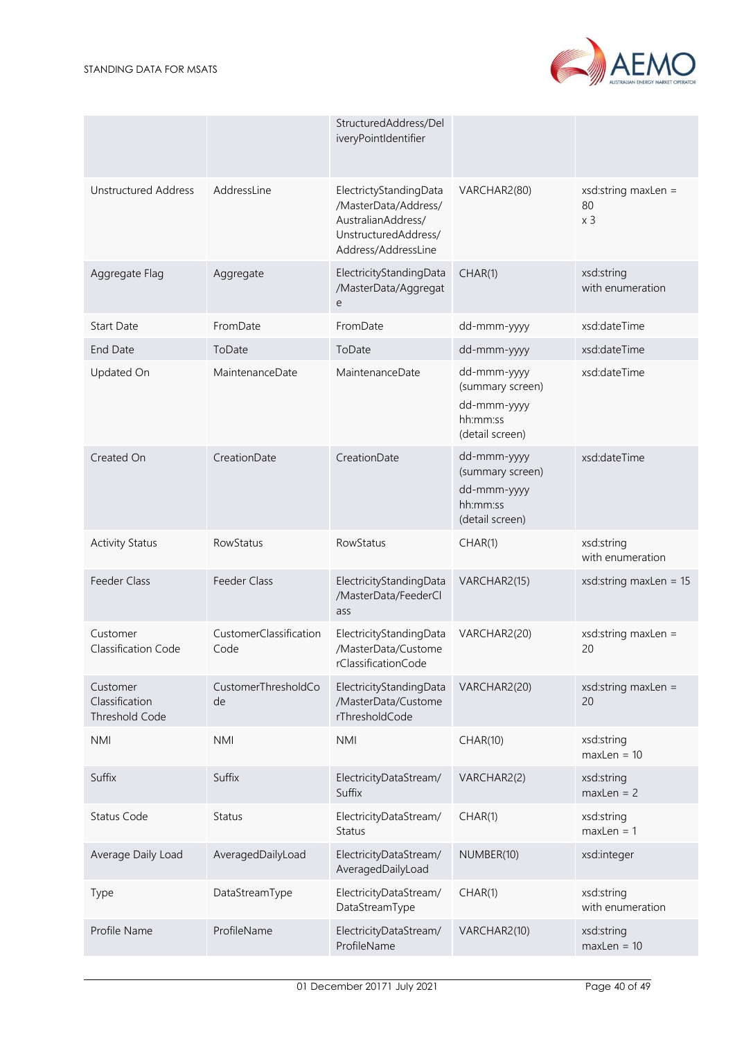| | | | | |
|---|---|---|---|---|
| | | StructuredAddress/DeliveryPointIdentifier | | |
| Unstructured Address | AddressLine | ElectrictyStandingData/MasterData/Address/AustralianAddress/UnstructuredAddress/Address/AddressLine | VARCHAR2(80) | xsd:string maxLen = 80 x 3 |
| Aggregate Flag | Aggregate | ElectricityStandingData/MasterData/Aggregate | CHAR(1) | xsd:string with enumeration |
| Start Date | FromDate | FromDate | dd-mmm-yyyy | xsd:dateTime |
| End Date | ToDate | ToDate | dd-mmm-yyyy | xsd:dateTime |
| Updated On | MaintenanceDate | MaintenanceDate | dd-mmm-yyyy (summary screen) dd-mmm-yyyy hh:mm:ss (detail screen) | xsd:dateTime |
| Created On | CreationDate | CreationDate | dd-mmm-yyyy (summary screen) dd-mmm-yyyy hh:mm:ss (detail screen) | xsd:dateTime |
| Activity Status | RowStatus | RowStatus | CHAR(1) | xsd:string with enumeration |
| Feeder Class | Feeder Class | ElectricityStandingData/MasterData/FeederClass | VARCHAR2(15) | xsd:string maxLen = 15 |
| Customer Classification Code | CustomerClassificationCode | ElectricityStandingData/MasterData/CustomerClassificationCode | VARCHAR2(20) | xsd:string maxLen = 20 |
| Customer Classification Threshold Code | CustomerThresholdCode | ElectricityStandingData/MasterData/CustomerThresholdCode | VARCHAR2(20) | xsd:string maxLen = 20 |
| NMI | NMI | NMI | CHAR(10) | xsd:string maxLen = 10 |
| Suffix | Suffix | ElectricityDataStream/Suffix | VARCHAR2(2) | xsd:string maxLen = 2 |
| Status Code | Status | ElectricityDataStream/Status | CHAR(1) | xsd:string maxLen = 1 |
| Average Daily Load | AveragedDailyLoad | ElectricityDataStream/AveragedDailyLoad | NUMBER(10) | xsd:integer |
| Type | DataStreamType | ElectricityDataStream/DataStreamType | CHAR(1) | xsd:string with enumeration |
| Profile Name | ProfileName | ElectricityDataStream/ProfileName | VARCHAR2(10) | xsd:string maxLen = 10 |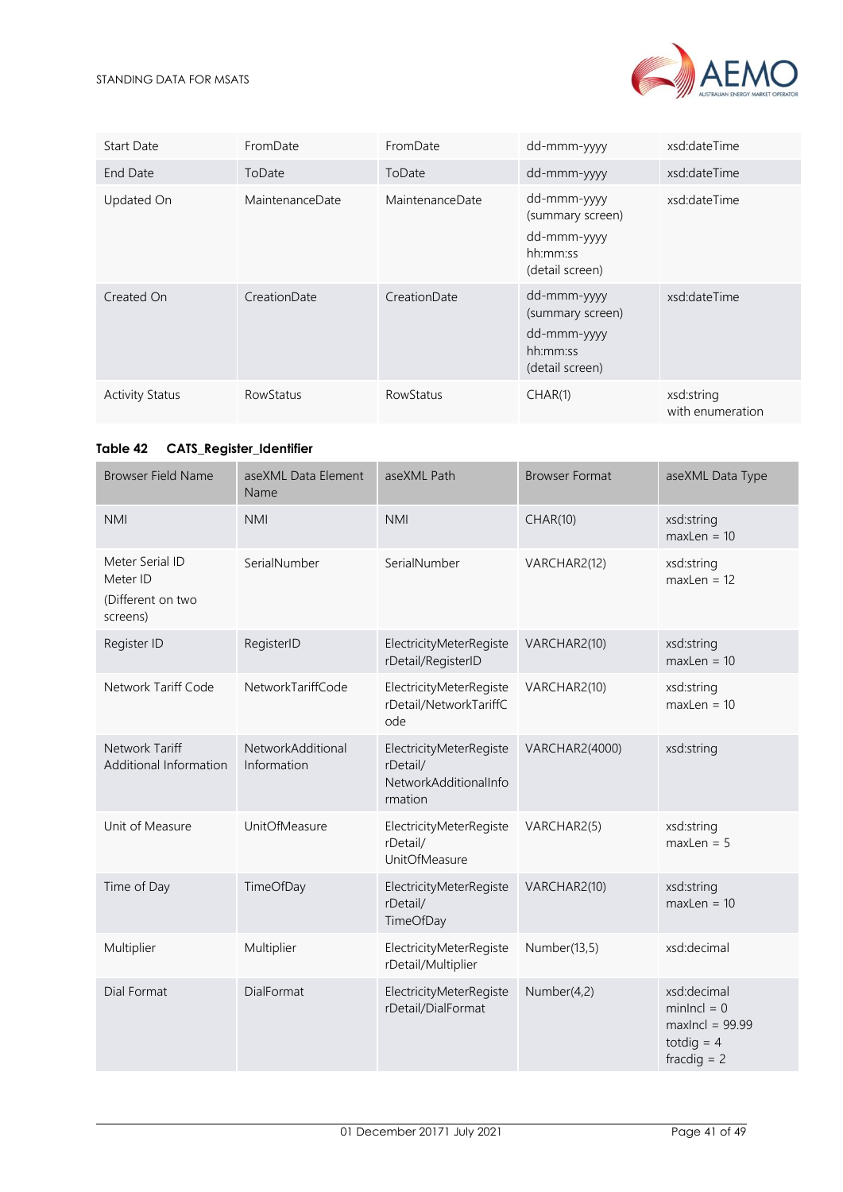| Start Date | FromDate | FromDate | dd-mmm-yyyy | xsd:dateTime |
|---|---|---|---|---|
| End Date | ToDate | ToDate | dd-mmm-yyyy | xsd:dateTime |
| Updated On | MaintenanceDate | MaintenanceDate | dd-mmm-yyyy (summary screen)<br>dd-mmm-yyyy hh:mm:ss (detail screen) | xsd:dateTime |
| Created On | CreationDate | CreationDate | dd-mmm-yyyy (summary screen)<br>dd-mmm-yyyy hh:mm:ss (detail screen) | xsd:dateTime |
| Activity Status | RowStatus | RowStatus | CHAR(1) | xsd:string with enumeration |

**Table 42 CATS_Register_Identifier**

| Browser Field Name | aseXML Data Element Name | aseXML Path | Browser Format | aseXML Data Type |
|---|---|---|---|---|
| NMI | NMI | NMI | CHAR(10) | xsd:string maxLen = 10 |
| Meter Serial ID<br>Meter ID<br>(Different on two screens) | SerialNumber | SerialNumber | VARCHAR2(12) | xsd:string maxLen = 12 |
| Register ID | RegisterID | ElectricityMeterRegisterDetail/RegisterID | VARCHAR2(10) | xsd:string maxLen = 10 |
| Network Tariff Code | NetworkTariffCode | ElectricityMeterRegisterDetail/NetworkTariffCode | VARCHAR2(10) | xsd:string maxLen = 10 |
| Network Tariff Additional Information | NetworkAdditional Information | ElectricityMeterRegisterDetail/ NetworkAdditionalInformation | VARCHAR2(4000) | xsd:string |
| Unit of Measure | UnitOfMeasure | ElectricityMeterRegisterDetail/ UnitOfMeasure | VARCHAR2(5) | xsd:string maxLen = 5 |
| Time of Day | TimeOfDay | ElectricityMeterRegisterDetail/ TimeOfDay | VARCHAR2(10) | xsd:string maxLen = 10 |
| Multiplier | Multiplier | ElectricityMeterRegisterDetail/Multiplier | Number(13,5) | xsd:decimal |
| Dial Format | DialFormat | ElectricityMeterRegisterDetail/DialFormat | Number(4,2) | xsd:decimal minIncl = 0 maxIncl = 99.99 totdig = 4 fracdig = 2 |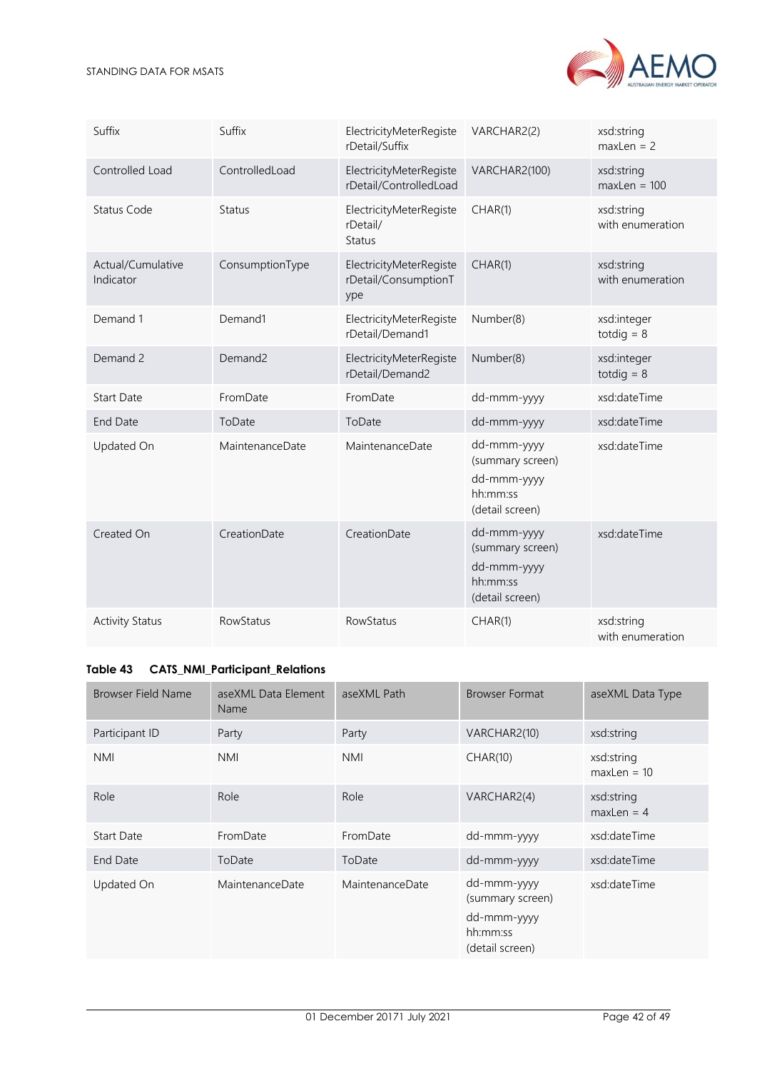| | | | | |
|---|---|---|---|---|
| Suffix | Suffix | ElectricityMeterRegisterDetail/Suffix | VARCHAR2(2) | xsd:string maxLen = 2 |
| Controlled Load | ControlledLoad | ElectricityMeterRegisterDetail/ControlledLoad | VARCHAR2(100) | xsd:string maxLen = 100 |
| Status Code | Status | ElectricityMeterRegisterDetail/ Status | CHAR(1) | xsd:string with enumeration |
| Actual/Cumulative Indicator | ConsumptionType | ElectricityMeterRegisterDetail/ConsumptionType | CHAR(1) | xsd:string with enumeration |
| Demand 1 | Demand1 | ElectricityMeterRegisterDetail/Demand1 | Number(8) | xsd:integer totdig = 8 |
| Demand 2 | Demand2 | ElectricityMeterRegisterDetail/Demand2 | Number(8) | xsd:integer totdig = 8 |
| Start Date | FromDate | FromDate | dd-mmm-yyyy | xsd:dateTime |
| End Date | ToDate | ToDate | dd-mmm-yyyy | xsd:dateTime |
| Updated On | MaintenanceDate | MaintenanceDate | dd-mmm-yyyy (summary screen) dd-mmm-yyyy hh:mm:ss (detail screen) | xsd:dateTime |
| Created On | CreationDate | CreationDate | dd-mmm-yyyy (summary screen) dd-mmm-yyyy hh:mm:ss (detail screen) | xsd:dateTime |
| Activity Status | RowStatus | RowStatus | CHAR(1) | xsd:string with enumeration |

**Table 43 CATS_NMI_Participant_Relations**

| Browser Field Name | aseXML Data Element Name | aseXML Path | Browser Format | aseXML Data Type |
|---|---|---|---|---|
| Participant ID | Party | Party | VARCHAR2(10) | xsd:string |
| NMI | NMI | NMI | CHAR(10) | xsd:string maxLen = 10 |
| Role | Role | Role | VARCHAR2(4) | xsd:string maxLen = 4 |
| Start Date | FromDate | FromDate | dd-mmm-yyyy | xsd:dateTime |
| End Date | ToDate | ToDate | dd-mmm-yyyy | xsd:dateTime |
| Updated On | MaintenanceDate | MaintenanceDate | dd-mmm-yyyy (summary screen) dd-mmm-yyyy hh:mm:ss (detail screen) | xsd:dateTime |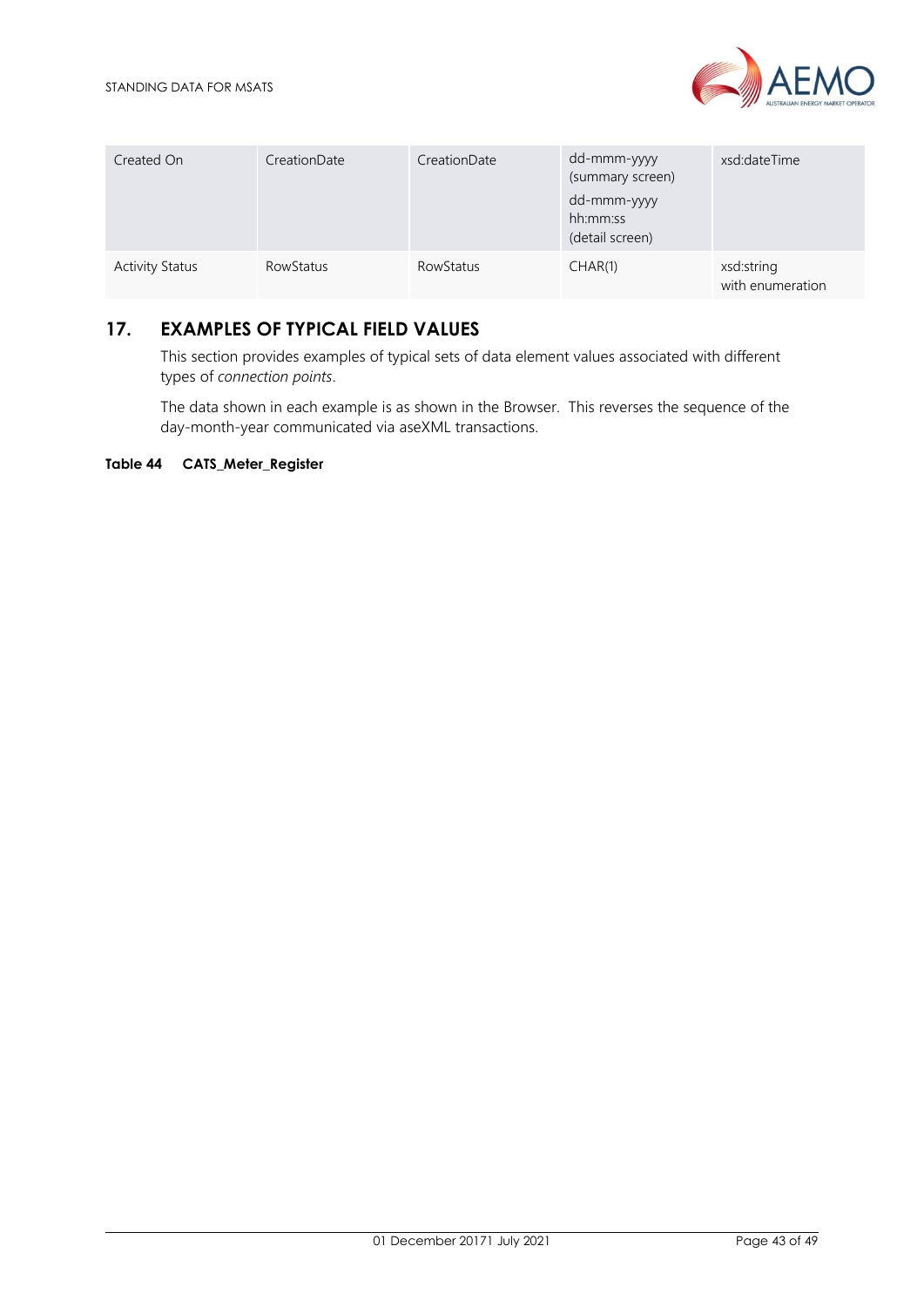| Created On | CreationDate | CreationDate | dd-mmm-yyyy (summary screen)<br>dd-mmm-yyyy hh:mm:ss (detail screen) | xsd:dateTime |
|---|---|---|---|---|
| Activity Status | RowStatus | RowStatus | CHAR(1) | xsd:string with enumeration |

# 17. EXAMPLES OF TYPICAL FIELD VALUES

This section provides examples of typical sets of data element values associated with different types of *connection points*.

The data shown in each example is as shown in the Browser. This reverses the sequence of the day-month-year communicated via aseXML transactions.

**Table 44 CATS_Meter_Register**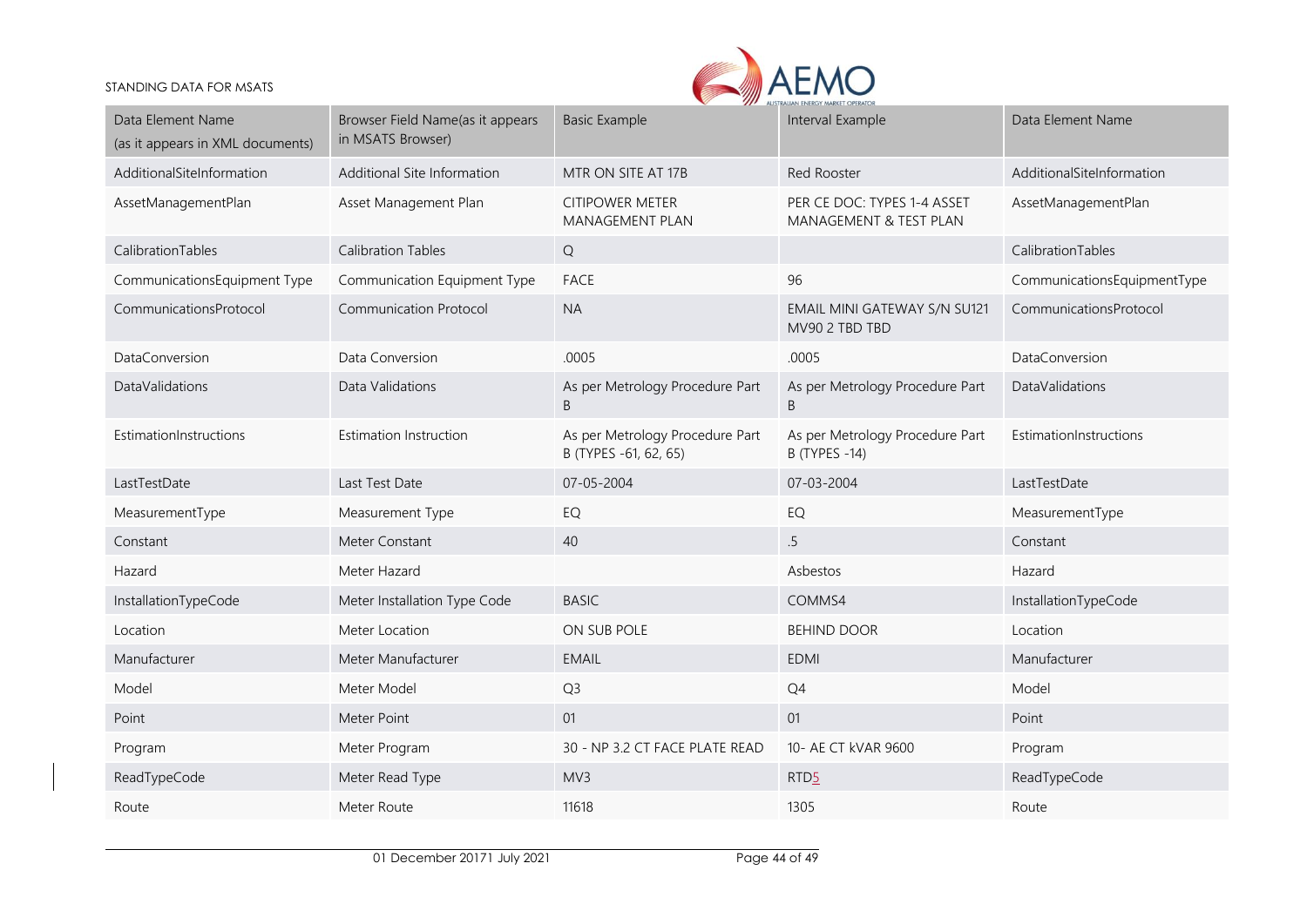| Data Element Name (as it appears in XML documents) | Browser Field Name(as it appears in MSATS Browser) | Basic Example | Interval Example | Data Element Name |
|---|---|---|---|---|
| AdditionalSiteInformation | Additional Site Information | MTR ON SITE AT 17B | Red Rooster | AdditionalSiteInformation |
| AssetManagementPlan | Asset Management Plan | CITIPOWER METER MANAGEMENT PLAN | PER CE DOC: TYPES 1-4 ASSET MANAGEMENT & TEST PLAN | AssetManagementPlan |
| CalibrationTables | Calibration Tables | Q | | CalibrationTables |
| CommunicationsEquipment Type | Communication Equipment Type | FACE | 96 | CommunicationsEquipmentType |
| CommunicationsProtocol | Communication Protocol | NA | EMAIL MINI GATEWAY S/N SU121 MV90 2 TBD TBD | CommunicationsProtocol |
| DataConversion | Data Conversion | .0005 | .0005 | DataConversion |
| DataValidations | Data Validations | As per Metrology Procedure Part B | As per Metrology Procedure Part B | DataValidations |
| EstimationInstructions | Estimation Instruction | As per Metrology Procedure Part B (TYPES -61, 62, 65) | As per Metrology Procedure Part B (TYPES -14) | EstimationInstructions |
| LastTestDate | Last Test Date | 07-05-2004 | 07-03-2004 | LastTestDate |
| MeasurementType | Measurement Type | EQ | EQ | MeasurementType |
| Constant | Meter Constant | 40 | .5 | Constant |
| Hazard | Meter Hazard | | Asbestos | Hazard |
| InstallationTypeCode | Meter Installation Type Code | BASIC | COMMS4 | InstallationTypeCode |
| Location | Meter Location | ON SUB POLE | BEHIND DOOR | Location |
| Manufacturer | Meter Manufacturer | EMAIL | EDMI | Manufacturer |
| Model | Meter Model | Q3 | Q4 | Model |
| Point | Meter Point | 01 | 01 | Point |
| Program | Meter Program | 30 - NP 3.2 CT FACE PLATE READ | 10- AE CT kVAR 9600 | Program |
| ReadTypeCode | Meter Read Type | MV3 | RTD5 | ReadTypeCode |
| Route | Meter Route | 11618 | 1305 | Route |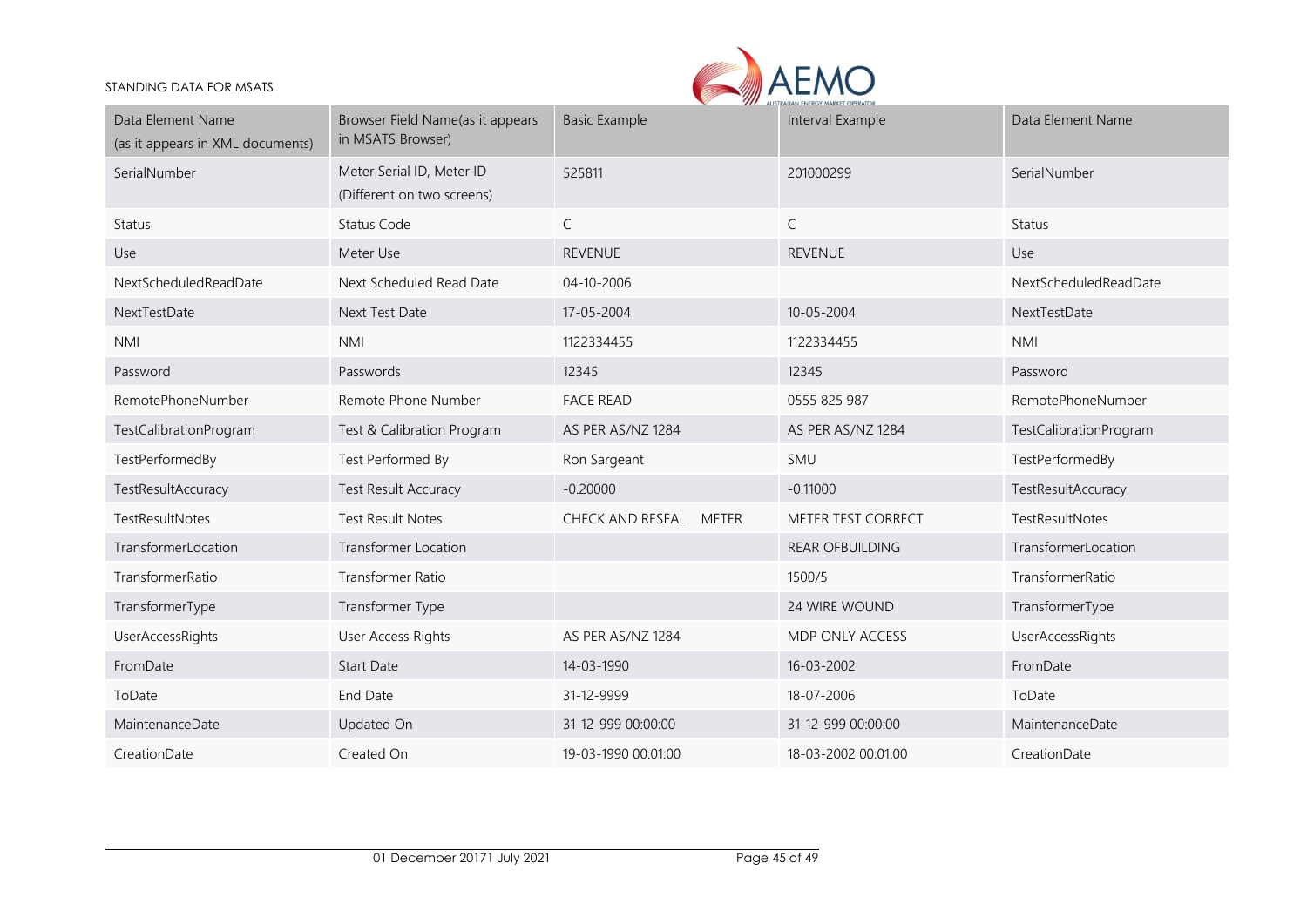| Data Element Name (as it appears in XML documents) | Browser Field Name(as it appears in MSATS Browser) | Basic Example | Interval Example | Data Element Name |
|---|---|---|---|---|
| SerialNumber | Meter Serial ID, Meter ID (Different on two screens) | 525811 | 201000299 | SerialNumber |
| Status | Status Code | C | C | Status |
| Use | Meter Use | REVENUE | REVENUE | Use |
| NextScheduledReadDate | Next Scheduled Read Date | 04-10-2006 | | NextScheduledReadDate |
| NextTestDate | Next Test Date | 17-05-2004 | 10-05-2004 | NextTestDate |
| NMI | NMI | 1122334455 | 1122334455 | NMI |
| Password | Passwords | 12345 | 12345 | Password |
| RemotePhoneNumber | Remote Phone Number | FACE READ | 0555 825 987 | RemotePhoneNumber |
| TestCalibrationProgram | Test & Calibration Program | AS PER AS/NZ 1284 | AS PER AS/NZ 1284 | TestCalibrationProgram |
| TestPerformedBy | Test Performed By | Ron Sargeant | SMU | TestPerformedBy |
| TestResultAccuracy | Test Result Accuracy | -0.20000 | -0.11000 | TestResultAccuracy |
| TestResultNotes | Test Result Notes | CHECK AND RESEAL METER | METER TEST CORRECT | TestResultNotes |
| TransformerLocation | Transformer Location | | REAR OFBUILDING | TransformerLocation |
| TransformerRatio | Transformer Ratio | | 1500/5 | TransformerRatio |
| TransformerType | Transformer Type | | 24 WIRE WOUND | TransformerType |
| UserAccessRights | User Access Rights | AS PER AS/NZ 1284 | MDP ONLY ACCESS | UserAccessRights |
| FromDate | Start Date | 14-03-1990 | 16-03-2002 | FromDate |
| ToDate | End Date | 31-12-9999 | 18-07-2006 | ToDate |
| MaintenanceDate | Updated On | 31-12-999 00:00:00 | 31-12-999 00:00:00 | MaintenanceDate |
| CreationDate | Created On | 19-03-1990 00:01:00 | 18-03-2002 00:01:00 | CreationDate |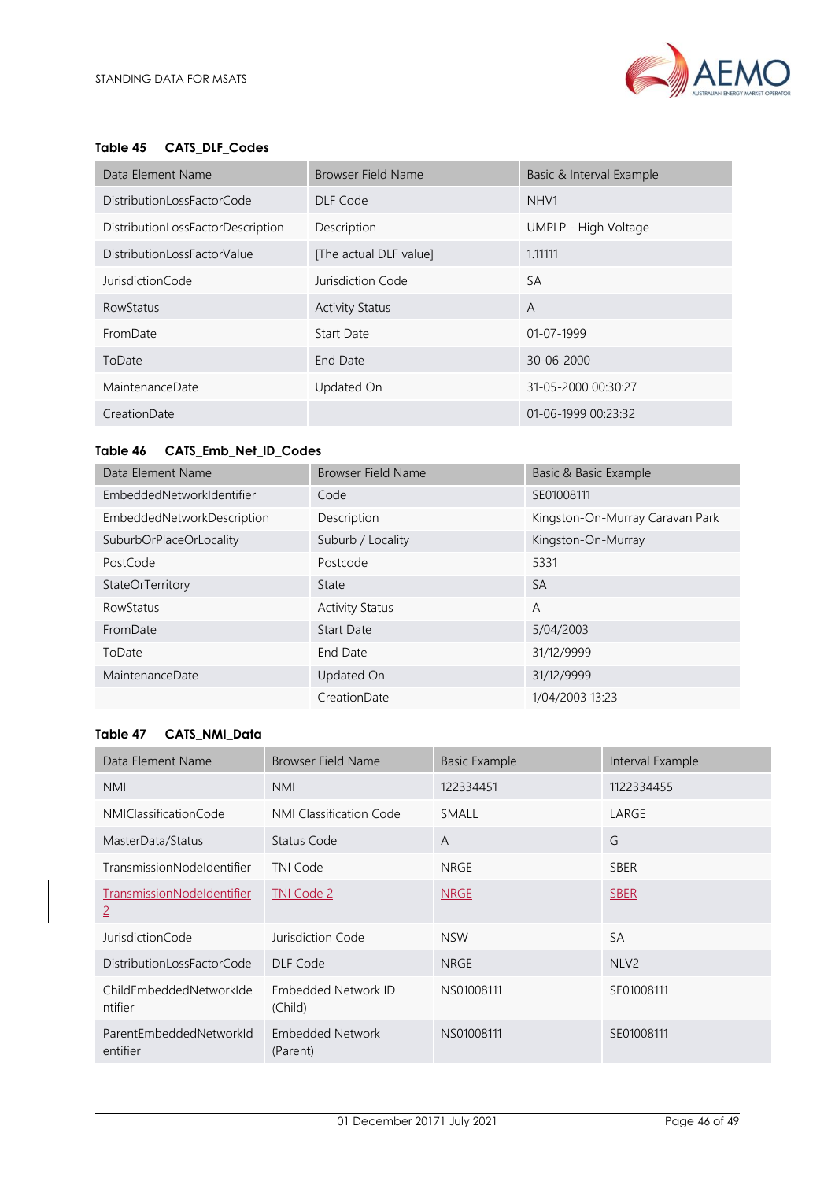**Table 45 CATS_DLF_Codes**

| Data Element Name | Browser Field Name | Basic & Interval Example |
|---|---|---|
| DistributionLossFactorCode | DLF Code | NHV1 |
| DistributionLossFactorDescription | Description | UMPLP - High Voltage |
| DistributionLossFactorValue | [The actual DLF value] | 1.11111 |
| JurisdictionCode | Jurisdiction Code | SA |
| RowStatus | Activity Status | A |
| FromDate | Start Date | 01-07-1999 |
| ToDate | End Date | 30-06-2000 |
| MaintenanceDate | Updated On | 31-05-2000 00:30:27 |
| CreationDate | | 01-06-1999 00:23:32 |

**Table 46 CATS_Emb_Net_ID_Codes**

| Data Element Name | Browser Field Name | Basic & Basic Example |
|---|---|---|
| EmbeddedNetworkIdentifier | Code | SE01008111 |
| EmbeddedNetworkDescription | Description | Kingston-On-Murray Caravan Park |
| SuburbOrPlaceOrLocality | Suburb / Locality | Kingston-On-Murray |
| PostCode | Postcode | 5331 |
| StateOrTerritory | State | SA |
| RowStatus | Activity Status | A |
| FromDate | Start Date | 5/04/2003 |
| ToDate | End Date | 31/12/9999 |
| MaintenanceDate | Updated On | 31/12/9999 |
| | CreationDate | 1/04/2003 13:23 |

**Table 47 CATS_NMI_Data**

| Data Element Name | Browser Field Name | Basic Example | Interval Example |
|---|---|---|---|
| NMI | NMI | 122334451 | 1122334455 |
| NMIClassificationCode | NMI Classification Code | SMALL | LARGE |
| MasterData/Status | Status Code | A | G |
| TransmissionNodeIdentifier | TNI Code | NRGE | SBER |
| TransmissionNodeIdentifier 2 | TNI Code 2 | NRGE | SBER |
| JurisdictionCode | Jurisdiction Code | NSW | SA |
| DistributionLossFactorCode | DLF Code | NRGE | NLV2 |
| ChildEmbeddedNetworkIdentifier | Embedded Network ID (Child) | NS01008111 | SE01008111 |
| ParentEmbeddedNetworkIdentifier | Embedded Network (Parent) | NS01008111 | SE01008111 |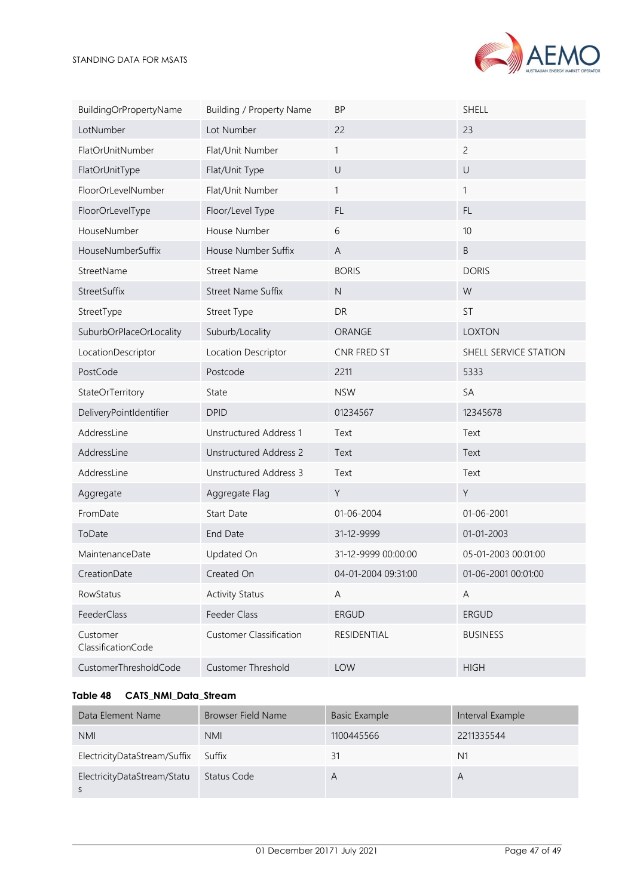| | | | |
|---|---|---|---|
| BuildingOrPropertyName | Building / Property Name | BP | SHELL |
| LotNumber | Lot Number | 22 | 23 |
| FlatOrUnitNumber | Flat/Unit Number | 1 | 2 |
| FlatOrUnitType | Flat/Unit Type | U | U |
| FloorOrLevelNumber | Flat/Unit Number | 1 | 1 |
| FloorOrLevelType | Floor/Level Type | FL | FL |
| HouseNumber | House Number | 6 | 10 |
| HouseNumberSuffix | House Number Suffix | A | B |
| StreetName | Street Name | BORIS | DORIS |
| StreetSuffix | Street Name Suffix | N | W |
| StreetType | Street Type | DR | ST |
| SuburbOrPlaceOrLocality | Suburb/Locality | ORANGE | LOXTON |
| LocationDescriptor | Location Descriptor | CNR FRED ST | SHELL SERVICE STATION |
| PostCode | Postcode | 2211 | 5333 |
| StateOrTerritory | State | NSW | SA |
| DeliveryPointIdentifier | DPID | 01234567 | 12345678 |
| AddressLine | Unstructured Address 1 | Text | Text |
| AddressLine | Unstructured Address 2 | Text | Text |
| AddressLine | Unstructured Address 3 | Text | Text |
| Aggregate | Aggregate Flag | Y | Y |
| FromDate | Start Date | 01-06-2004 | 01-06-2001 |
| ToDate | End Date | 31-12-9999 | 01-01-2003 |
| MaintenanceDate | Updated On | 31-12-9999 00:00:00 | 05-01-2003 00:01:00 |
| CreationDate | Created On | 04-01-2004 09:31:00 | 01-06-2001 00:01:00 |
| RowStatus | Activity Status | A | A |
| FeederClass | Feeder Class | ERGUD | ERGUD |
| Customer ClassificationCode | Customer Classification | RESIDENTIAL | BUSINESS |
| CustomerThresholdCode | Customer Threshold | LOW | HIGH |

**Table 48 CATS_NMI_Data_Stream**

| Data Element Name | Browser Field Name | Basic Example | Interval Example |
|---|---|---|---|
| NMI | NMI | 1100445566 | 2211335544 |
| ElectricityDataStream/Suffix | Suffix | 31 | N1 |
| ElectricityDataStream/Status | Status Code | A | A |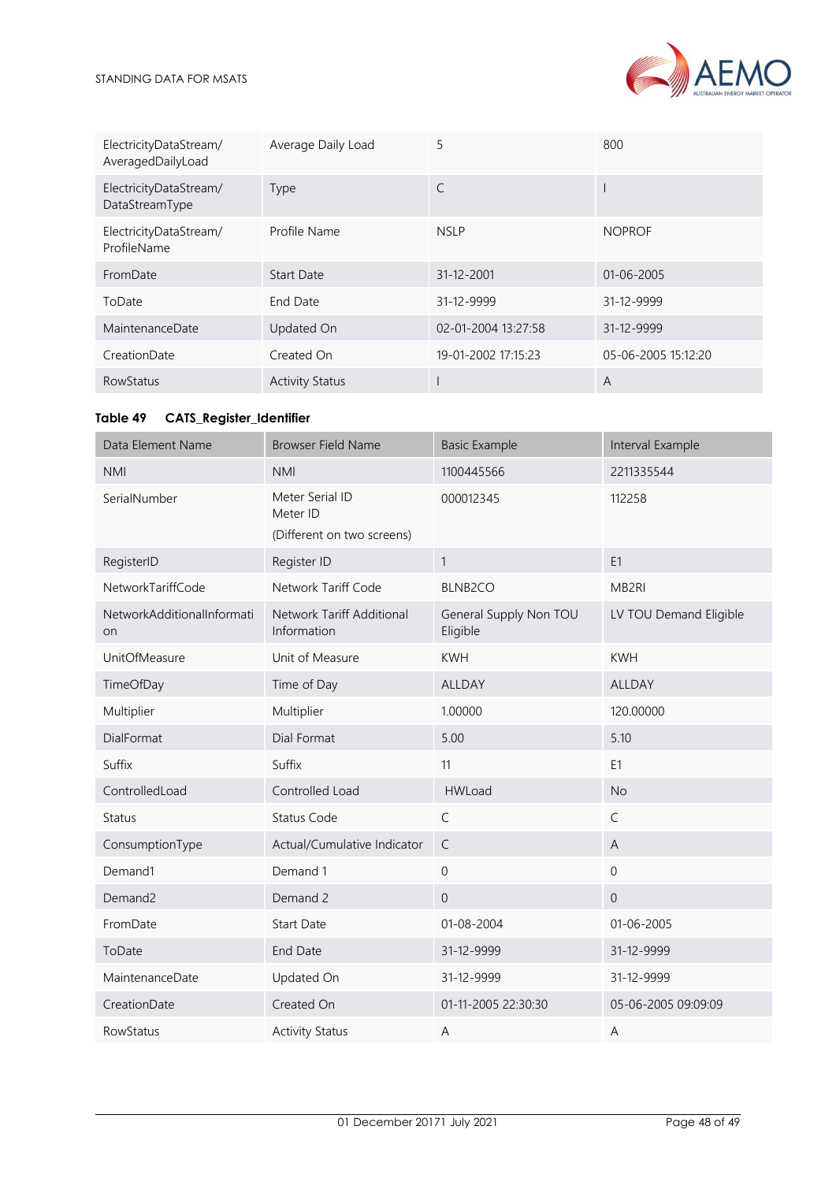| | | | |
|---|---|---|---|
| ElectricityDataStream/ AveragedDailyLoad | Average Daily Load | 5 | 800 |
| ElectricityDataStream/ DataStreamType | Type | C | I |
| ElectricityDataStream/ ProfileName | Profile Name | NSLP | NOPROF |
| FromDate | Start Date | 31-12-2001 | 01-06-2005 |
| ToDate | End Date | 31-12-9999 | 31-12-9999 |
| MaintenanceDate | Updated On | 02-01-2004 13:27:58 | 31-12-9999 |
| CreationDate | Created On | 19-01-2002 17:15:23 | 05-06-2005 15:12:20 |
| RowStatus | Activity Status | I | A |

**Table 49 CATS_Register_Identifier**

| Data Element Name | Browser Field Name | Basic Example | Interval Example |
|---|---|---|---|
| NMI | NMI | 1100445566 | 2211335544 |
| SerialNumber | Meter Serial ID<br>Meter ID<br>(Different on two screens) | 000012345 | 112258 |
| RegisterID | Register ID | 1 | E1 |
| NetworkTariffCode | Network Tariff Code | BLNB2CO | MB2RI |
| NetworkAdditionalInformation | Network Tariff Additional Information | General Supply Non TOU Eligible | LV TOU Demand Eligible |
| UnitOfMeasure | Unit of Measure | KWH | KWH |
| TimeOfDay | Time of Day | ALLDAY | ALLDAY |
| Multiplier | Multiplier | 1.00000 | 120.00000 |
| DialFormat | Dial Format | 5.00 | 5.10 |
| Suffix | Suffix | 11 | E1 |
| ControlledLoad | Controlled Load | HWLoad | No |
| Status | Status Code | C | C |
| ConsumptionType | Actual/Cumulative Indicator | C | A |
| Demand1 | Demand 1 | 0 | 0 |
| Demand2 | Demand 2 | 0 | 0 |
| FromDate | Start Date | 01-08-2004 | 01-06-2005 |
| ToDate | End Date | 31-12-9999 | 31-12-9999 |
| MaintenanceDate | Updated On | 31-12-9999 | 31-12-9999 |
| CreationDate | Created On | 01-11-2005 22:30:30 | 05-06-2005 09:09:09 |
| RowStatus | Activity Status | A | A |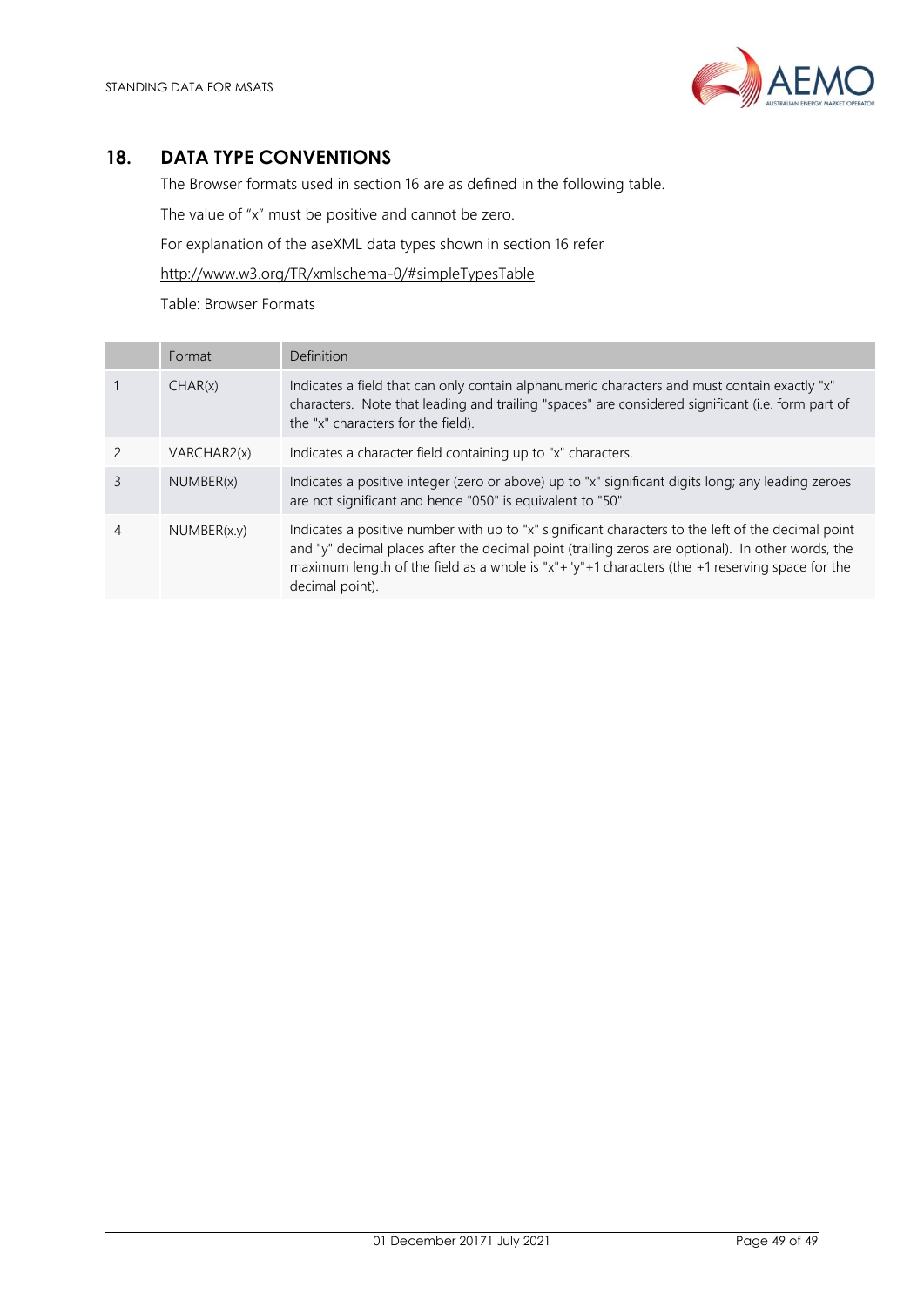## 18. DATA TYPE CONVENTIONS

The Browser formats used in section 16 are as defined in the following table.

The value of “x” must be positive and cannot be zero.

For explanation of the aseXML data types shown in section 16 refer

http://www.w3.org/TR/xmlschema-0/#simpleTypesTable

Table: Browser Formats

| | Format | Definition |
|---|---|---|
| 1 | CHAR(x) | Indicates a field that can only contain alphanumeric characters and must contain exactly "x" characters. Note that leading and trailing "spaces" are considered significant (i.e. form part of the "x" characters for the field). |
| 2 | VARCHAR2(x) | Indicates a character field containing up to "x" characters. |
| 3 | NUMBER(x) | Indicates a positive integer (zero or above) up to "x" significant digits long; any leading zeroes are not significant and hence "050" is equivalent to "50". |
| 4 | NUMBER(x.y) | Indicates a positive number with up to "x" significant characters to the left of the decimal point and "y" decimal places after the decimal point (trailing zeros are optional). In other words, the maximum length of the field as a whole is "x"+"y"+1 characters (the +1 reserving space for the decimal point). |